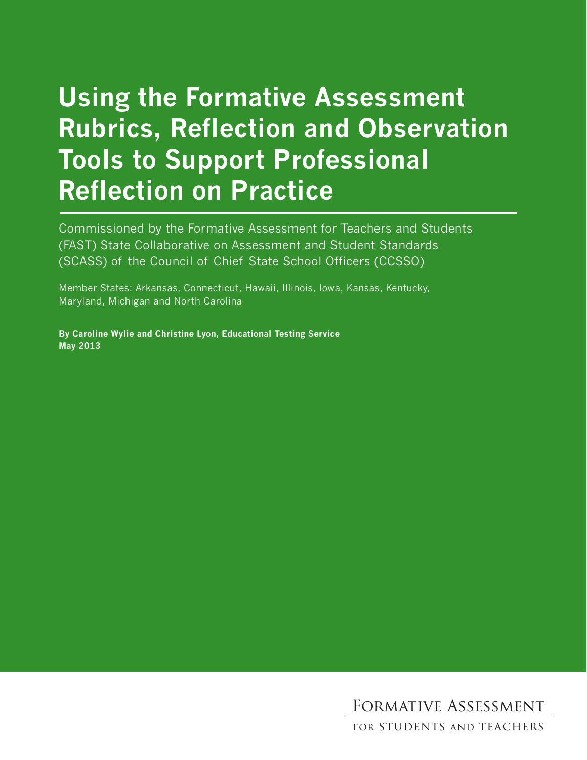# Using the Formative Assessment Rubrics, Reflection and Observation Tools to Support Professional Reflection on Practice

Commissioned by the Formative Assessment for Teachers and Students (FAST) State Collaborative on Assessment and Student Standards (SCASS) of the Council of Chief State School Officers (CCSSO)

Member States: Arkansas, Connecticut, Hawaii, Illinois, Iowa, Kansas, Kentucky, Maryland, Michigan and North Carolina

**By Caroline Wylie and Christine Lyon, Educational Testing Service**
**May 2013**

FORMATIVE ASSESSMENT
FOR STUDENTS AND TEACHERS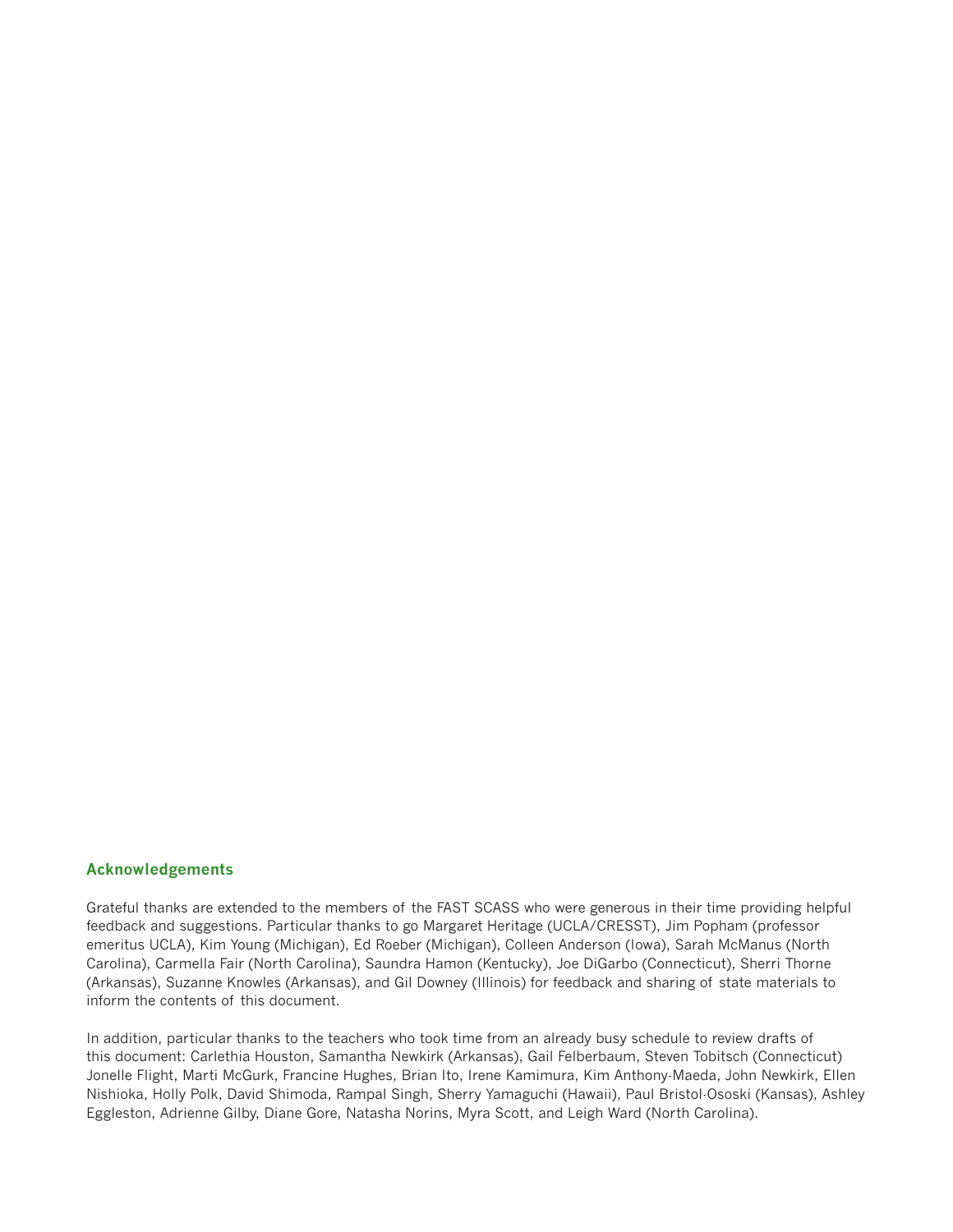## Acknowledgements

Grateful thanks are extended to the members of the FAST SCASS who were generous in their time providing helpful feedback and suggestions. Particular thanks to go Margaret Heritage (UCLA/CRESST), Jim Popham (professor emeritus UCLA), Kim Young (Michigan), Ed Roeber (Michigan), Colleen Anderson (Iowa), Sarah McManus (North Carolina), Carmella Fair (North Carolina), Saundra Hamon (Kentucky), Joe DiGarbo (Connecticut), Sherri Thorne (Arkansas), Suzanne Knowles (Arkansas), and Gil Downey (Illinois) for feedback and sharing of state materials to inform the contents of this document.

In addition, particular thanks to the teachers who took time from an already busy schedule to review drafts of this document: Carlethia Houston, Samantha Newkirk (Arkansas), Gail Felberbaum, Steven Tobitsch (Connecticut) Jonelle Flight, Marti McGurk, Francine Hughes, Brian Ito, Irene Kamimura, Kim Anthony-Maeda, John Newkirk, Ellen Nishioka, Holly Polk, David Shimoda, Rampal Singh, Sherry Yamaguchi (Hawaii), Paul Bristol-Ososki (Kansas), Ashley Eggleston, Adrienne Gilby, Diane Gore, Natasha Norins, Myra Scott, and Leigh Ward (North Carolina).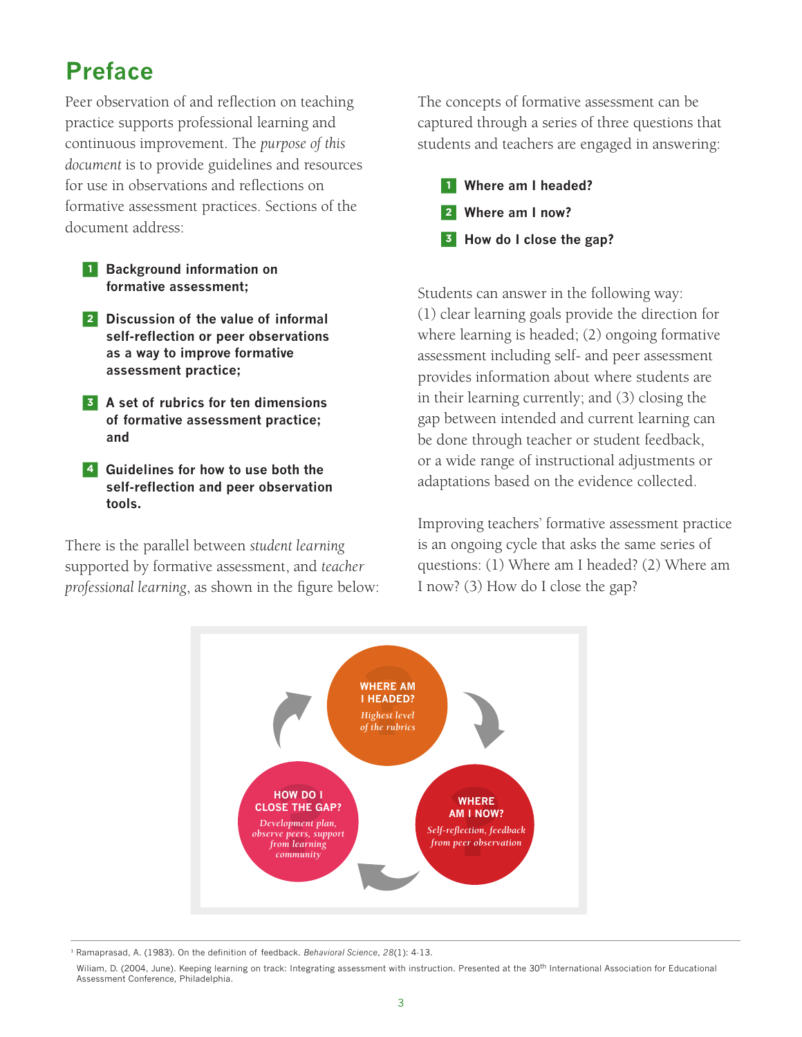# Preface

Peer observation of and reflection on teaching practice supports professional learning and continuous improvement. The *purpose of this document* is to provide guidelines and resources for use in observations and reflections on formative assessment practices. Sections of the document address:

1. **Background information on formative assessment;**
2. **Discussion of the value of informal self-reflection or peer observations as a way to improve formative assessment practice;**
3. **A set of rubrics for ten dimensions of formative assessment practice; and**
4. **Guidelines for how to use both the self-reflection and peer observation tools.**

There is the parallel between *student learning* supported by formative assessment, and *teacher professional learning*, as shown in the figure below:

The concepts of formative assessment can be captured through a series of three questions that students and teachers are engaged in answering:

1. **Where am I headed?**
2. **Where am I now?**
3. **How do I close the gap?**

Students can answer in the following way: (1) clear learning goals provide the direction for where learning is headed; (2) ongoing formative assessment including self- and peer assessment provides information about where students are in their learning currently; and (3) closing the gap between intended and current learning can be done through teacher or student feedback, or a wide range of instructional adjustments or adaptations based on the evidence collected.

Improving teachers' formative assessment practice is an ongoing cycle that asks the same series of questions: (1) Where am I headed? (2) Where am I now? (3) How do I close the gap?

**WHERE AM I HEADED?** *Highest level of the rubrics*

**WHERE AM I NOW?** *Self-reflection, feedback from peer observation*

**HOW DO I CLOSE THE GAP?** *Development plan, observe peers, support from learning community*

---

[1] Ramaprasad, A. (1983). On the definition of feedback. *Behavioral Science*, *28*(1): 4-13.

Wiliam, D. (2004, June). Keeping learning on track: Integrating assessment with instruction. Presented at the 30th International Association for Educational Assessment Conference, Philadelphia.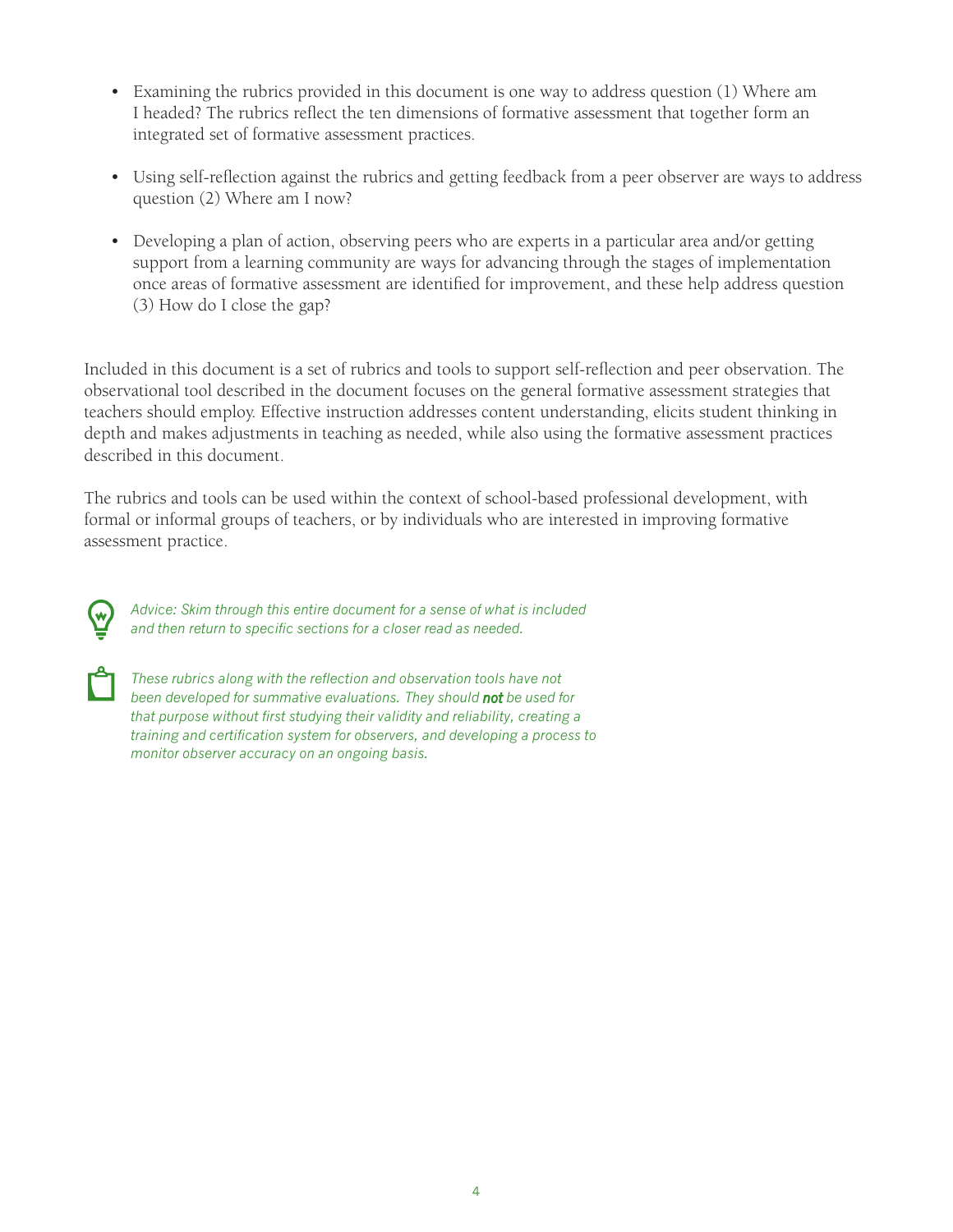- Examining the rubrics provided in this document is one way to address question (1) Where am I headed? The rubrics reflect the ten dimensions of formative assessment that together form an integrated set of formative assessment practices.

- Using self-reflection against the rubrics and getting feedback from a peer observer are ways to address question (2) Where am I now?

- Developing a plan of action, observing peers who are experts in a particular area and/or getting support from a learning community are ways for advancing through the stages of implementation once areas of formative assessment are identified for improvement, and these help address question (3) How do I close the gap?

Included in this document is a set of rubrics and tools to support self-reflection and peer observation. The observational tool described in the document focuses on the general formative assessment strategies that teachers should employ. Effective instruction addresses content understanding, elicits student thinking in depth and makes adjustments in teaching as needed, while also using the formative assessment practices described in this document.

The rubrics and tools can be used within the context of school-based professional development, with formal or informal groups of teachers, or by individuals who are interested in improving formative assessment practice.

*Advice: Skim through this entire document for a sense of what is included and then return to specific sections for a closer read as needed.*

*These rubrics along with the reflection and observation tools have not been developed for summative evaluations. They should **not** be used for that purpose without first studying their validity and reliability, creating a training and certification system for observers, and developing a process to monitor observer accuracy on an ongoing basis.*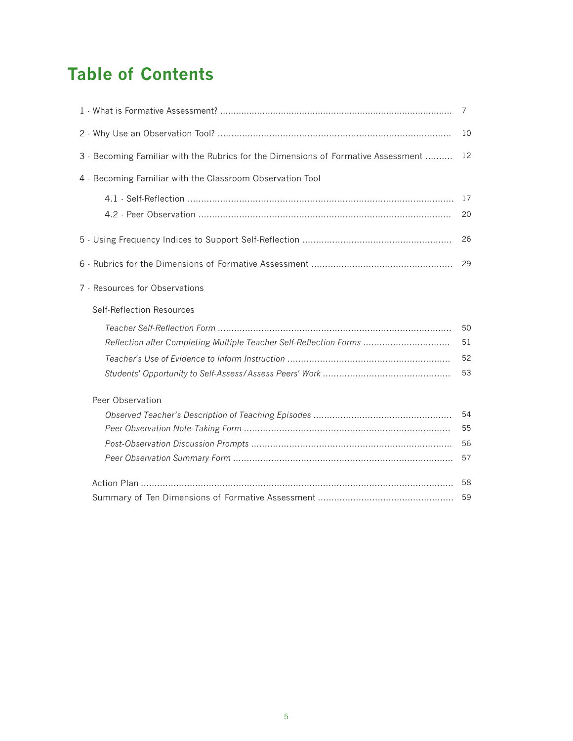# Table of Contents

| | |
|---|---|
| 1 · What is Formative Assessment? | 7 |
| 2 · Why Use an Observation Tool? | 10 |
| 3 · Becoming Familiar with the Rubrics for the Dimensions of Formative Assessment | 12 |
| 4 · Becoming Familiar with the Classroom Observation Tool | |
| 4.1 · Self-Reflection | 17 |
| 4.2 · Peer Observation | 20 |
| 5 · Using Frequency Indices to Support Self-Reflection | 26 |
| 6 · Rubrics for the Dimensions of Formative Assessment | 29 |
| 7 · Resources for Observations | |
| Self-Reflection Resources | |
| *Teacher Self-Reflection Form* | 50 |
| *Reflection after Completing Multiple Teacher Self-Reflection Forms* | 51 |
| *Teacher's Use of Evidence to Inform Instruction* | 52 |
| *Students' Opportunity to Self-Assess/Assess Peers' Work* | 53 |
| Peer Observation | |
| *Observed Teacher's Description of Teaching Episodes* | 54 |
| *Peer Observation Note-Taking Form* | 55 |
| *Post-Observation Discussion Prompts* | 56 |
| *Peer Observation Summary Form* | 57 |
| Action Plan | 58 |
| Summary of Ten Dimensions of Formative Assessment | 59 |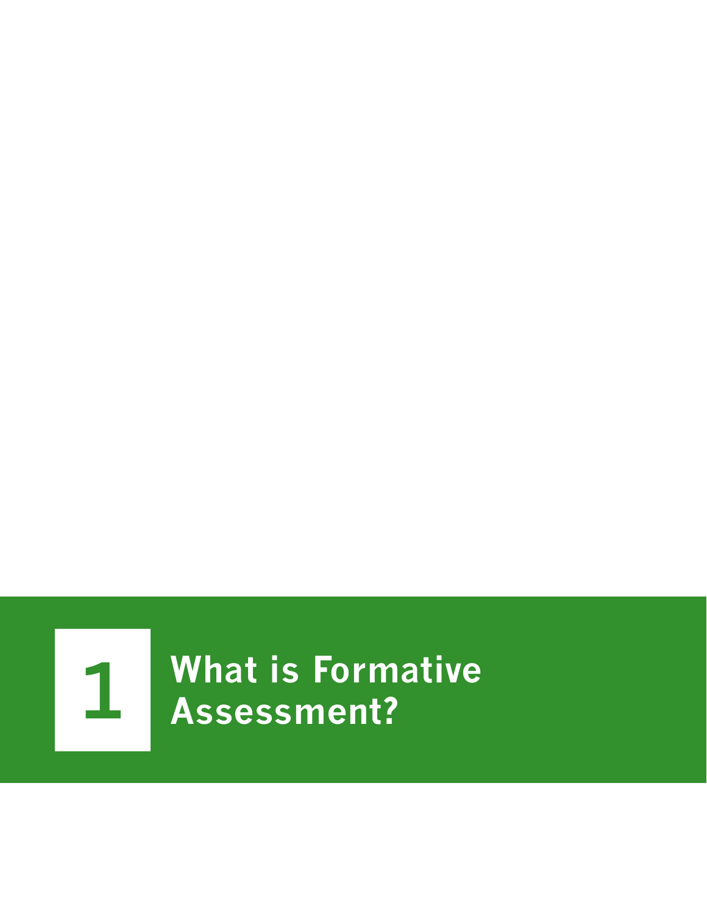# 1 What is Formative Assessment?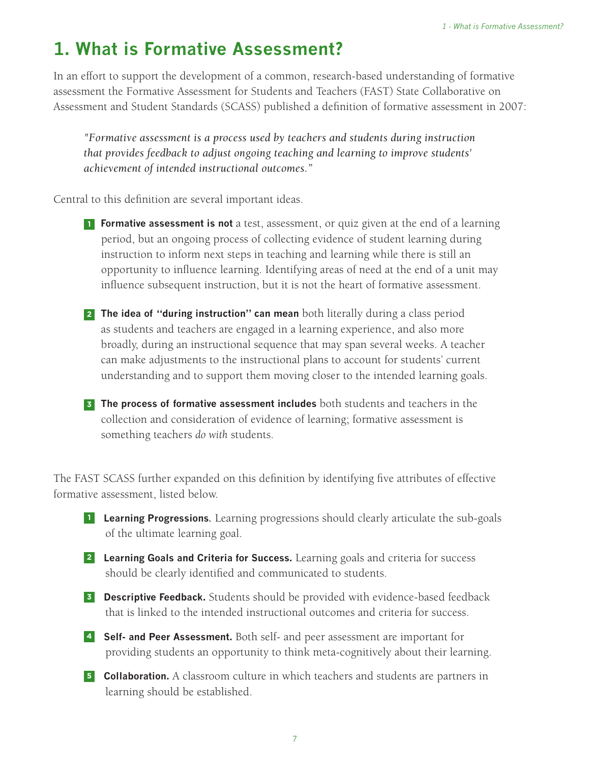# 1. What is Formative Assessment?

In an effort to support the development of a common, research-based understanding of formative assessment the Formative Assessment for Students and Teachers (FAST) State Collaborative on Assessment and Student Standards (SCASS) published a definition of formative assessment in 2007:

> *"Formative assessment is a process used by teachers and students during instruction that provides feedback to adjust ongoing teaching and learning to improve students' achievement of intended instructional outcomes."*

Central to this definition are several important ideas.

1. **Formative assessment is not** a test, assessment, or quiz given at the end of a learning period, but an ongoing process of collecting evidence of student learning during instruction to inform next steps in teaching and learning while there is still an opportunity to influence learning. Identifying areas of need at the end of a unit may influence subsequent instruction, but it is not the heart of formative assessment.

2. **The idea of "during instruction" can mean** both literally during a class period as students and teachers are engaged in a learning experience, and also more broadly, during an instructional sequence that may span several weeks. A teacher can make adjustments to the instructional plans to account for students' current understanding and to support them moving closer to the intended learning goals.

3. **The process of formative assessment includes** both students and teachers in the collection and consideration of evidence of learning; formative assessment is something teachers *do with* students.

The FAST SCASS further expanded on this definition by identifying five attributes of effective formative assessment, listed below.

1. **Learning Progressions.** Learning progressions should clearly articulate the sub-goals of the ultimate learning goal.

2. **Learning Goals and Criteria for Success.** Learning goals and criteria for success should be clearly identified and communicated to students.

3. **Descriptive Feedback.** Students should be provided with evidence-based feedback that is linked to the intended instructional outcomes and criteria for success.

4. **Self- and Peer Assessment.** Both self- and peer assessment are important for providing students an opportunity to think meta-cognitively about their learning.

5. **Collaboration.** A classroom culture in which teachers and students are partners in learning should be established.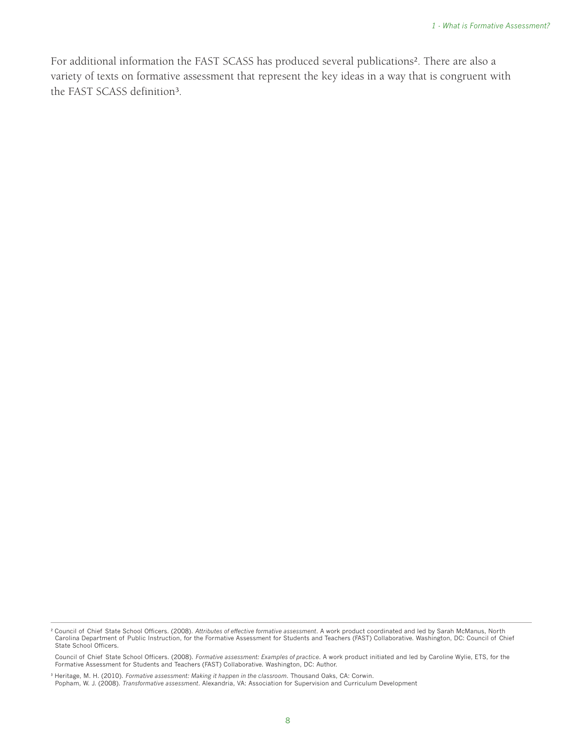For additional information the FAST SCASS has produced several publications[2]. There are also a variety of texts on formative assessment that represent the key ideas in a way that is congruent with the FAST SCASS definition[3].

---

[2] Council of Chief State School Officers. (2008). *Attributes of effective formative assessment*. A work product coordinated and led by Sarah McManus, North Carolina Department of Public Instruction, for the Formative Assessment for Students and Teachers (FAST) Collaborative. Washington, DC: Council of Chief State School Officers.

Council of Chief State School Officers. (2008). *Formative assessment: Examples of practice*. A work product initiated and led by Caroline Wylie, ETS, for the Formative Assessment for Students and Teachers (FAST) Collaborative. Washington, DC: Author.

[3] Heritage, M. H. (2010). *Formative assessment: Making it happen in the classroom*. Thousand Oaks, CA: Corwin.
Popham, W. J. (2008). *Transformative assessment*. Alexandria, VA: Association for Supervision and Curriculum Development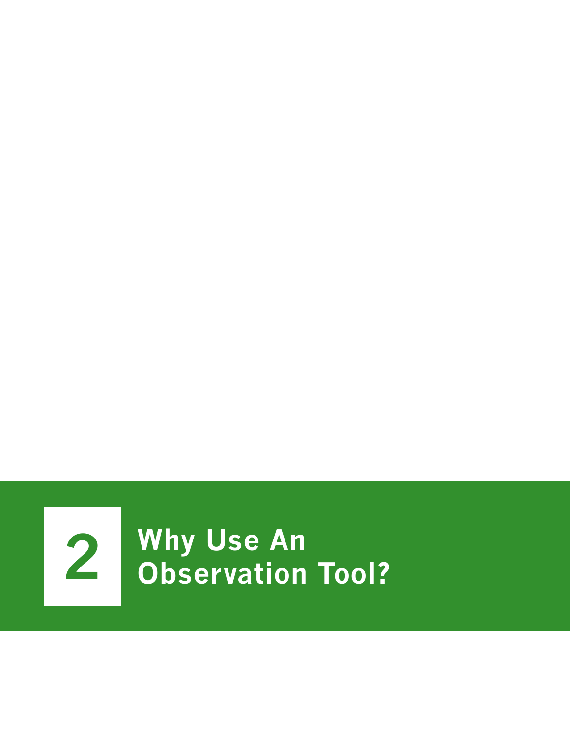# 2 Why Use An Observation Tool?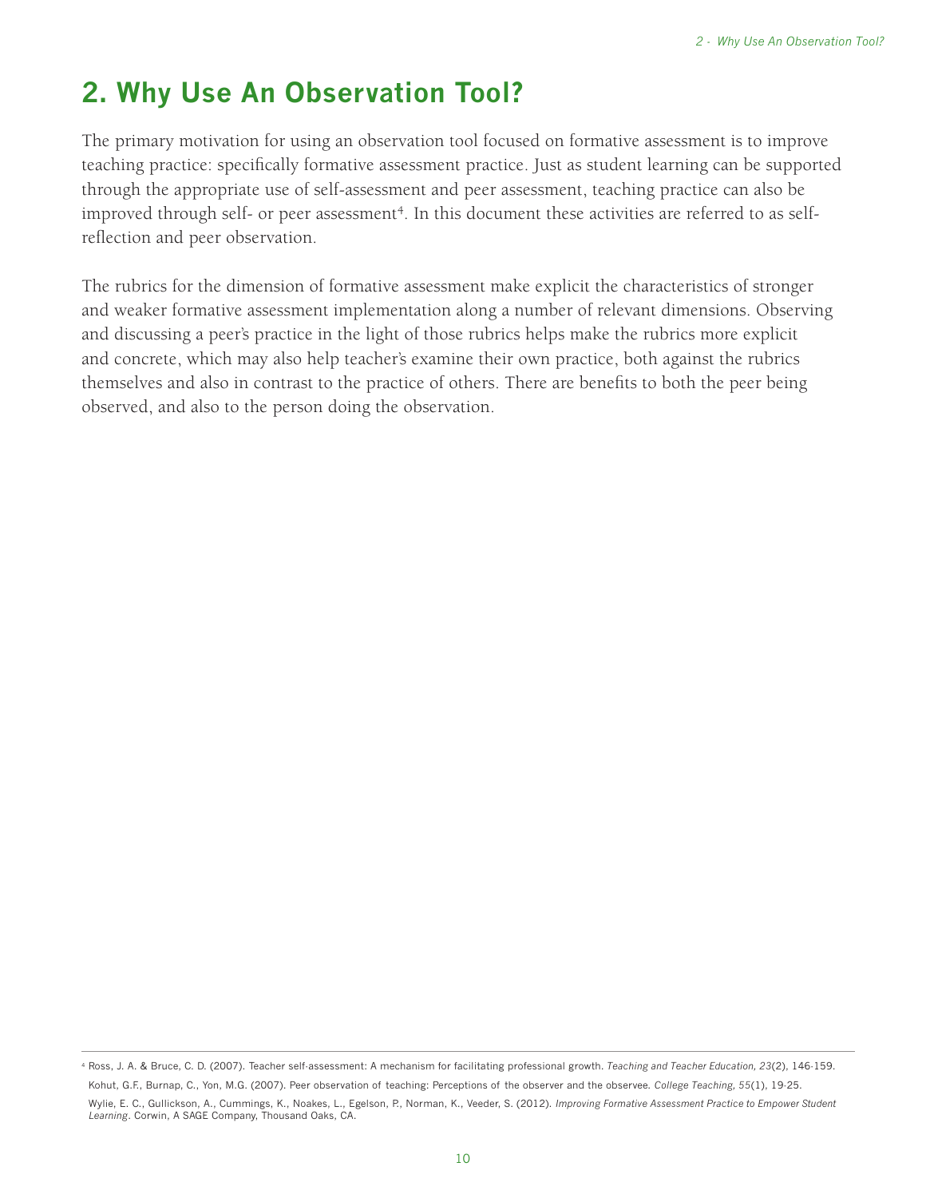## 2. Why Use An Observation Tool?

The primary motivation for using an observation tool focused on formative assessment is to improve teaching practice: specifically formative assessment practice. Just as student learning can be supported through the appropriate use of self-assessment and peer assessment, teaching practice can also be improved through self- or peer assessment[4]. In this document these activities are referred to as self-reflection and peer observation.

The rubrics for the dimension of formative assessment make explicit the characteristics of stronger and weaker formative assessment implementation along a number of relevant dimensions. Observing and discussing a peer's practice in the light of those rubrics helps make the rubrics more explicit and concrete, which may also help teacher's examine their own practice, both against the rubrics themselves and also in contrast to the practice of others. There are benefits to both the peer being observed, and also to the person doing the observation.

---

[4] Ross, J. A. & Bruce, C. D. (2007). Teacher self-assessment: A mechanism for facilitating professional growth. *Teaching and Teacher Education, 23*(2), 146-159.

Kohut, G.F., Burnap, C., Yon, M.G. (2007). Peer observation of teaching: Perceptions of the observer and the observee. *College Teaching, 55*(1), 19-25.

Wylie, E. C., Gullickson, A., Cummings, K., Noakes, L., Egelson, P., Norman, K., Veeder, S. (2012). *Improving Formative Assessment Practice to Empower Student Learning*. Corwin, A SAGE Company, Thousand Oaks, CA.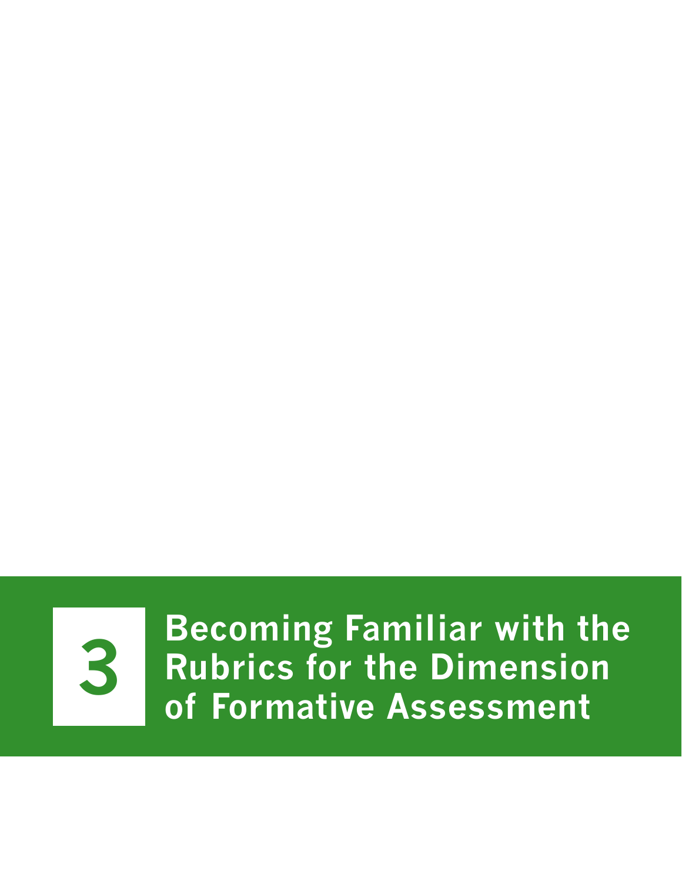# 3 Becoming Familiar with the Rubrics for the Dimension of Formative Assessment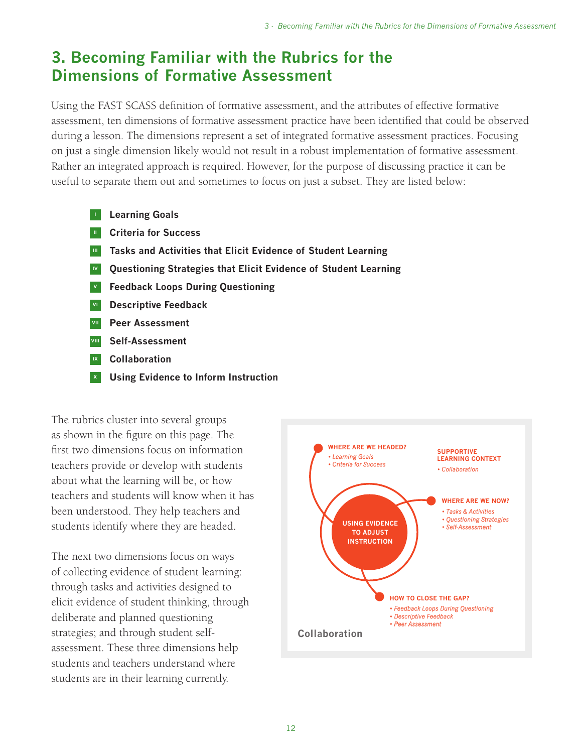# 3. Becoming Familiar with the Rubrics for the Dimensions of Formative Assessment

Using the FAST SCASS definition of formative assessment, and the attributes of effective formative assessment, ten dimensions of formative assessment practice have been identified that could be observed during a lesson. The dimensions represent a set of integrated formative assessment practices. Focusing on just a single dimension likely would not result in a robust implementation of formative assessment. Rather an integrated approach is required. However, for the purpose of discussing practice it can be useful to separate them out and sometimes to focus on just a subset. They are listed below:

- I **Learning Goals**
- II **Criteria for Success**
- III **Tasks and Activities that Elicit Evidence of Student Learning**
- IV **Questioning Strategies that Elicit Evidence of Student Learning**
- V **Feedback Loops During Questioning**
- VI **Descriptive Feedback**
- VII **Peer Assessment**
- VIII **Self-Assessment**
- IX **Collaboration**
- X **Using Evidence to Inform Instruction**

The rubrics cluster into several groups as shown in the figure on this page. The first two dimensions focus on information teachers provide or develop with students about what the learning will be, or how teachers and students will know when it has been understood. They help teachers and students identify where they are headed.

The next two dimensions focus on ways of collecting evidence of student learning: through tasks and activities designed to elicit evidence of student thinking, through deliberate and planned questioning strategies; and through student self-assessment. These three dimensions help students and teachers understand where students are in their learning currently.

**WHERE ARE WE HEADED?**
- *Learning Goals*
- *Criteria for Success*

**SUPPORTIVE LEARNING CONTEXT**
- *Collaboration*

**USING EVIDENCE TO ADJUST INSTRUCTION**

**WHERE ARE WE NOW?**
- *Tasks & Activities*
- *Questioning Strategies*
- *Self-Assessment*

**HOW TO CLOSE THE GAP?**
- *Feedback Loops During Questioning*
- *Descriptive Feedback*
- *Peer Assessment*

**Collaboration**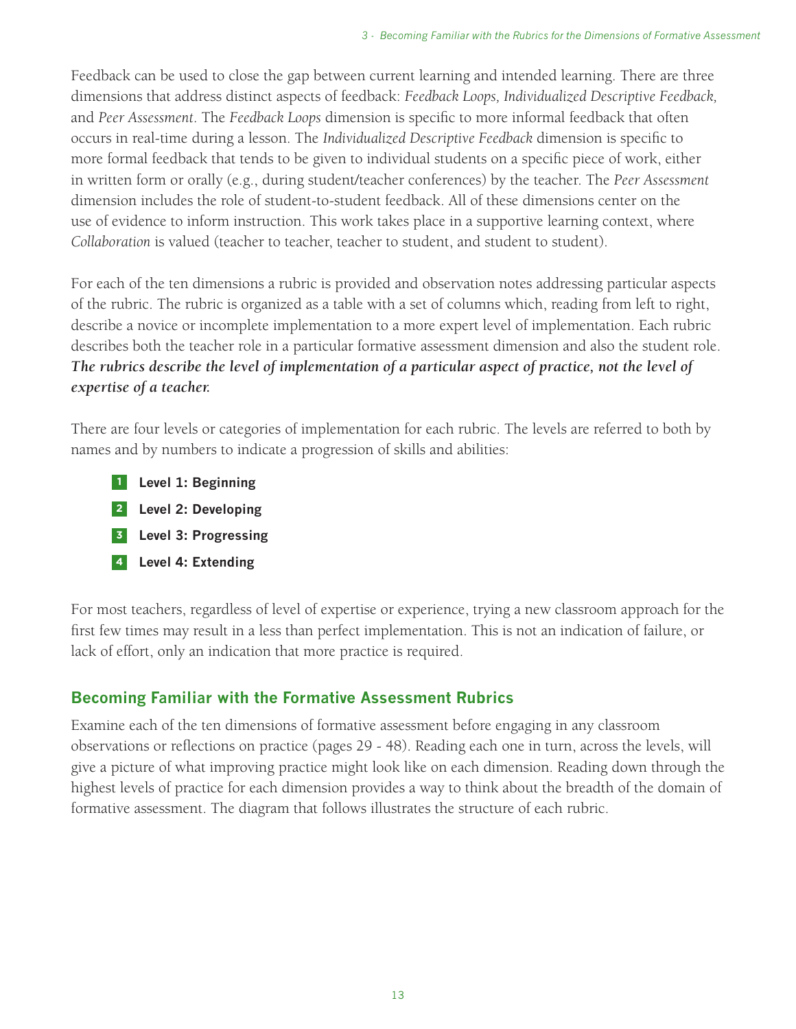Feedback can be used to close the gap between current learning and intended learning. There are three dimensions that address distinct aspects of feedback: *Feedback Loops, Individualized Descriptive Feedback,* and *Peer Assessment*. The *Feedback Loops* dimension is specific to more informal feedback that often occurs in real-time during a lesson. The *Individualized Descriptive Feedback* dimension is specific to more formal feedback that tends to be given to individual students on a specific piece of work, either in written form or orally (e.g., during student/teacher conferences) by the teacher. The *Peer Assessment* dimension includes the role of student-to-student feedback. All of these dimensions center on the use of evidence to inform instruction. This work takes place in a supportive learning context, where *Collaboration* is valued (teacher to teacher, teacher to student, and student to student).

For each of the ten dimensions a rubric is provided and observation notes addressing particular aspects of the rubric. The rubric is organized as a table with a set of columns which, reading from left to right, describe a novice or incomplete implementation to a more expert level of implementation. Each rubric describes both the teacher role in a particular formative assessment dimension and also the student role. ***The rubrics describe the level of implementation of a particular aspect of practice, not the level of expertise of a teacher.***

There are four levels or categories of implementation for each rubric. The levels are referred to both by names and by numbers to indicate a progression of skills and abilities:

1. **Level 1: Beginning**
2. **Level 2: Developing**
3. **Level 3: Progressing**
4. **Level 4: Extending**

For most teachers, regardless of level of expertise or experience, trying a new classroom approach for the first few times may result in a less than perfect implementation. This is not an indication of failure, or lack of effort, only an indication that more practice is required.

## Becoming Familiar with the Formative Assessment Rubrics

Examine each of the ten dimensions of formative assessment before engaging in any classroom observations or reflections on practice (pages 29 - 48). Reading each one in turn, across the levels, will give a picture of what improving practice might look like on each dimension. Reading down through the highest levels of practice for each dimension provides a way to think about the breadth of the domain of formative assessment. The diagram that follows illustrates the structure of each rubric.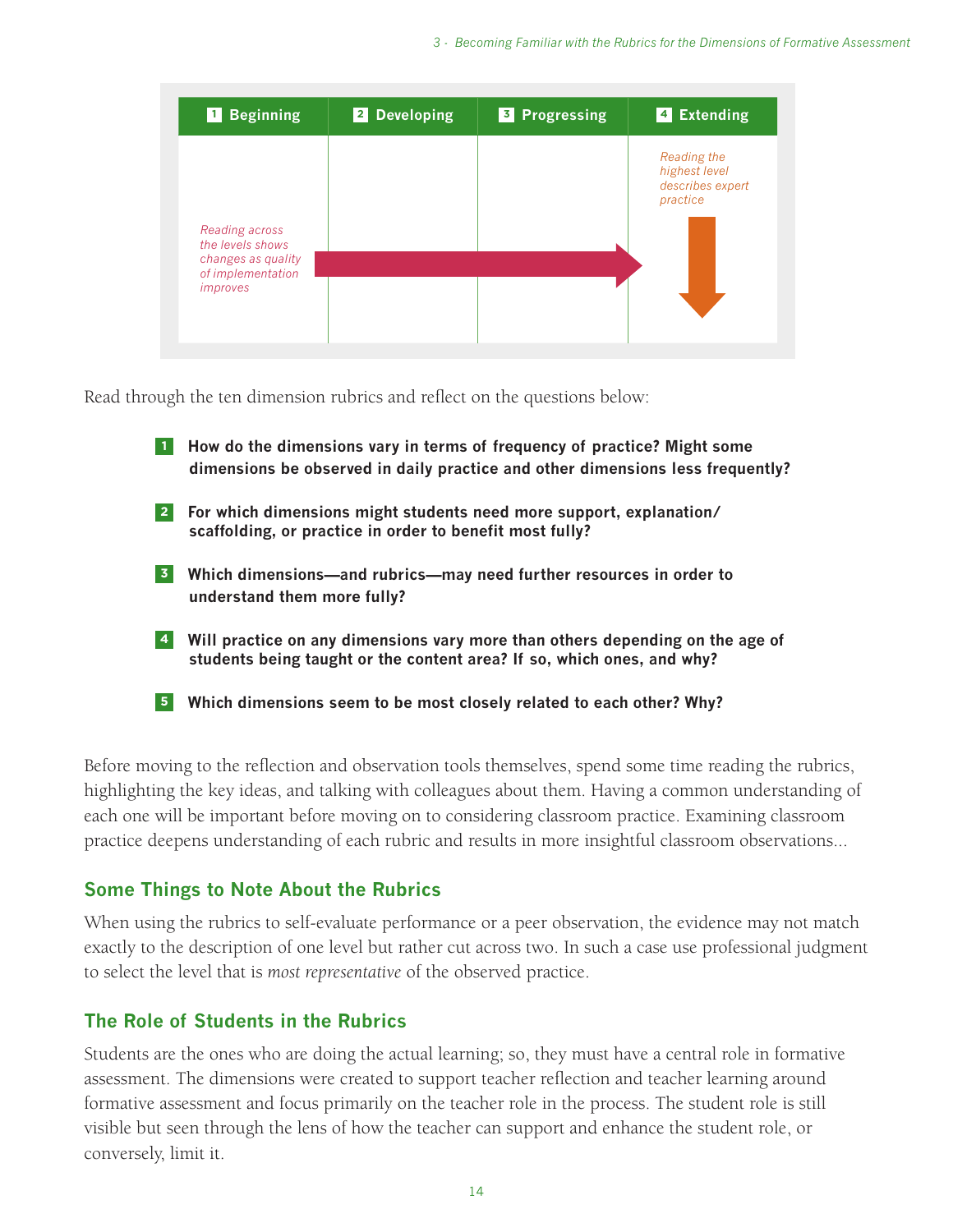| 1 Beginning | 2 Developing | 3 Progressing | 4 Extending |
| --- | --- | --- | --- |
| *Reading across the levels shows changes as quality of implementation improves* → | | | *Reading the highest level describes expert practice* ↓ |

Read through the ten dimension rubrics and reflect on the questions below:

1. **How do the dimensions vary in terms of frequency of practice? Might some dimensions be observed in daily practice and other dimensions less frequently?**
2. **For which dimensions might students need more support, explanation/scaffolding, or practice in order to benefit most fully?**
3. **Which dimensions—and rubrics—may need further resources in order to understand them more fully?**
4. **Will practice on any dimensions vary more than others depending on the age of students being taught or the content area? If so, which ones, and why?**
5. **Which dimensions seem to be most closely related to each other? Why?**

Before moving to the reflection and observation tools themselves, spend some time reading the rubrics, highlighting the key ideas, and talking with colleagues about them. Having a common understanding of each one will be important before moving on to considering classroom practice. Examining classroom practice deepens understanding of each rubric and results in more insightful classroom observations...

## Some Things to Note About the Rubrics

When using the rubrics to self-evaluate performance or a peer observation, the evidence may not match exactly to the description of one level but rather cut across two. In such a case use professional judgment to select the level that is *most representative* of the observed practice.

## The Role of Students in the Rubrics

Students are the ones who are doing the actual learning; so, they must have a central role in formative assessment. The dimensions were created to support teacher reflection and teacher learning around formative assessment and focus primarily on the teacher role in the process. The student role is still visible but seen through the lens of how the teacher can support and enhance the student role, or conversely, limit it.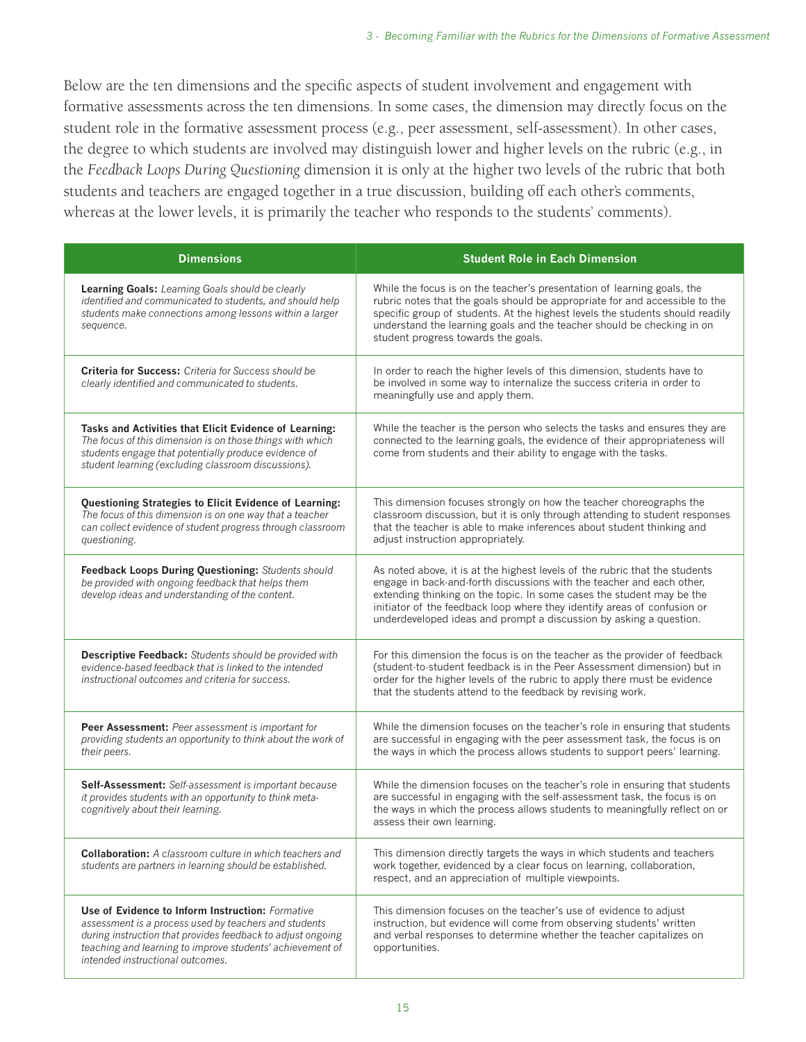Below are the ten dimensions and the specific aspects of student involvement and engagement with formative assessments across the ten dimensions. In some cases, the dimension may directly focus on the student role in the formative assessment process (e.g., peer assessment, self-assessment). In other cases, the degree to which students are involved may distinguish lower and higher levels on the rubric (e.g., in the *Feedback Loops During Questioning* dimension it is only at the higher two levels of the rubric that both students and teachers are engaged together in a true discussion, building off each other's comments, whereas at the lower levels, it is primarily the teacher who responds to the students' comments).

| Dimensions | Student Role in Each Dimension |
|---|---|
| **Learning Goals:** *Learning Goals should be clearly identified and communicated to students, and should help students make connections among lessons within a larger sequence.* | While the focus is on the teacher's presentation of learning goals, the rubric notes that the goals should be appropriate for and accessible to the specific group of students. At the highest levels the students should readily understand the learning goals and the teacher should be checking in on student progress towards the goals. |
| **Criteria for Success:** *Criteria for Success should be clearly identified and communicated to students.* | In order to reach the higher levels of this dimension, students have to be involved in some way to internalize the success criteria in order to meaningfully use and apply them. |
| **Tasks and Activities that Elicit Evidence of Learning:** *The focus of this dimension is on those things with which students engage that potentially produce evidence of student learning (excluding classroom discussions).* | While the teacher is the person who selects the tasks and ensures they are connected to the learning goals, the evidence of their appropriateness will come from students and their ability to engage with the tasks. |
| **Questioning Strategies to Elicit Evidence of Learning:** *The focus of this dimension is on one way that a teacher can collect evidence of student progress through classroom questioning.* | This dimension focuses strongly on how the teacher choreographs the classroom discussion, but it is only through attending to student responses that the teacher is able to make inferences about student thinking and adjust instruction appropriately. |
| **Feedback Loops During Questioning:** *Students should be provided with ongoing feedback that helps them develop ideas and understanding of the content.* | As noted above, it is at the highest levels of the rubric that the students engage in back-and-forth discussions with the teacher and each other, extending thinking on the topic. In some cases the student may be the initiator of the feedback loop where they identify areas of confusion or underdeveloped ideas and prompt a discussion by asking a question. |
| **Descriptive Feedback:** *Students should be provided with evidence-based feedback that is linked to the intended instructional outcomes and criteria for success.* | For this dimension the focus is on the teacher as the provider of feedback (student-to-student feedback is in the Peer Assessment dimension) but in order for the higher levels of the rubric to apply there must be evidence that the students attend to the feedback by revising work. |
| **Peer Assessment:** *Peer assessment is important for providing students an opportunity to think about the work of their peers.* | While the dimension focuses on the teacher's role in ensuring that students are successful in engaging with the peer assessment task, the focus is on the ways in which the process allows students to support peers' learning. |
| **Self-Assessment:** *Self-assessment is important because it provides students with an opportunity to think meta-cognitively about their learning.* | While the dimension focuses on the teacher's role in ensuring that students are successful in engaging with the self-assessment task, the focus is on the ways in which the process allows students to meaningfully reflect on or assess their own learning. |
| **Collaboration:** *A classroom culture in which teachers and students are partners in learning should be established.* | This dimension directly targets the ways in which students and teachers work together, evidenced by a clear focus on learning, collaboration, respect, and an appreciation of multiple viewpoints. |
| **Use of Evidence to Inform Instruction:** *Formative assessment is a process used by teachers and students during instruction that provides feedback to adjust ongoing teaching and learning to improve students' achievement of intended instructional outcomes.* | This dimension focuses on the teacher's use of evidence to adjust instruction, but evidence will come from observing students' written and verbal responses to determine whether the teacher capitalizes on opportunities. |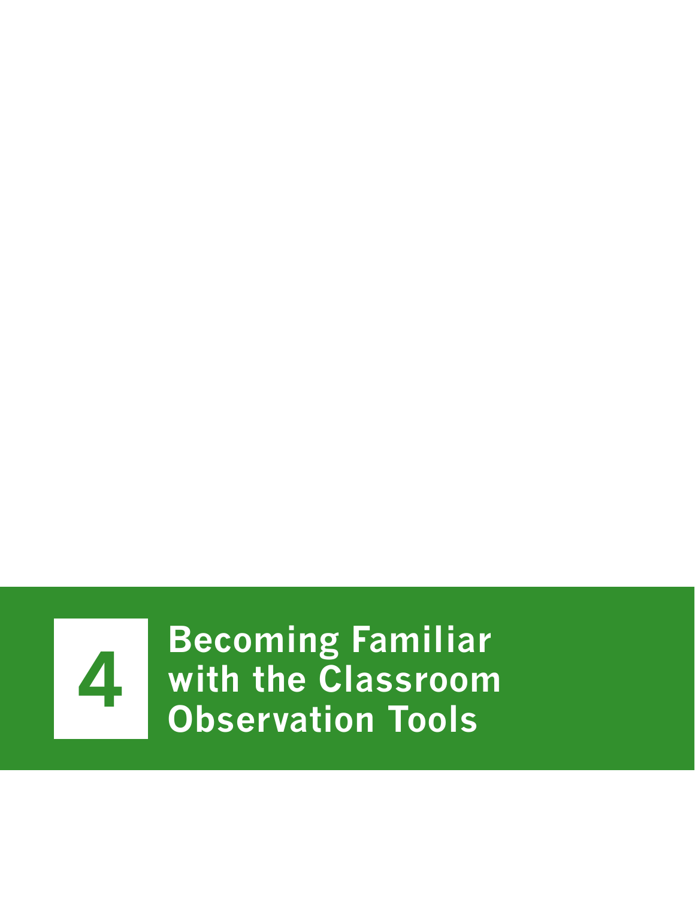# 4 Becoming Familiar with the Classroom Observation Tools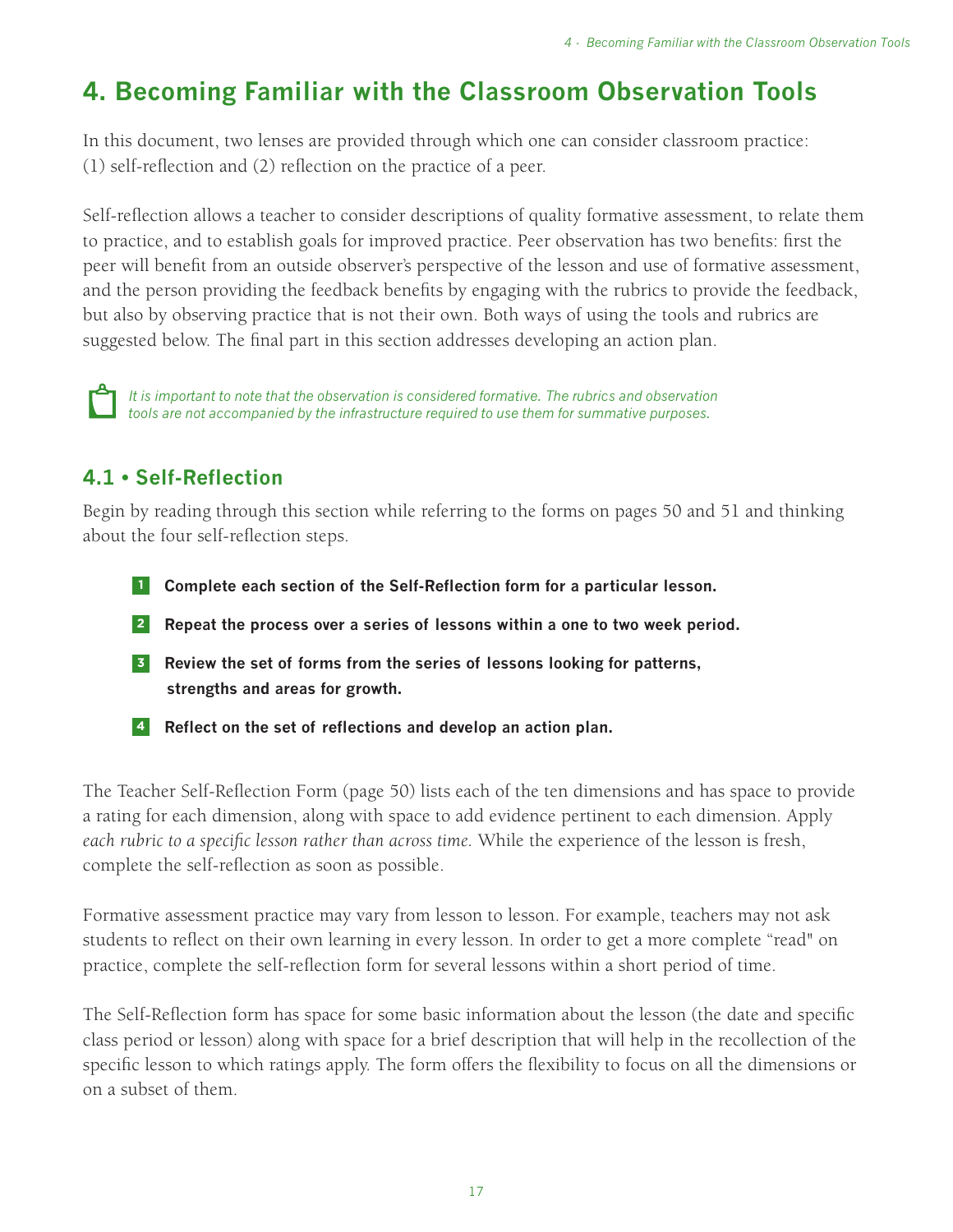# 4. Becoming Familiar with the Classroom Observation Tools

In this document, two lenses are provided through which one can consider classroom practice: (1) self-reflection and (2) reflection on the practice of a peer.

Self-reflection allows a teacher to consider descriptions of quality formative assessment, to relate them to practice, and to establish goals for improved practice. Peer observation has two benefits: first the peer will benefit from an outside observer's perspective of the lesson and use of formative assessment, and the person providing the feedback benefits by engaging with the rubrics to provide the feedback, but also by observing practice that is not their own. Both ways of using the tools and rubrics are suggested below. The final part in this section addresses developing an action plan.

*It is important to note that the observation is considered formative. The rubrics and observation tools are not accompanied by the infrastructure required to use them for summative purposes.*

## 4.1 • Self-Reflection

Begin by reading through this section while referring to the forms on pages 50 and 51 and thinking about the four self-reflection steps.

1. **Complete each section of the Self-Reflection form for a particular lesson.**
2. **Repeat the process over a series of lessons within a one to two week period.**
3. **Review the set of forms from the series of lessons looking for patterns, strengths and areas for growth.**
4. **Reflect on the set of reflections and develop an action plan.**

The Teacher Self-Reflection Form (page 50) lists each of the ten dimensions and has space to provide a rating for each dimension, along with space to add evidence pertinent to each dimension. Apply *each rubric to a specific lesson rather than across time.* While the experience of the lesson is fresh, complete the self-reflection as soon as possible.

Formative assessment practice may vary from lesson to lesson. For example, teachers may not ask students to reflect on their own learning in every lesson. In order to get a more complete "read" on practice, complete the self-reflection form for several lessons within a short period of time.

The Self-Reflection form has space for some basic information about the lesson (the date and specific class period or lesson) along with space for a brief description that will help in the recollection of the specific lesson to which ratings apply. The form offers the flexibility to focus on all the dimensions or on a subset of them.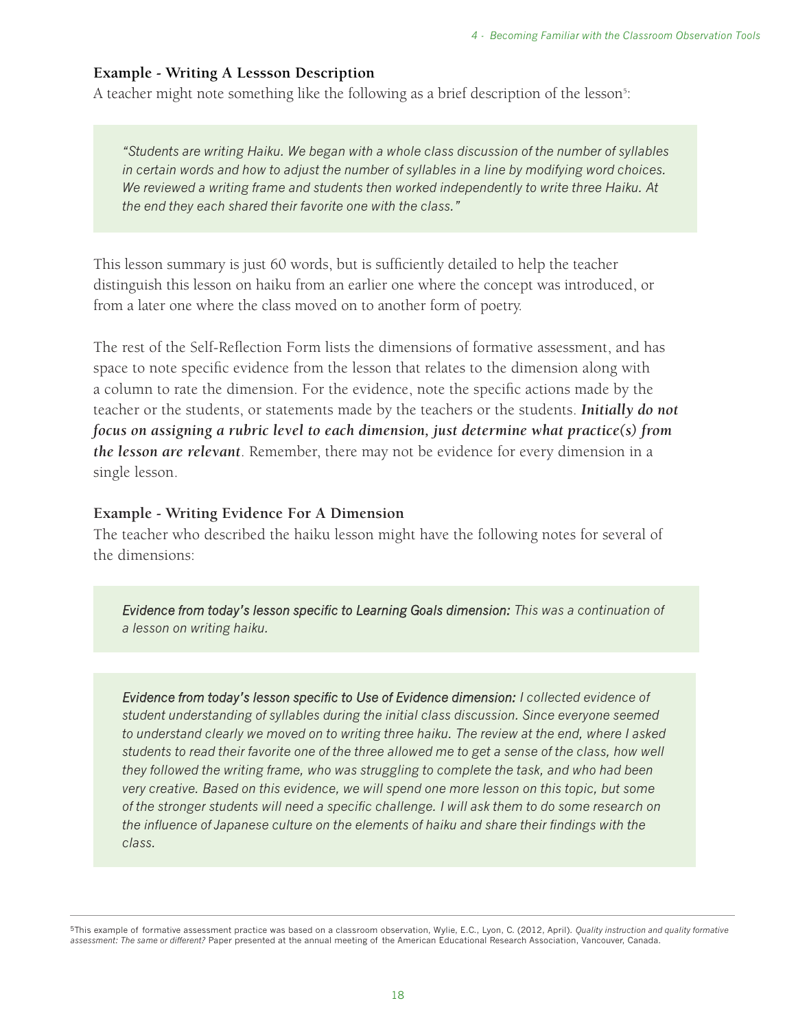### Example - Writing A Lessson Description

A teacher might note something like the following as a brief description of the lesson[5]:

> *"Students are writing Haiku. We began with a whole class discussion of the number of syllables in certain words and how to adjust the number of syllables in a line by modifying word choices. We reviewed a writing frame and students then worked independently to write three Haiku. At the end they each shared their favorite one with the class."*

This lesson summary is just 60 words, but is sufficiently detailed to help the teacher distinguish this lesson on haiku from an earlier one where the concept was introduced, or from a later one where the class moved on to another form of poetry.

The rest of the Self-Reflection Form lists the dimensions of formative assessment, and has space to note specific evidence from the lesson that relates to the dimension along with a column to rate the dimension. For the evidence, note the specific actions made by the teacher or the students, or statements made by the teachers or the students. ***Initially do not focus on assigning a rubric level to each dimension, just determine what practice(s) from the lesson are relevant***. Remember, there may not be evidence for every dimension in a single lesson.

### Example - Writing Evidence For A Dimension

The teacher who described the haiku lesson might have the following notes for several of the dimensions:

> ***Evidence from today's lesson specific to Learning Goals dimension:*** *This was a continuation of a lesson on writing haiku.*

> ***Evidence from today's lesson specific to Use of Evidence dimension:*** *I collected evidence of student understanding of syllables during the initial class discussion. Since everyone seemed to understand clearly we moved on to writing three haiku. The review at the end, where I asked students to read their favorite one of the three allowed me to get a sense of the class, how well they followed the writing frame, who was struggling to complete the task, and who had been very creative. Based on this evidence, we will spend one more lesson on this topic, but some of the stronger students will need a specific challenge. I will ask them to do some research on the influence of Japanese culture on the elements of haiku and share their findings with the class.*

---

[5] This example of formative assessment practice was based on a classroom observation, Wylie, E.C., Lyon, C. (2012, April). *Quality instruction and quality formative assessment: The same or different?* Paper presented at the annual meeting of the American Educational Research Association, Vancouver, Canada.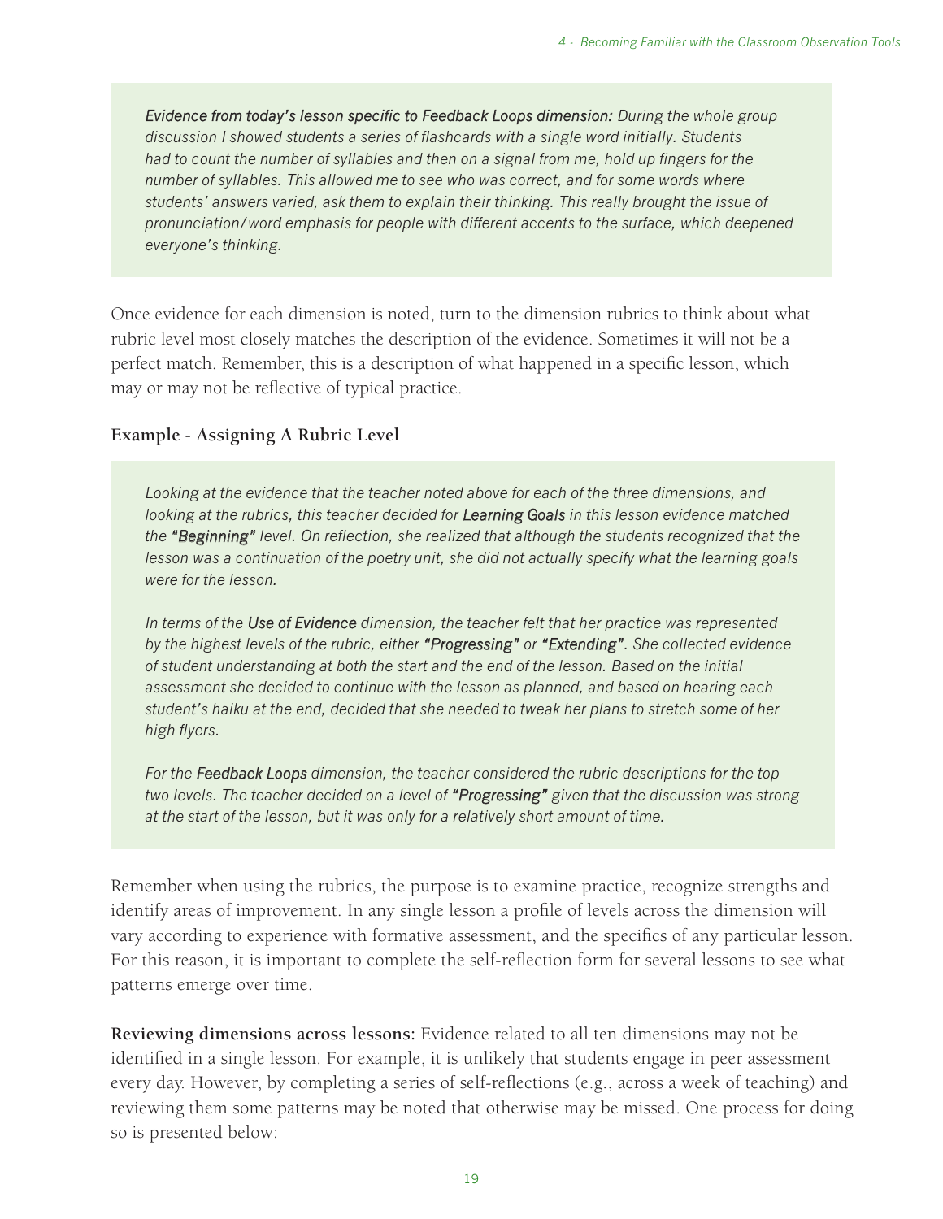*Evidence from today's lesson specific to Feedback Loops dimension: During the whole group discussion I showed students a series of flashcards with a single word initially. Students had to count the number of syllables and then on a signal from me, hold up fingers for the number of syllables. This allowed me to see who was correct, and for some words where students' answers varied, ask them to explain their thinking. This really brought the issue of pronunciation/word emphasis for people with different accents to the surface, which deepened everyone's thinking.*

Once evidence for each dimension is noted, turn to the dimension rubrics to think about what rubric level most closely matches the description of the evidence. Sometimes it will not be a perfect match. Remember, this is a description of what happened in a specific lesson, which may or may not be reflective of typical practice.

**Example - Assigning A Rubric Level**

*Looking at the evidence that the teacher noted above for each of the three dimensions, and looking at the rubrics, this teacher decided for **Learning Goals** in this lesson evidence matched the **"Beginning"** level. On reflection, she realized that although the students recognized that the lesson was a continuation of the poetry unit, she did not actually specify what the learning goals were for the lesson.*

*In terms of the **Use of Evidence** dimension, the teacher felt that her practice was represented by the highest levels of the rubric, either **"Progressing"** or **"Extending"**. She collected evidence of student understanding at both the start and the end of the lesson. Based on the initial assessment she decided to continue with the lesson as planned, and based on hearing each student's haiku at the end, decided that she needed to tweak her plans to stretch some of her high flyers.*

*For the **Feedback Loops** dimension, the teacher considered the rubric descriptions for the top two levels. The teacher decided on a level of **"Progressing"** given that the discussion was strong at the start of the lesson, but it was only for a relatively short amount of time.*

Remember when using the rubrics, the purpose is to examine practice, recognize strengths and identify areas of improvement. In any single lesson a profile of levels across the dimension will vary according to experience with formative assessment, and the specifics of any particular lesson. For this reason, it is important to complete the self-reflection form for several lessons to see what patterns emerge over time.

**Reviewing dimensions across lessons:** Evidence related to all ten dimensions may not be identified in a single lesson. For example, it is unlikely that students engage in peer assessment every day. However, by completing a series of self-reflections (e.g., across a week of teaching) and reviewing them some patterns may be noted that otherwise may be missed. One process for doing so is presented below: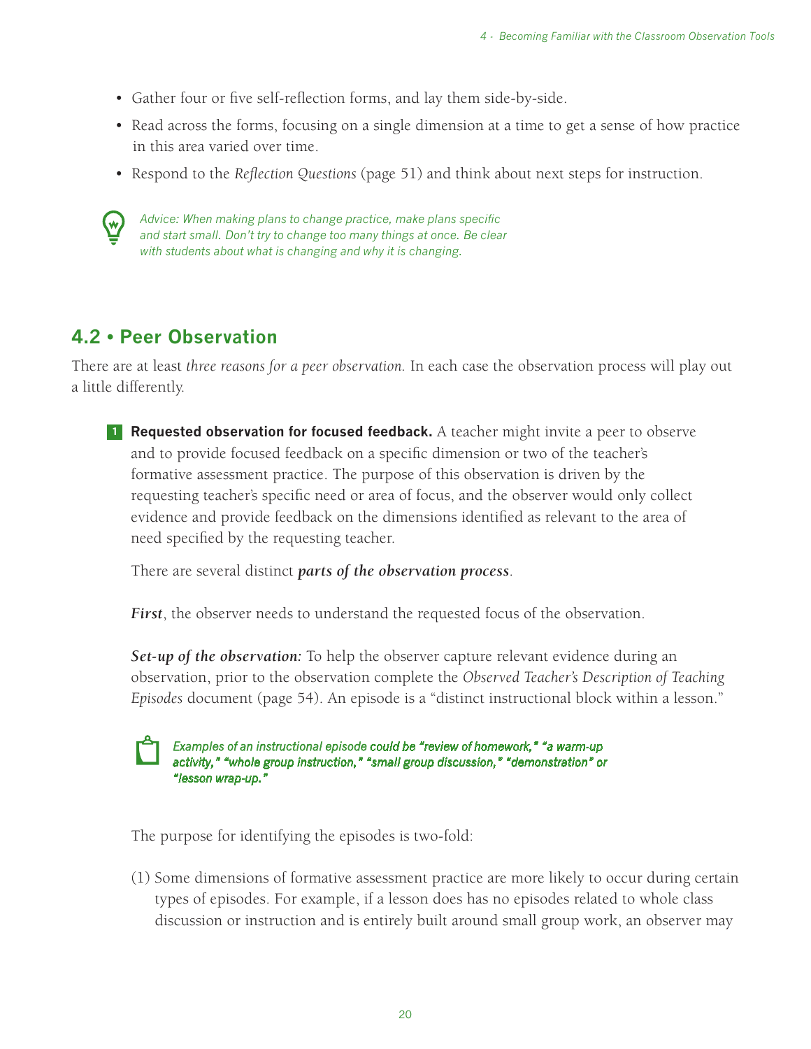- Gather four or five self-reflection forms, and lay them side-by-side.
- Read across the forms, focusing on a single dimension at a time to get a sense of how practice in this area varied over time.
- Respond to the *Reflection Questions* (page 51) and think about next steps for instruction.

*Advice: When making plans to change practice, make plans specific and start small. Don't try to change too many things at once. Be clear with students about what is changing and why it is changing.*

## 4.2 • Peer Observation

There are at least *three reasons for a peer observation.* In each case the observation process will play out a little differently.

**1** **Requested observation for focused feedback.** A teacher might invite a peer to observe and to provide focused feedback on a specific dimension or two of the teacher's formative assessment practice. The purpose of this observation is driven by the requesting teacher's specific need or area of focus, and the observer would only collect evidence and provide feedback on the dimensions identified as relevant to the area of need specified by the requesting teacher.

There are several distinct ***parts of the observation process***.

***First***, the observer needs to understand the requested focus of the observation.

***Set-up of the observation:*** To help the observer capture relevant evidence during an observation, prior to the observation complete the *Observed Teacher's Description of Teaching Episodes* document (page 54). An episode is a "distinct instructional block within a lesson."

*Examples of an instructional episode could be "review of homework," "a warm-up activity," "whole group instruction," "small group discussion," "demonstration" or "lesson wrap-up."*

The purpose for identifying the episodes is two-fold:

(1) Some dimensions of formative assessment practice are more likely to occur during certain types of episodes. For example, if a lesson does has no episodes related to whole class discussion or instruction and is entirely built around small group work, an observer may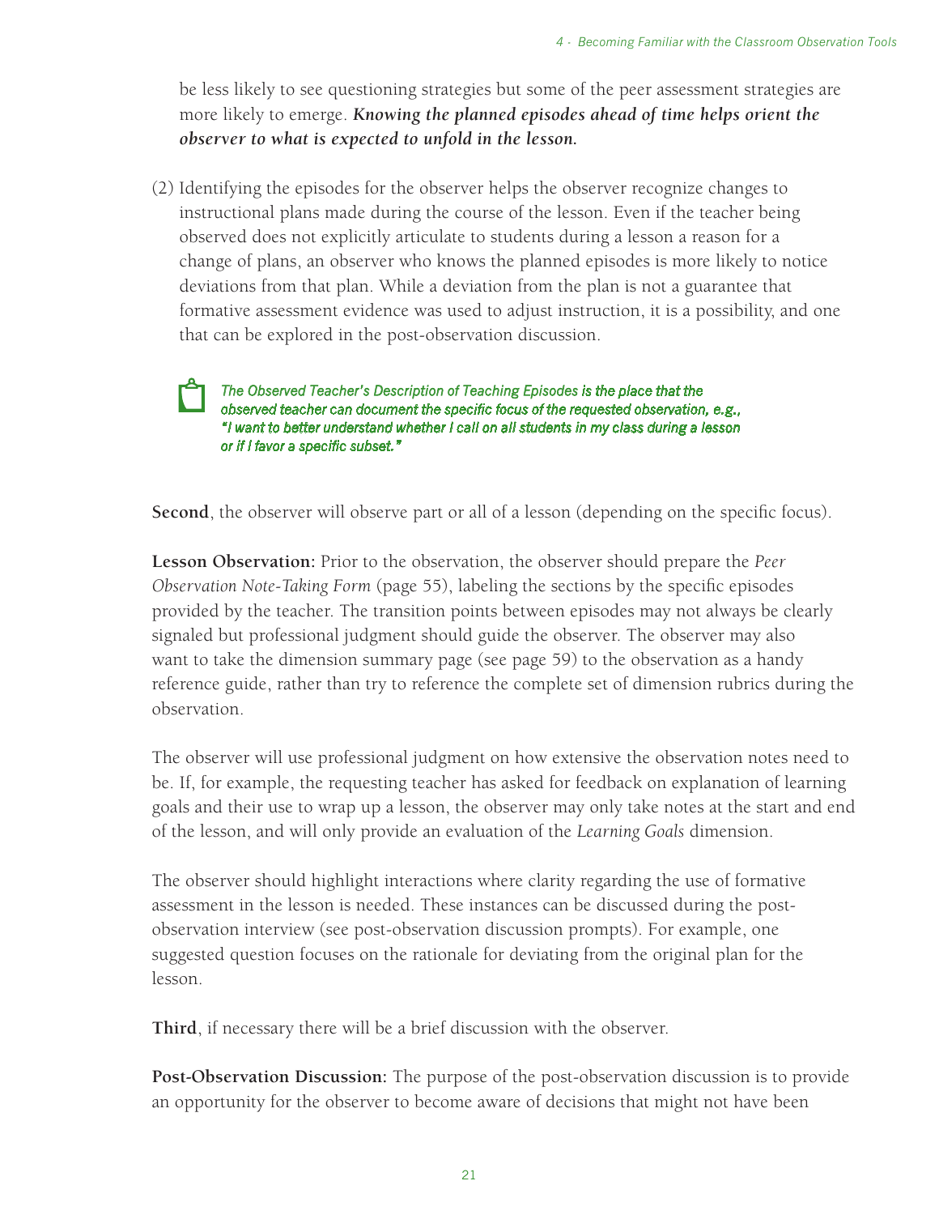be less likely to see questioning strategies but some of the peer assessment strategies are more likely to emerge. ***Knowing the planned episodes ahead of time helps orient the observer to what is expected to unfold in the lesson.***

(2) Identifying the episodes for the observer helps the observer recognize changes to instructional plans made during the course of the lesson. Even if the teacher being observed does not explicitly articulate to students during a lesson a reason for a change of plans, an observer who knows the planned episodes is more likely to notice deviations from that plan. While a deviation from the plan is not a guarantee that formative assessment evidence was used to adjust instruction, it is a possibility, and one that can be explored in the post-observation discussion.

> *The Observed Teacher's Description of Teaching Episodes is the place that the observed teacher can document the specific focus of the requested observation, e.g., "I want to better understand whether I call on all students in my class during a lesson or if I favor a specific subset."*

**Second**, the observer will observe part or all of a lesson (depending on the specific focus).

**Lesson Observation:** Prior to the observation, the observer should prepare the *Peer Observation Note-Taking Form* (page 55), labeling the sections by the specific episodes provided by the teacher. The transition points between episodes may not always be clearly signaled but professional judgment should guide the observer. The observer may also want to take the dimension summary page (see page 59) to the observation as a handy reference guide, rather than try to reference the complete set of dimension rubrics during the observation.

The observer will use professional judgment on how extensive the observation notes need to be. If, for example, the requesting teacher has asked for feedback on explanation of learning goals and their use to wrap up a lesson, the observer may only take notes at the start and end of the lesson, and will only provide an evaluation of the *Learning Goals* dimension.

The observer should highlight interactions where clarity regarding the use of formative assessment in the lesson is needed. These instances can be discussed during the post-observation interview (see post-observation discussion prompts). For example, one suggested question focuses on the rationale for deviating from the original plan for the lesson.

**Third**, if necessary there will be a brief discussion with the observer.

**Post-Observation Discussion:** The purpose of the post-observation discussion is to provide an opportunity for the observer to become aware of decisions that might not have been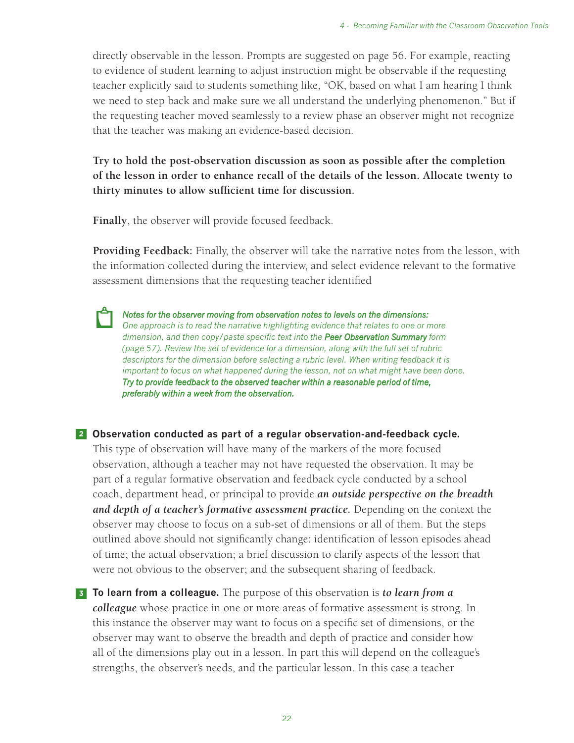directly observable in the lesson. Prompts are suggested on page 56. For example, reacting to evidence of student learning to adjust instruction might be observable if the requesting teacher explicitly said to students something like, "OK, based on what I am hearing I think we need to step back and make sure we all understand the underlying phenomenon." But if the requesting teacher moved seamlessly to a review phase an observer might not recognize that the teacher was making an evidence-based decision.

**Try to hold the post-observation discussion as soon as possible after the completion of the lesson in order to enhance recall of the details of the lesson. Allocate twenty to thirty minutes to allow sufficient time for discussion.**

**Finally**, the observer will provide focused feedback.

**Providing Feedback:** Finally, the observer will take the narrative notes from the lesson, with the information collected during the interview, and select evidence relevant to the formative assessment dimensions that the requesting teacher identified

> ***Notes for the observer moving from observation notes to levels on the dimensions:*** *One approach is to read the narrative highlighting evidence that relates to one or more dimension, and then copy/paste specific text into the* ***Peer Observation Summary*** *form (page 57). Review the set of evidence for a dimension, along with the full set of rubric descriptors for the dimension before selecting a rubric level. When writing feedback it is important to focus on what happened during the lesson, not on what might have been done.* ***Try to provide feedback to the observed teacher within a reasonable period of time, preferably within a week from the observation.***

**2 Observation conducted as part of a regular observation-and-feedback cycle.**
This type of observation will have many of the markers of the more focused observation, although a teacher may not have requested the observation. It may be part of a regular formative observation and feedback cycle conducted by a school coach, department head, or principal to provide ***an outside perspective on the breadth and depth of a teacher's formative assessment practice.*** Depending on the context the observer may choose to focus on a sub-set of dimensions or all of them. But the steps outlined above should not significantly change: identification of lesson episodes ahead of time; the actual observation; a brief discussion to clarify aspects of the lesson that were not obvious to the observer; and the subsequent sharing of feedback.

**3 To learn from a colleague.** The purpose of this observation is ***to learn from a colleague*** whose practice in one or more areas of formative assessment is strong. In this instance the observer may want to focus on a specific set of dimensions, or the observer may want to observe the breadth and depth of practice and consider how all of the dimensions play out in a lesson. In part this will depend on the colleague's strengths, the observer's needs, and the particular lesson. In this case a teacher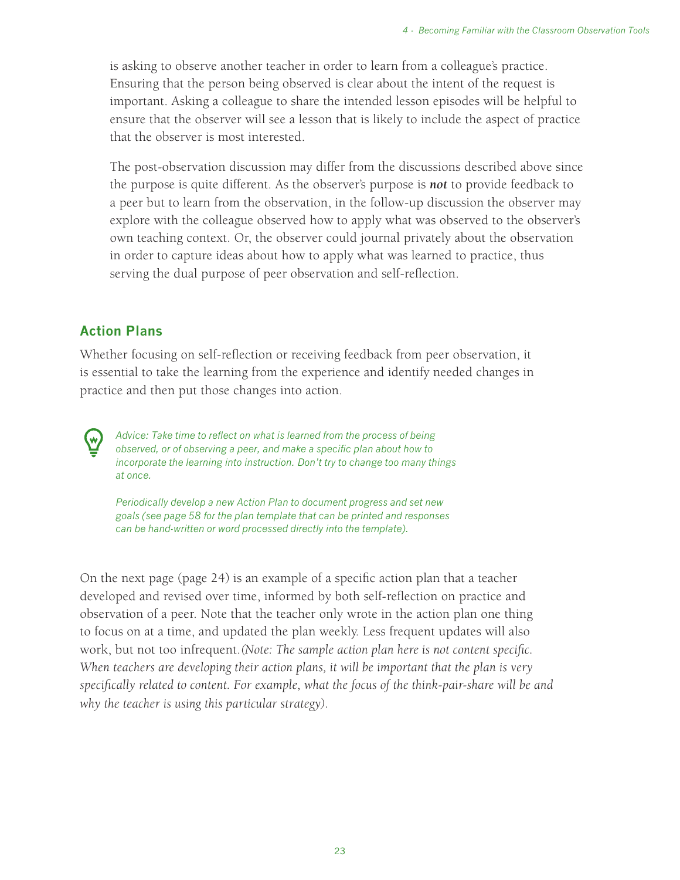is asking to observe another teacher in order to learn from a colleague's practice. Ensuring that the person being observed is clear about the intent of the request is important. Asking a colleague to share the intended lesson episodes will be helpful to ensure that the observer will see a lesson that is likely to include the aspect of practice that the observer is most interested.

The post-observation discussion may differ from the discussions described above since the purpose is quite different. As the observer's purpose is ***not*** to provide feedback to a peer but to learn from the observation, in the follow-up discussion the observer may explore with the colleague observed how to apply what was observed to the observer's own teaching context. Or, the observer could journal privately about the observation in order to capture ideas about how to apply what was learned to practice, thus serving the dual purpose of peer observation and self-reflection.

## Action Plans

Whether focusing on self-reflection or receiving feedback from peer observation, it is essential to take the learning from the experience and identify needed changes in practice and then put those changes into action.

*Advice: Take time to reflect on what is learned from the process of being observed, or of observing a peer, and make a specific plan about how to incorporate the learning into instruction. Don't try to change too many things at once.*

*Periodically develop a new Action Plan to document progress and set new goals (see page 58 for the plan template that can be printed and responses can be hand-written or word processed directly into the template).*

On the next page (page 24) is an example of a specific action plan that a teacher developed and revised over time, informed by both self-reflection on practice and observation of a peer. Note that the teacher only wrote in the action plan one thing to focus on at a time, and updated the plan weekly. Less frequent updates will also work, but not too infrequent.*(Note: The sample action plan here is not content specific. When teachers are developing their action plans, it will be important that the plan is very specifically related to content. For example, what the focus of the think-pair-share will be and why the teacher is using this particular strategy).*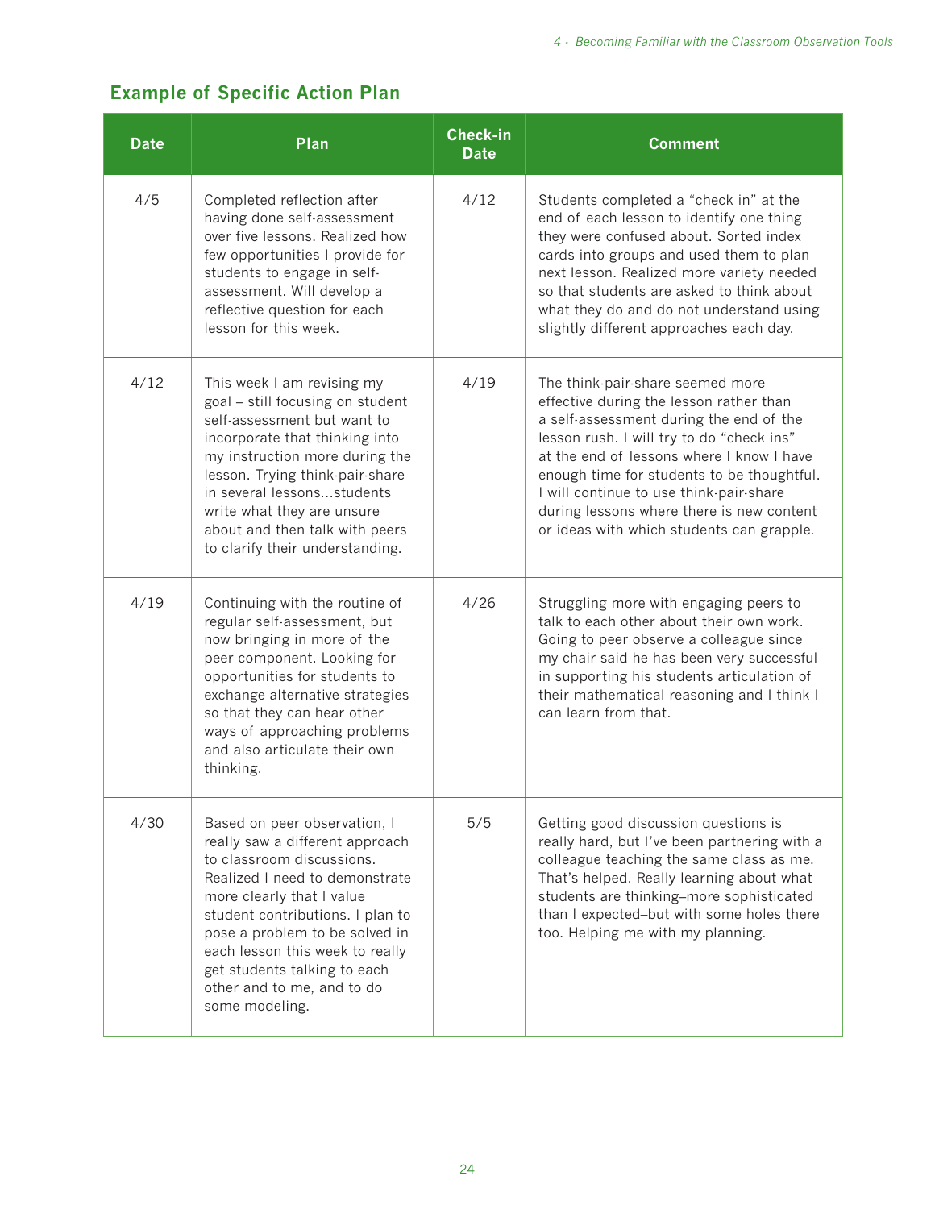## Example of Specific Action Plan

| Date | Plan | Check-in Date | Comment |
|---|---|---|---|
| 4/5 | Completed reflection after having done self-assessment over five lessons. Realized how few opportunities I provide for students to engage in self-assessment. Will develop a reflective question for each lesson for this week. | 4/12 | Students completed a "check in" at the end of each lesson to identify one thing they were confused about. Sorted index cards into groups and used them to plan next lesson. Realized more variety needed so that students are asked to think about what they do and do not understand using slightly different approaches each day. |
| 4/12 | This week I am revising my goal – still focusing on student self-assessment but want to incorporate that thinking into my instruction more during the lesson. Trying think-pair-share in several lessons...students write what they are unsure about and then talk with peers to clarify their understanding. | 4/19 | The think-pair-share seemed more effective during the lesson rather than a self-assessment during the end of the lesson rush. I will try to do "check ins" at the end of lessons where I know I have enough time for students to be thoughtful. I will continue to use think-pair-share during lessons where there is new content or ideas with which students can grapple. |
| 4/19 | Continuing with the routine of regular self-assessment, but now bringing in more of the peer component. Looking for opportunities for students to exchange alternative strategies so that they can hear other ways of approaching problems and also articulate their own thinking. | 4/26 | Struggling more with engaging peers to talk to each other about their own work. Going to peer observe a colleague since my chair said he has been very successful in supporting his students articulation of their mathematical reasoning and I think I can learn from that. |
| 4/30 | Based on peer observation, I really saw a different approach to classroom discussions. Realized I need to demonstrate more clearly that I value student contributions. I plan to pose a problem to be solved in each lesson this week to really get students talking to each other and to me, and to do some modeling. | 5/5 | Getting good discussion questions is really hard, but I've been partnering with a colleague teaching the same class as me. That's helped. Really learning about what students are thinking–more sophisticated than I expected–but with some holes there too. Helping me with my planning. |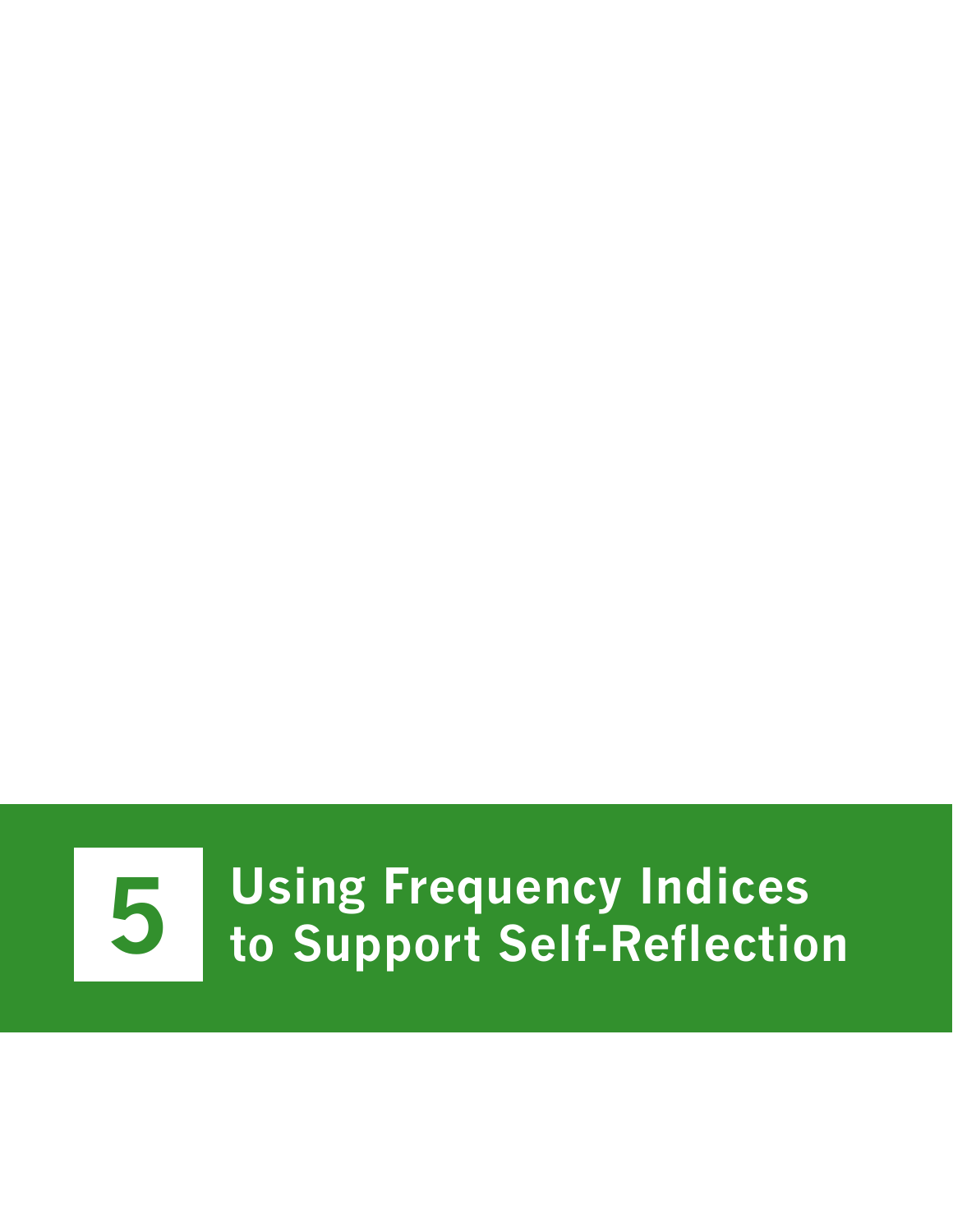# 5 Using Frequency Indices to Support Self-Reflection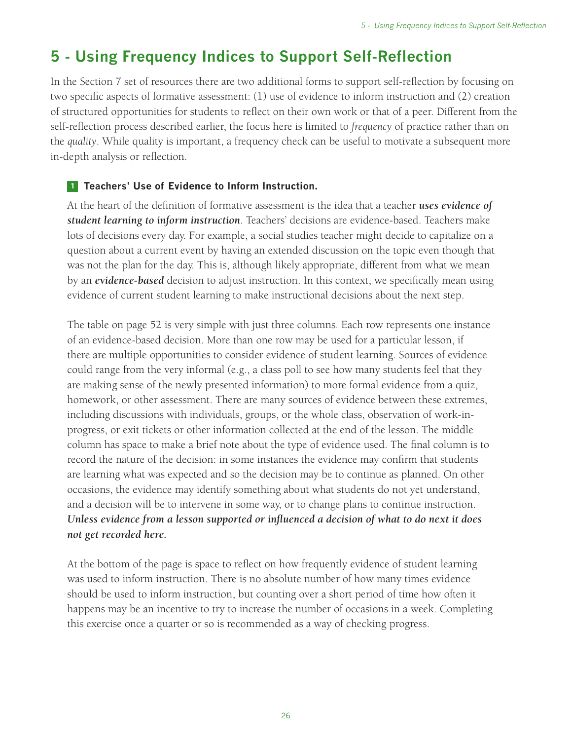# 5 - Using Frequency Indices to Support Self-Reflection

In the Section 7 set of resources there are two additional forms to support self-reflection by focusing on two specific aspects of formative assessment: (1) use of evidence to inform instruction and (2) creation of structured opportunities for students to reflect on their own work or that of a peer. Different from the self-reflection process described earlier, the focus here is limited to *frequency* of practice rather than on the *quality*. While quality is important, a frequency check can be useful to motivate a subsequent more in-depth analysis or reflection.

### 1 Teachers' Use of Evidence to Inform Instruction.

At the heart of the definition of formative assessment is the idea that a teacher ***uses evidence of student learning to inform instruction***. Teachers' decisions are evidence-based. Teachers make lots of decisions every day. For example, a social studies teacher might decide to capitalize on a question about a current event by having an extended discussion on the topic even though that was not the plan for the day. This is, although likely appropriate, different from what we mean by an ***evidence-based*** decision to adjust instruction. In this context, we specifically mean using evidence of current student learning to make instructional decisions about the next step.

The table on page 52 is very simple with just three columns. Each row represents one instance of an evidence-based decision. More than one row may be used for a particular lesson, if there are multiple opportunities to consider evidence of student learning. Sources of evidence could range from the very informal (e.g., a class poll to see how many students feel that they are making sense of the newly presented information) to more formal evidence from a quiz, homework, or other assessment. There are many sources of evidence between these extremes, including discussions with individuals, groups, or the whole class, observation of work-in-progress, or exit tickets or other information collected at the end of the lesson. The middle column has space to make a brief note about the type of evidence used. The final column is to record the nature of the decision: in some instances the evidence may confirm that students are learning what was expected and so the decision may be to continue as planned. On other occasions, the evidence may identify something about what students do not yet understand, and a decision will be to intervene in some way, or to change plans to continue instruction. ***Unless evidence from a lesson supported or influenced a decision of what to do next it does not get recorded here.***

At the bottom of the page is space to reflect on how frequently evidence of student learning was used to inform instruction. There is no absolute number of how many times evidence should be used to inform instruction, but counting over a short period of time how often it happens may be an incentive to try to increase the number of occasions in a week. Completing this exercise once a quarter or so is recommended as a way of checking progress.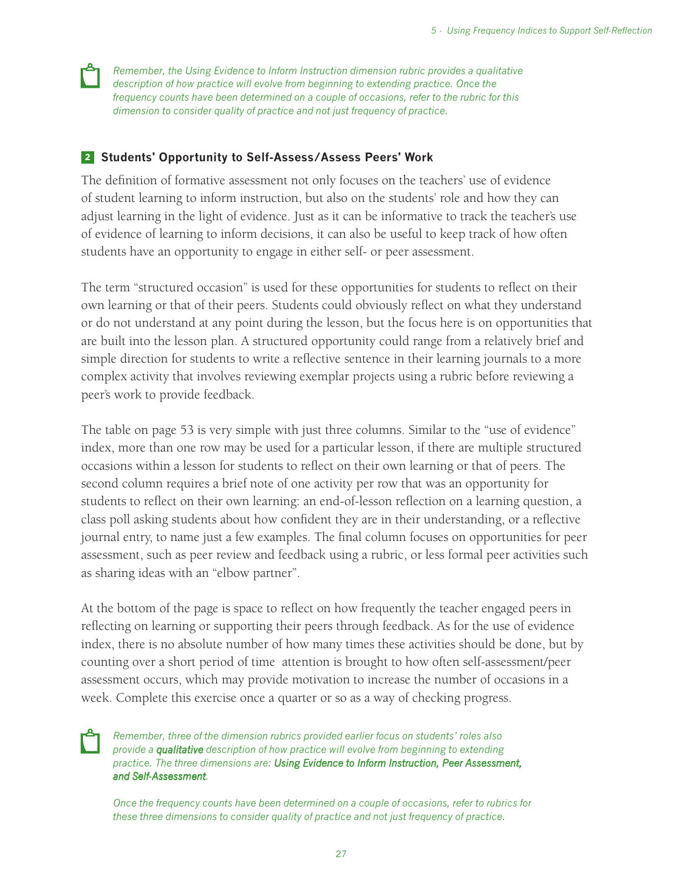*Remember, the Using Evidence to Inform Instruction dimension rubric provides a qualitative description of how practice will evolve from beginning to extending practice. Once the frequency counts have been determined on a couple of occasions, refer to the rubric for this dimension to consider quality of practice and not just frequency of practice.*

## 2 Students' Opportunity to Self-Assess/Assess Peers' Work

The definition of formative assessment not only focuses on the teachers' use of evidence of student learning to inform instruction, but also on the students' role and how they can adjust learning in the light of evidence. Just as it can be informative to track the teacher's use of evidence of learning to inform decisions, it can also be useful to keep track of how often students have an opportunity to engage in either self- or peer assessment.

The term "structured occasion" is used for these opportunities for students to reflect on their own learning or that of their peers. Students could obviously reflect on what they understand or do not understand at any point during the lesson, but the focus here is on opportunities that are built into the lesson plan. A structured opportunity could range from a relatively brief and simple direction for students to write a reflective sentence in their learning journals to a more complex activity that involves reviewing exemplar projects using a rubric before reviewing a peer's work to provide feedback.

The table on page 53 is very simple with just three columns. Similar to the "use of evidence" index, more than one row may be used for a particular lesson, if there are multiple structured occasions within a lesson for students to reflect on their own learning or that of peers. The second column requires a brief note of one activity per row that was an opportunity for students to reflect on their own learning: an end-of-lesson reflection on a learning question, a class poll asking students about how confident they are in their understanding, or a reflective journal entry, to name just a few examples. The final column focuses on opportunities for peer assessment, such as peer review and feedback using a rubric, or less formal peer activities such as sharing ideas with an "elbow partner".

At the bottom of the page is space to reflect on how frequently the teacher engaged peers in reflecting on learning or supporting their peers through feedback. As for the use of evidence index, there is no absolute number of how many times these activities should be done, but by counting over a short period of time attention is brought to how often self-assessment/peer assessment occurs, which may provide motivation to increase the number of occasions in a week. Complete this exercise once a quarter or so as a way of checking progress.

*Remember, three of the dimension rubrics provided earlier focus on students' roles also provide a **qualitative** description of how practice will evolve from beginning to extending practice. The three dimensions are: **Using Evidence to Inform Instruction, Peer Assessment, and Self-Assessment**.*

*Once the frequency counts have been determined on a couple of occasions, refer to rubrics for these three dimensions to consider quality of practice and not just frequency of practice.*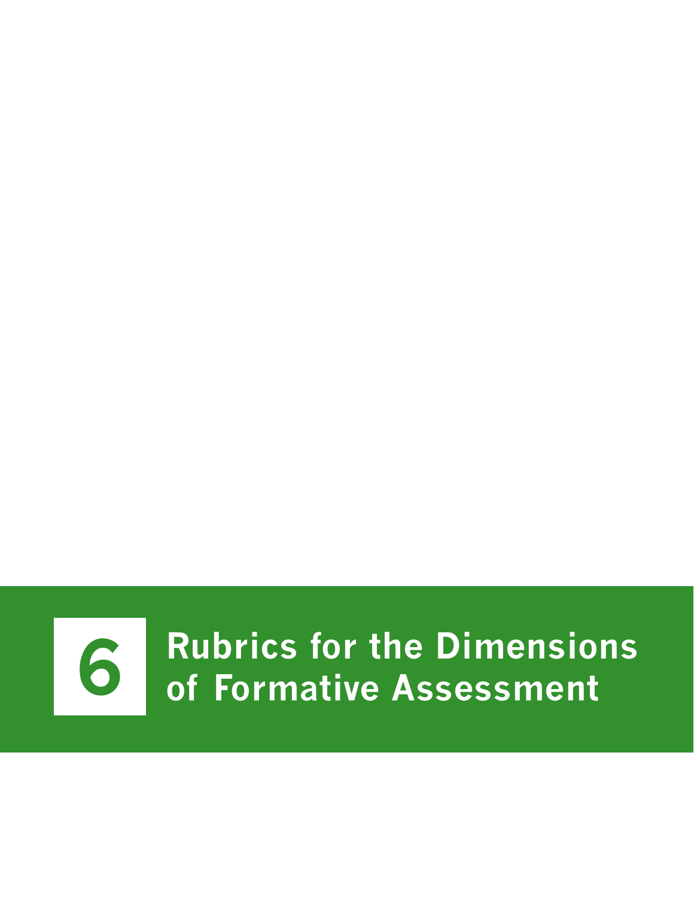# 6 Rubrics for the Dimensions of Formative Assessment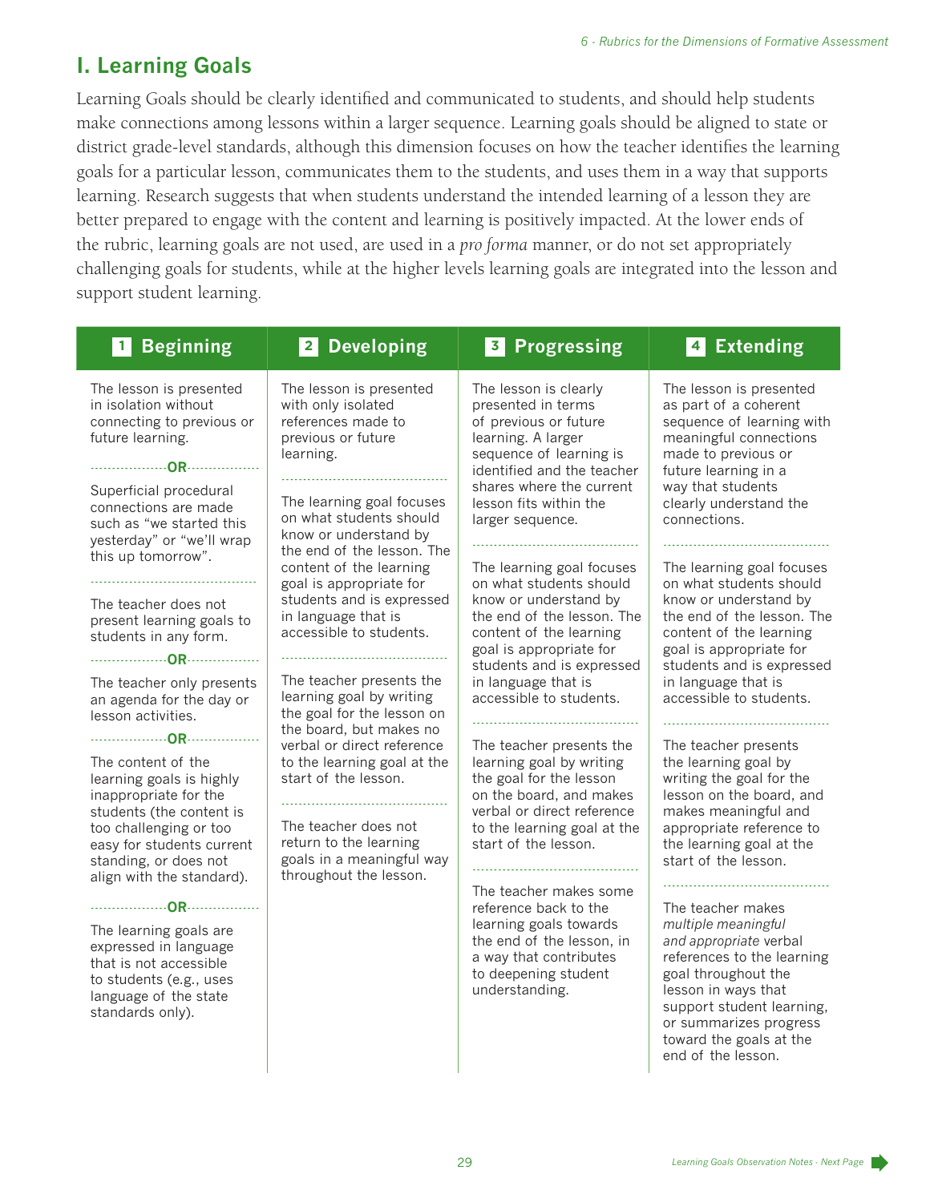## I. Learning Goals

Learning Goals should be clearly identified and communicated to students, and should help students make connections among lessons within a larger sequence. Learning goals should be aligned to state or district grade-level standards, although this dimension focuses on how the teacher identifies the learning goals for a particular lesson, communicates them to the students, and uses them in a way that supports learning. Research suggests that when students understand the intended learning of a lesson they are better prepared to engage with the content and learning is positively impacted. At the lower ends of the rubric, learning goals are not used, are used in a *pro forma* manner, or do not set appropriately challenging goals for students, while at the higher levels learning goals are integrated into the lesson and support student learning.

| 1 Beginning | 2 Developing | 3 Progressing | 4 Extending |
|---|---|---|---|
| The lesson is presented in isolation without connecting to previous or future learning.<br><br>**OR**<br><br>Superficial procedural connections are made such as "we started this yesterday" or "we'll wrap this up tomorrow". | The lesson is presented with only isolated references made to previous or future learning. | The lesson is clearly presented in terms of previous or future learning. A larger sequence of learning is identified and the teacher shares where the current lesson fits within the larger sequence. | The lesson is presented as part of a coherent sequence of learning with meaningful connections made to previous or future learning in a way that students clearly understand the connections. |
| The teacher does not present learning goals to students in any form.<br><br>**OR**<br><br>The teacher only presents an agenda for the day or lesson activities.<br><br>**OR**<br><br>The content of the learning goals is highly inappropriate for the students (the content is too challenging or too easy for students current standing, or does not align with the standard).<br><br>**OR**<br><br>The learning goals are expressed in language that is not accessible to students (e.g., uses language of the state standards only). | The learning goal focuses on what students should know or understand by the end of the lesson. The content of the learning goal is appropriate for students and is expressed in language that is accessible to students. | The learning goal focuses on what students should know or understand by the end of the lesson. The content of the learning goal is appropriate for students and is expressed in language that is accessible to students. | The learning goal focuses on what students should know or understand by the end of the lesson. The content of the learning goal is appropriate for students and is expressed in language that is accessible to students. |
| | The teacher presents the learning goal by writing the goal for the lesson on the board, but makes no verbal or direct reference to the learning goal at the start of the lesson. | The teacher presents the learning goal by writing the goal for the lesson on the board, and makes verbal or direct reference to the learning goal at the start of the lesson. | The teacher presents the learning goal by writing the goal for the lesson on the board, and makes meaningful and appropriate reference to the learning goal at the start of the lesson. |
| | The teacher does not return to the learning goals in a meaningful way throughout the lesson. | The teacher makes some reference back to the learning goals towards the end of the lesson, in a way that contributes to deepening student understanding. | The teacher makes *multiple meaningful and appropriate* verbal references to the learning goal throughout the lesson in ways that support student learning, or summarizes progress toward the goals at the end of the lesson. |

*Learning Goals Observation Notes - Next Page*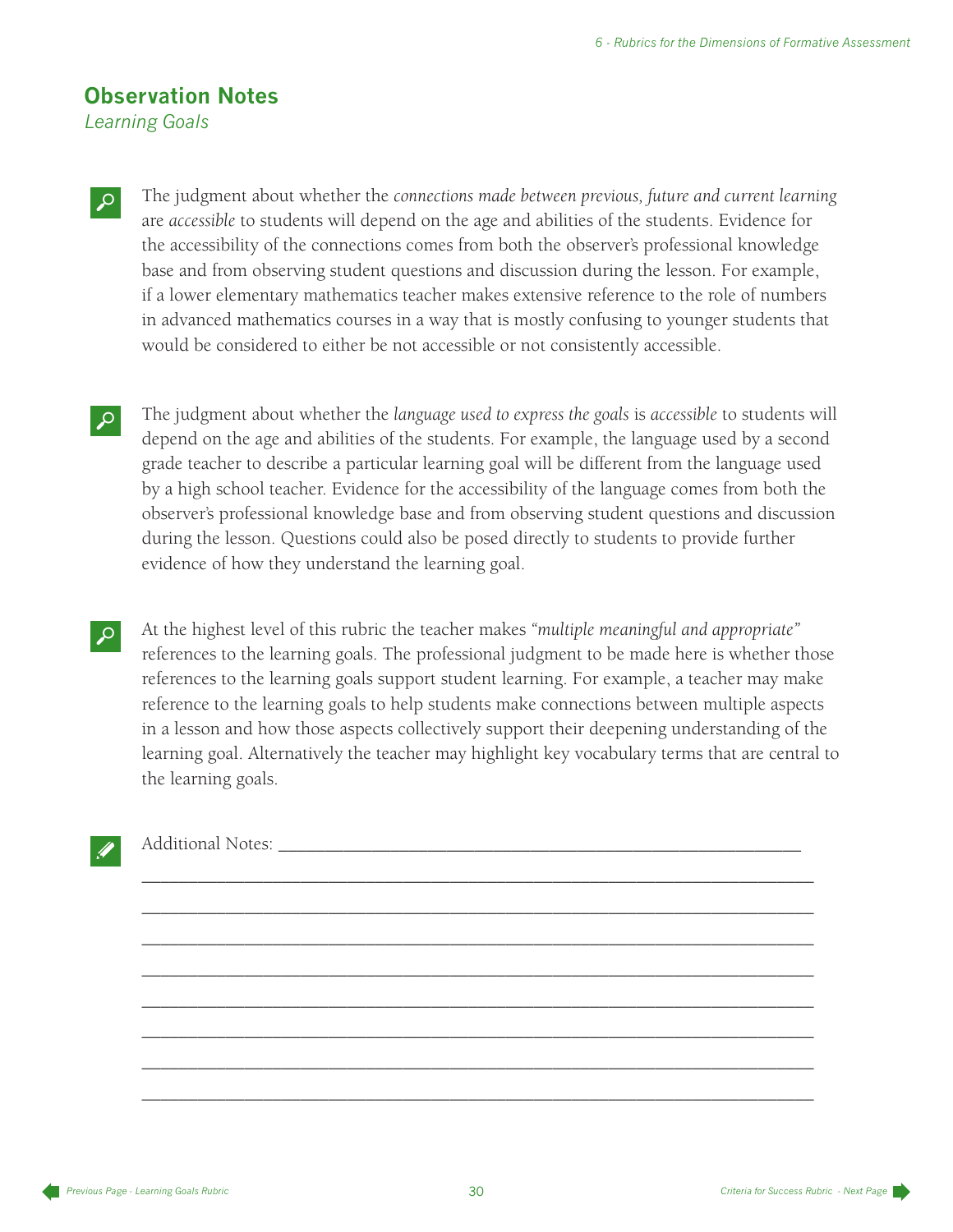## Observation Notes

*Learning Goals*

The judgment about whether the *connections made between previous, future and current learning* are *accessible* to students will depend on the age and abilities of the students. Evidence for the accessibility of the connections comes from both the observer's professional knowledge base and from observing student questions and discussion during the lesson. For example, if a lower elementary mathematics teacher makes extensive reference to the role of numbers in advanced mathematics courses in a way that is mostly confusing to younger students that would be considered to either be not accessible or not consistently accessible.

The judgment about whether the *language used to express the goals* is *accessible* to students will depend on the age and abilities of the students. For example, the language used by a second grade teacher to describe a particular learning goal will be different from the language used by a high school teacher. Evidence for the accessibility of the language comes from both the observer's professional knowledge base and from observing student questions and discussion during the lesson. Questions could also be posed directly to students to provide further evidence of how they understand the learning goal.

At the highest level of this rubric the teacher makes *"multiple meaningful and appropriate"* references to the learning goals. The professional judgment to be made here is whether those references to the learning goals support student learning. For example, a teacher may make reference to the learning goals to help students make connections between multiple aspects in a lesson and how those aspects collectively support their deepening understanding of the learning goal. Alternatively the teacher may highlight key vocabulary terms that are central to the learning goals.

Additional Notes: ____________________________________________________________

______________________________________________________________________________

______________________________________________________________________________

______________________________________________________________________________

______________________________________________________________________________

______________________________________________________________________________

______________________________________________________________________________

______________________________________________________________________________

______________________________________________________________________________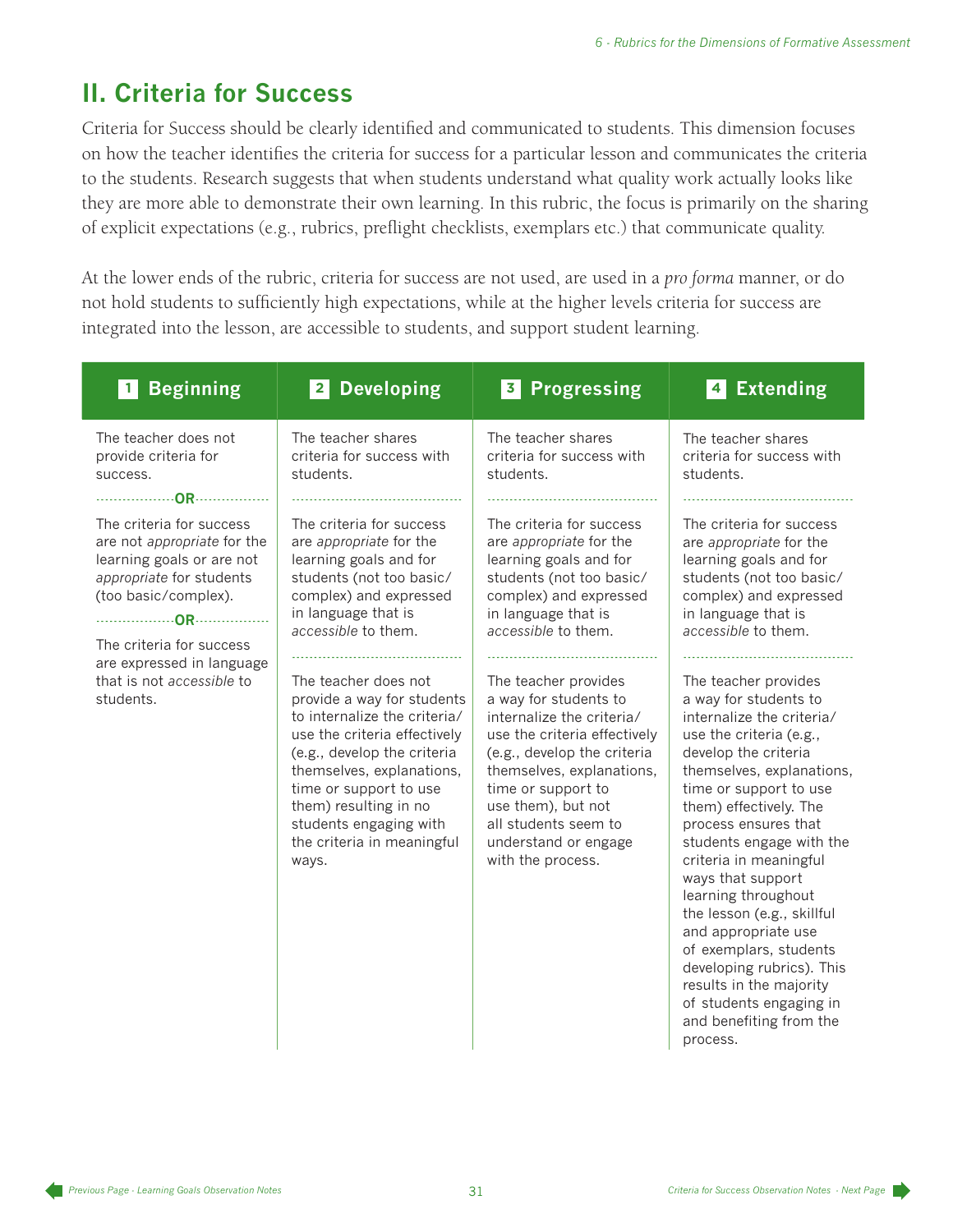## II. Criteria for Success

Criteria for Success should be clearly identified and communicated to students. This dimension focuses on how the teacher identifies the criteria for success for a particular lesson and communicates the criteria to the students. Research suggests that when students understand what quality work actually looks like they are more able to demonstrate their own learning. In this rubric, the focus is primarily on the sharing of explicit expectations (e.g., rubrics, preflight checklists, exemplars etc.) that communicate quality.

At the lower ends of the rubric, criteria for success are not used, are used in a *pro forma* manner, or do not hold students to sufficiently high expectations, while at the higher levels criteria for success are integrated into the lesson, are accessible to students, and support student learning.

| 1 Beginning | 2 Developing | 3 Progressing | 4 Extending |
|---|---|---|---|
| The teacher does not provide criteria for success.<br>**OR**<br>The criteria for success are not *appropriate* for the learning goals or are not *appropriate* for students (too basic/complex).<br>**OR**<br>The criteria for success are expressed in language that is not *accessible* to students. | The teacher shares criteria for success with students.<br><br>The criteria for success are *appropriate* for the learning goals and for students (not too basic/complex) and expressed in language that is *accessible* to them.<br><br>The teacher does not provide a way for students to internalize the criteria/use the criteria effectively (e.g., develop the criteria themselves, explanations, time or support to use them) resulting in no students engaging with the criteria in meaningful ways. | The teacher shares criteria for success with students.<br><br>The criteria for success are *appropriate* for the learning goals and for students (not too basic/complex) and expressed in language that is *accessible* to them.<br><br>The teacher provides a way for students to internalize the criteria/use the criteria effectively (e.g., develop the criteria themselves, explanations, time or support to use them), but not all students seem to understand or engage with the process. | The teacher shares criteria for success with students.<br><br>The criteria for success are *appropriate* for the learning goals and for students (not too basic/complex) and expressed in language that is *accessible* to them.<br><br>The teacher provides a way for students to internalize the criteria/use the criteria (e.g., develop the criteria themselves, explanations, time or support to use them) effectively. The process ensures that students engage with the criteria in meaningful ways that support learning throughout the lesson (e.g., skillful and appropriate use of exemplars, students developing rubrics). This results in the majority of students engaging in and benefiting from the process. |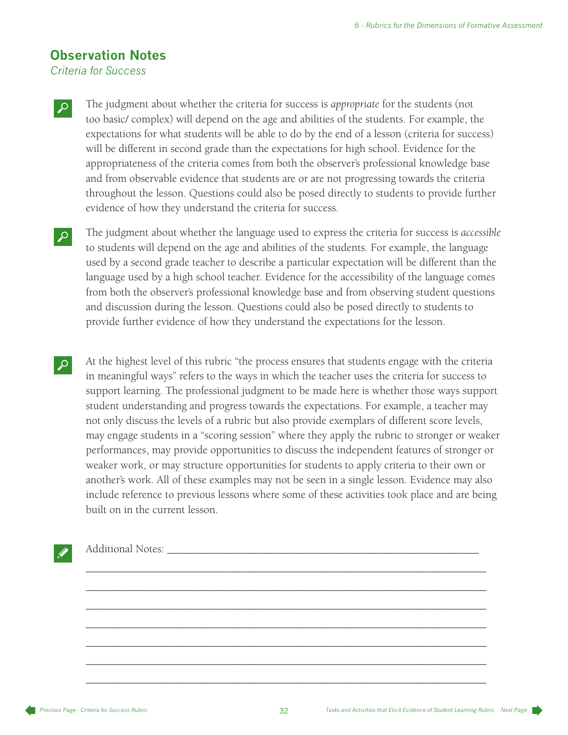## Observation Notes

*Criteria for Success*

The judgment about whether the criteria for success is *appropriate* for the students (not too basic/ complex) will depend on the age and abilities of the students. For example, the expectations for what students will be able to do by the end of a lesson (criteria for success) will be different in second grade than the expectations for high school. Evidence for the appropriateness of the criteria comes from both the observer's professional knowledge base and from observable evidence that students are or are not progressing towards the criteria throughout the lesson. Questions could also be posed directly to students to provide further evidence of how they understand the criteria for success.

The judgment about whether the language used to express the criteria for success is *accessible* to students will depend on the age and abilities of the students. For example, the language used by a second grade teacher to describe a particular expectation will be different than the language used by a high school teacher. Evidence for the accessibility of the language comes from both the observer's professional knowledge base and from observing student questions and discussion during the lesson. Questions could also be posed directly to students to provide further evidence of how they understand the expectations for the lesson.

At the highest level of this rubric "the process ensures that students engage with the criteria in meaningful ways" refers to the ways in which the teacher uses the criteria for success to support learning. The professional judgment to be made here is whether those ways support student understanding and progress towards the expectations. For example, a teacher may not only discuss the levels of a rubric but also provide exemplars of different score levels, may engage students in a "scoring session" where they apply the rubric to stronger or weaker performances, may provide opportunities to discuss the independent features of stronger or weaker work, or may structure opportunities for students to apply criteria to their own or another's work. All of these examples may not be seen in a single lesson. Evidence may also include reference to previous lessons where some of these activities took place and are being built on in the current lesson.

Additional Notes: ____________________________________________________________

______________________________________________________________________________

______________________________________________________________________________

______________________________________________________________________________

______________________________________________________________________________

______________________________________________________________________________

______________________________________________________________________________

______________________________________________________________________________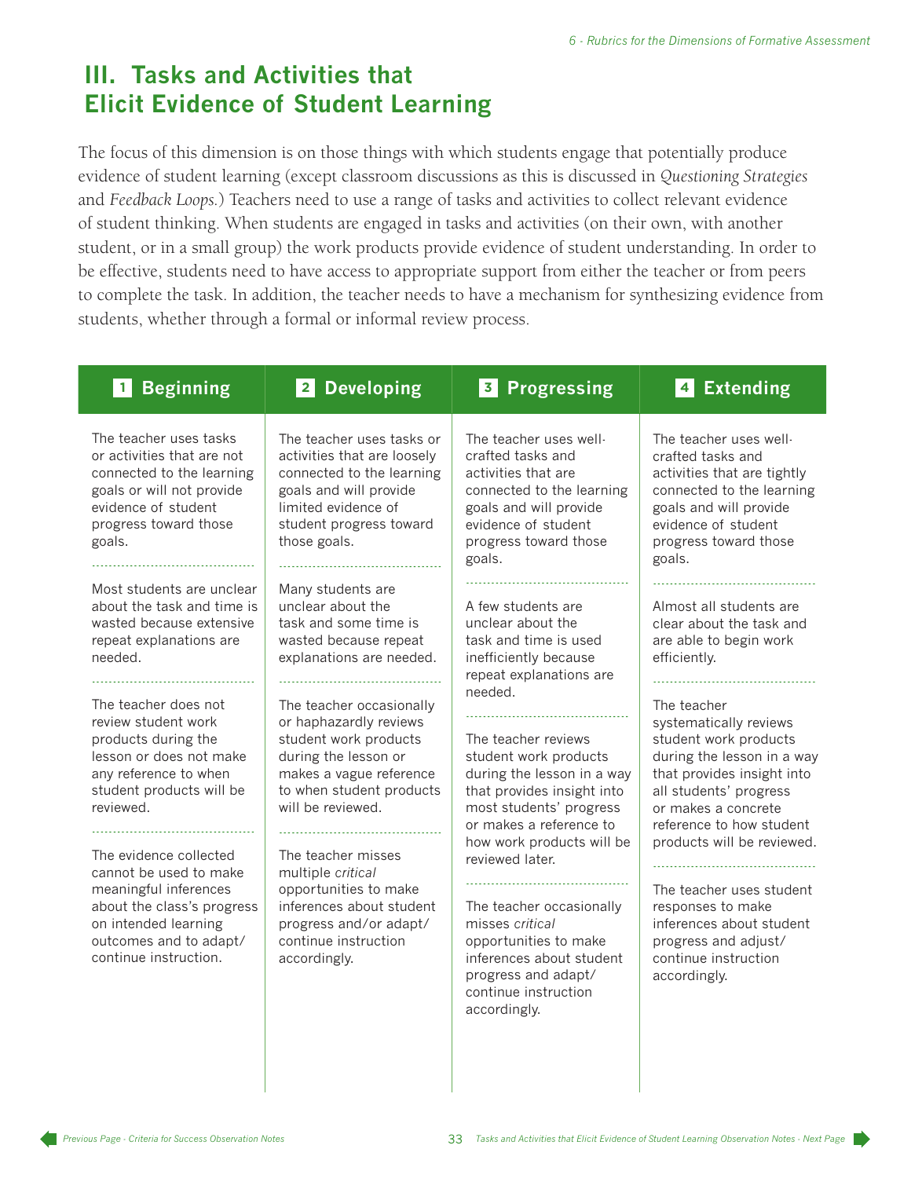## III. Tasks and Activities that Elicit Evidence of Student Learning

The focus of this dimension is on those things with which students engage that potentially produce evidence of student learning (except classroom discussions as this is discussed in *Questioning Strategies* and *Feedback Loops.*) Teachers need to use a range of tasks and activities to collect relevant evidence of student thinking. When students are engaged in tasks and activities (on their own, with another student, or in a small group) the work products provide evidence of student understanding. In order to be effective, students need to have access to appropriate support from either the teacher or from peers to complete the task. In addition, the teacher needs to have a mechanism for synthesizing evidence from students, whether through a formal or informal review process.

| 1 Beginning | 2 Developing | 3 Progressing | 4 Extending |
|---|---|---|---|
| The teacher uses tasks or activities that are not connected to the learning goals or will not provide evidence of student progress toward those goals. | The teacher uses tasks or activities that are loosely connected to the learning goals and will provide limited evidence of student progress toward those goals. | The teacher uses well-crafted tasks and activities that are connected to the learning goals and will provide evidence of student progress toward those goals. | The teacher uses well-crafted tasks and activities that are tightly connected to the learning goals and will provide evidence of student progress toward those goals. |
| Most students are unclear about the task and time is wasted because extensive repeat explanations are needed. | Many students are unclear about the task and some time is wasted because repeat explanations are needed. | A few students are unclear about the task and time is used inefficiently because repeat explanations are needed. | Almost all students are clear about the task and are able to begin work efficiently. |
| The teacher does not review student work products during the lesson or does not make any reference to when student products will be reviewed. | The teacher occasionally or haphazardly reviews student work products during the lesson or makes a vague reference to when student products will be reviewed. | The teacher reviews student work products during the lesson in a way that provides insight into most students' progress or makes a reference to how work products will be reviewed later. | The teacher systematically reviews student work products during the lesson in a way that provides insight into all students' progress or makes a concrete reference to how student products will be reviewed. |
| The evidence collected cannot be used to make meaningful inferences about the class's progress on intended learning outcomes and to adapt/continue instruction. | The teacher misses multiple *critical* opportunities to make inferences about student progress and/or adapt/continue instruction accordingly. | The teacher occasionally misses *critical* opportunities to make inferences about student progress and adapt/continue instruction accordingly. | The teacher uses student responses to make inferences about student progress and adjust/continue instruction accordingly. |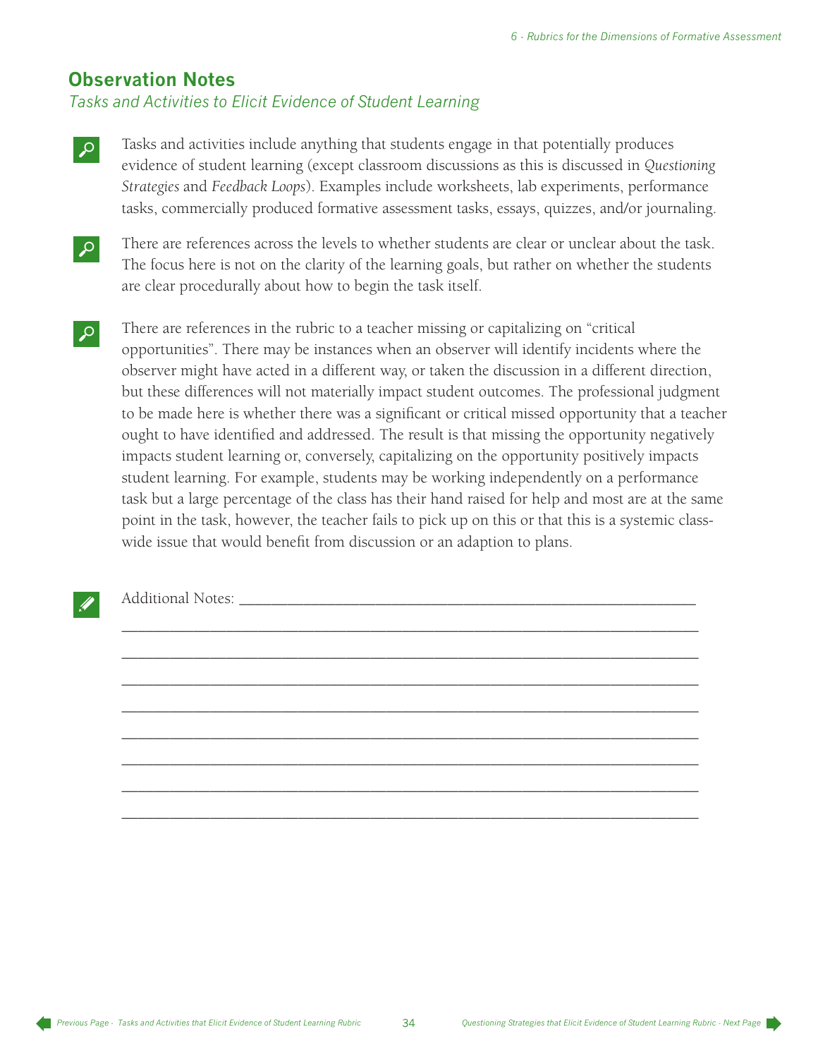## Observation Notes

*Tasks and Activities to Elicit Evidence of Student Learning*

- Tasks and activities include anything that students engage in that potentially produces evidence of student learning (except classroom discussions as this is discussed in *Questioning Strategies* and *Feedback Loops*). Examples include worksheets, lab experiments, performance tasks, commercially produced formative assessment tasks, essays, quizzes, and/or journaling.

- There are references across the levels to whether students are clear or unclear about the task. The focus here is not on the clarity of the learning goals, but rather on whether the students are clear procedurally about how to begin the task itself.

- There are references in the rubric to a teacher missing or capitalizing on "critical opportunities". There may be instances when an observer will identify incidents where the observer might have acted in a different way, or taken the discussion in a different direction, but these differences will not materially impact student outcomes. The professional judgment to be made here is whether there was a significant or critical missed opportunity that a teacher ought to have identified and addressed. The result is that missing the opportunity negatively impacts student learning or, conversely, capitalizing on the opportunity positively impacts student learning. For example, students may be working independently on a performance task but a large percentage of the class has their hand raised for help and most are at the same point in the task, however, the teacher fails to pick up on this or that this is a systemic class-wide issue that would benefit from discussion or an adaption to plans.

Additional Notes: ____________________________________________________________

______________________________________________________________________________

______________________________________________________________________________

______________________________________________________________________________

______________________________________________________________________________

______________________________________________________________________________

______________________________________________________________________________

______________________________________________________________________________

______________________________________________________________________________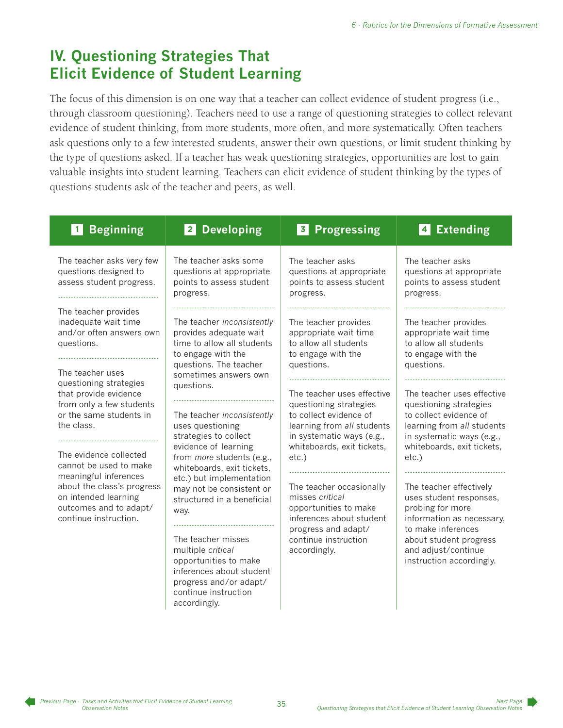## IV. Questioning Strategies That Elicit Evidence of Student Learning

The focus of this dimension is on one way that a teacher can collect evidence of student progress (i.e., through classroom questioning). Teachers need to use a range of questioning strategies to collect relevant evidence of student thinking, from more students, more often, and more systematically. Often teachers ask questions only to a few interested students, answer their own questions, or limit student thinking by the type of questions asked. If a teacher has weak questioning strategies, opportunities are lost to gain valuable insights into student learning. Teachers can elicit evidence of student thinking by the types of questions students ask of the teacher and peers, as well.

| 1 Beginning | 2 Developing | 3 Progressing | 4 Extending |
|---|---|---|---|
| The teacher asks very few questions designed to assess student progress. | The teacher asks some questions at appropriate points to assess student progress. | The teacher asks questions at appropriate points to assess student progress. | The teacher asks questions at appropriate points to assess student progress. |
| The teacher provides inadequate wait time and/or often answers own questions. | The teacher *inconsistently* provides adequate wait time to allow all students to engage with the questions. The teacher sometimes answers own questions. | The teacher provides appropriate wait time to allow all students to engage with the questions. | The teacher provides appropriate wait time to allow all students to engage with the questions. |
| The teacher uses questioning strategies that provide evidence from only a few students or the same students in the class. | The teacher *inconsistently* uses questioning strategies to collect evidence of learning from *more* students (e.g., whiteboards, exit tickets, etc.) but implementation may not be consistent or structured in a beneficial way. | The teacher uses effective questioning strategies to collect evidence of learning from *all* students in systematic ways (e.g., whiteboards, exit tickets, etc.) | The teacher uses effective questioning strategies to collect evidence of learning from *all* students in systematic ways (e.g., whiteboards, exit tickets, etc.) |
| The evidence collected cannot be used to make meaningful inferences about the class's progress on intended learning outcomes and to adapt/continue instruction. | The teacher misses multiple *critical* opportunities to make inferences about student progress and/or adapt/continue instruction accordingly. | The teacher occasionally misses *critical* opportunities to make inferences about student progress and adapt/continue instruction accordingly. | The teacher effectively uses student responses, probing for more information as necessary, to make inferences about student progress and adjust/continue instruction accordingly. |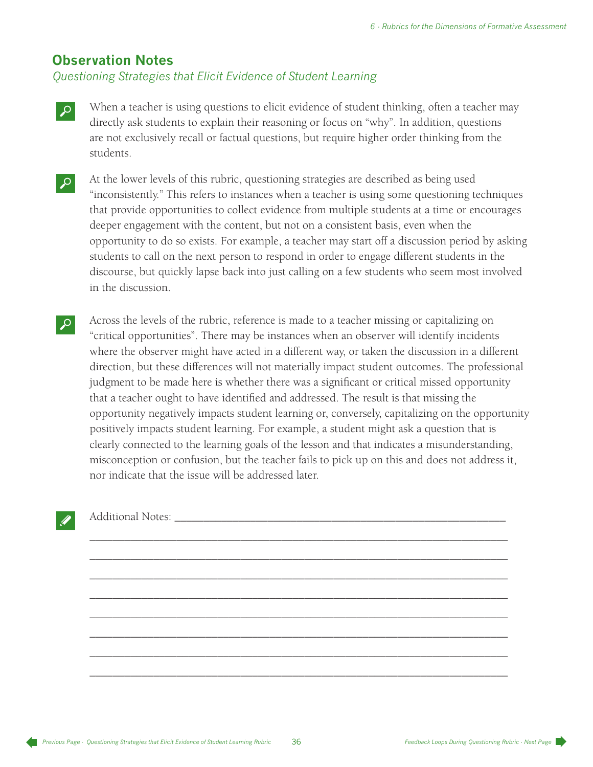## Observation Notes

*Questioning Strategies that Elicit Evidence of Student Learning*

When a teacher is using questions to elicit evidence of student thinking, often a teacher may directly ask students to explain their reasoning or focus on "why". In addition, questions are not exclusively recall or factual questions, but require higher order thinking from the students.

At the lower levels of this rubric, questioning strategies are described as being used "inconsistently." This refers to instances when a teacher is using some questioning techniques that provide opportunities to collect evidence from multiple students at a time or encourages deeper engagement with the content, but not on a consistent basis, even when the opportunity to do so exists. For example, a teacher may start off a discussion period by asking students to call on the next person to respond in order to engage different students in the discourse, but quickly lapse back into just calling on a few students who seem most involved in the discussion.

Across the levels of the rubric, reference is made to a teacher missing or capitalizing on "critical opportunities". There may be instances when an observer will identify incidents where the observer might have acted in a different way, or taken the discussion in a different direction, but these differences will not materially impact student outcomes. The professional judgment to be made here is whether there was a significant or critical missed opportunity that a teacher ought to have identified and addressed. The result is that missing the opportunity negatively impacts student learning or, conversely, capitalizing on the opportunity positively impacts student learning. For example, a student might ask a question that is clearly connected to the learning goals of the lesson and that indicates a misunderstanding, misconception or confusion, but the teacher fails to pick up on this and does not address it, nor indicate that the issue will be addressed later.

Additional Notes: ____________________________________________________________

________________________________________________________________________

________________________________________________________________________

________________________________________________________________________

________________________________________________________________________

________________________________________________________________________

________________________________________________________________________

________________________________________________________________________

________________________________________________________________________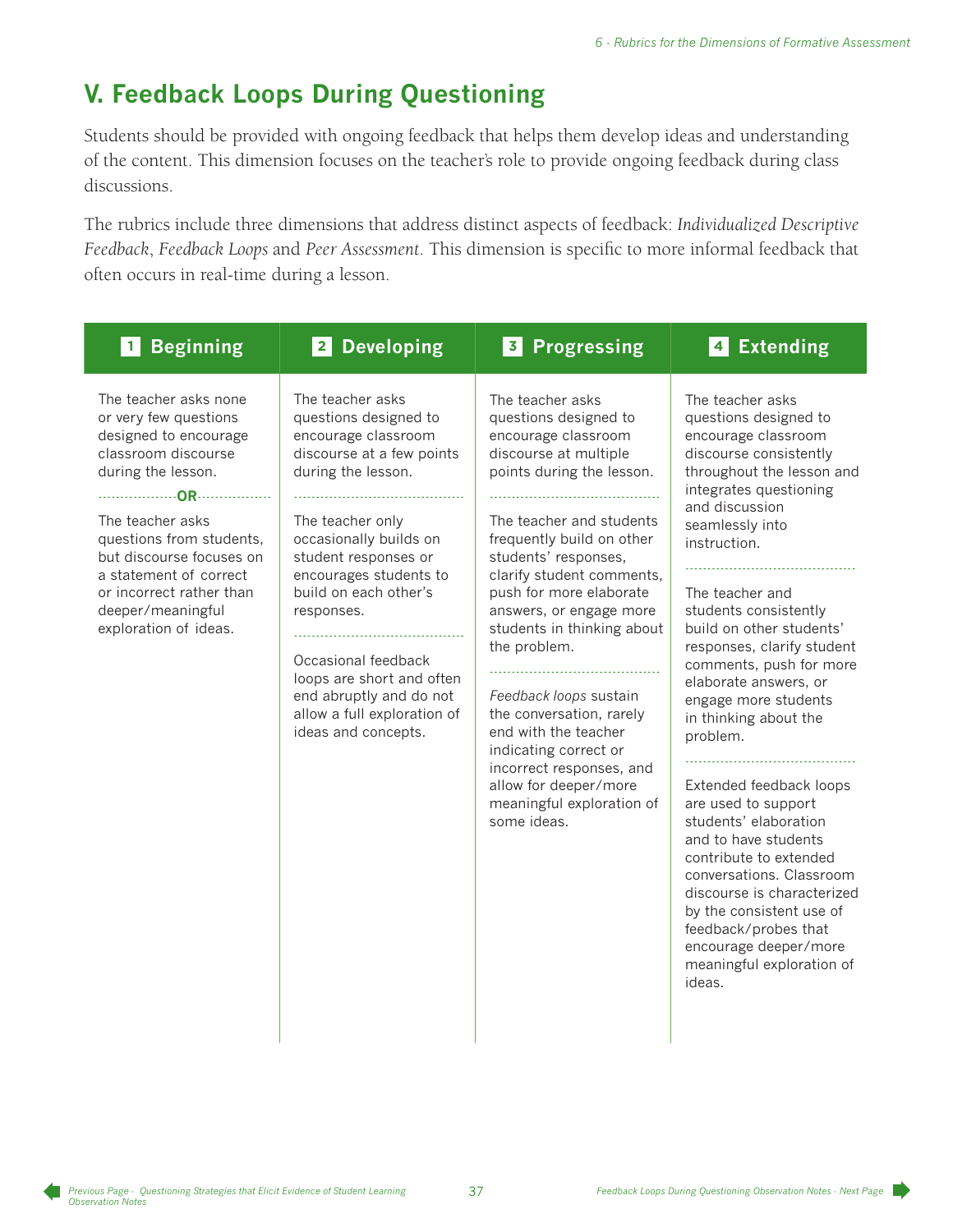## V. Feedback Loops During Questioning

Students should be provided with ongoing feedback that helps them develop ideas and understanding of the content. This dimension focuses on the teacher's role to provide ongoing feedback during class discussions.

The rubrics include three dimensions that address distinct aspects of feedback: *Individualized Descriptive Feedback*, *Feedback Loops* and *Peer Assessment*. This dimension is specific to more informal feedback that often occurs in real-time during a lesson.

| 1 Beginning | 2 Developing | 3 Progressing | 4 Extending |
|---|---|---|---|
| The teacher asks none or very few questions designed to encourage classroom discourse during the lesson. | The teacher asks questions designed to encourage classroom discourse at a few points during the lesson. | The teacher asks questions designed to encourage classroom discourse at multiple points during the lesson. | The teacher asks questions designed to encourage classroom discourse consistently throughout the lesson and integrates questioning and discussion seamlessly into instruction. |
| **OR** | | | |
| The teacher asks questions from students, but discourse focuses on a statement of correct or incorrect rather than deeper/meaningful exploration of ideas. | The teacher only occasionally builds on student responses or encourages students to build on each other's responses. | The teacher and students frequently build on other students' responses, clarify student comments, push for more elaborate answers, or engage more students in thinking about the problem. | The teacher and students consistently build on other students' responses, clarify student comments, push for more elaborate answers, or engage more students in thinking about the problem. |
| | Occasional feedback loops are short and often end abruptly and do not allow a full exploration of ideas and concepts. | *Feedback loops* sustain the conversation, rarely end with the teacher indicating correct or incorrect responses, and allow for deeper/more meaningful exploration of some ideas. | Extended feedback loops are used to support students' elaboration and to have students contribute to extended conversations. Classroom discourse is characterized by the consistent use of feedback/probes that encourage deeper/more meaningful exploration of ideas. |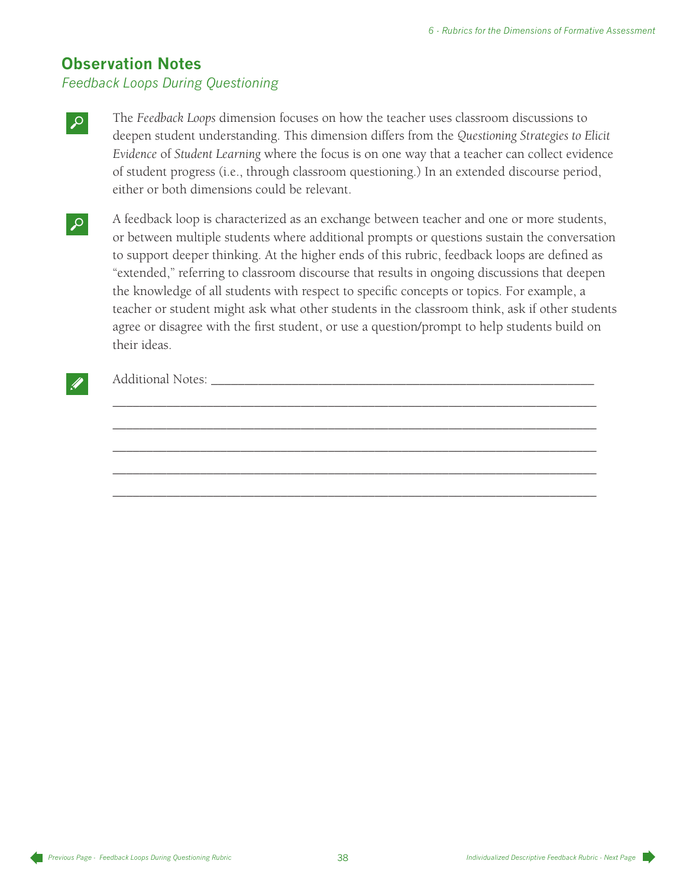## Observation Notes

*Feedback Loops During Questioning*

The *Feedback Loops* dimension focuses on how the teacher uses classroom discussions to deepen student understanding. This dimension differs from the *Questioning Strategies to Elicit Evidence* of *Student Learning* where the focus is on one way that a teacher can collect evidence of student progress (i.e., through classroom questioning.) In an extended discourse period, either or both dimensions could be relevant.

A feedback loop is characterized as an exchange between teacher and one or more students, or between multiple students where additional prompts or questions sustain the conversation to support deeper thinking. At the higher ends of this rubric, feedback loops are defined as "extended," referring to classroom discourse that results in ongoing discussions that deepen the knowledge of all students with respect to specific concepts or topics. For example, a teacher or student might ask what other students in the classroom think, ask if other students agree or disagree with the first student, or use a question/prompt to help students build on their ideas.

Additional Notes: ____________________________________________________________

______________________________________________________________________________

______________________________________________________________________________

______________________________________________________________________________

______________________________________________________________________________

______________________________________________________________________________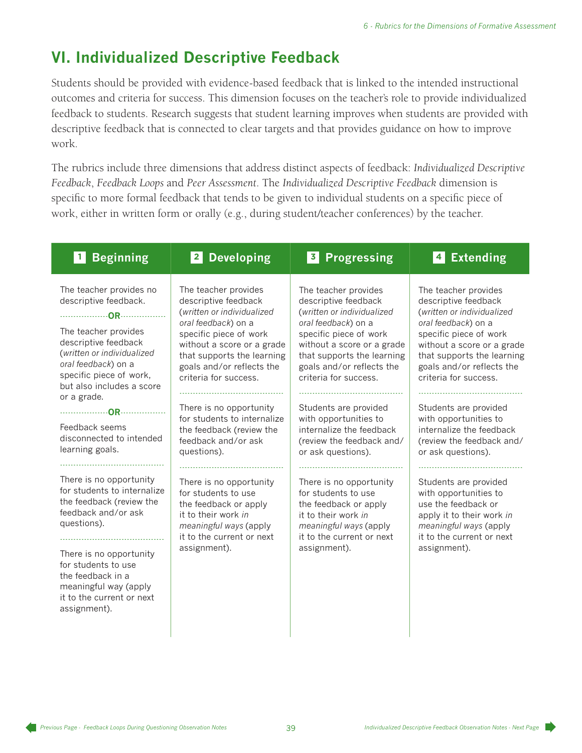## VI. Individualized Descriptive Feedback

Students should be provided with evidence-based feedback that is linked to the intended instructional outcomes and criteria for success. This dimension focuses on the teacher's role to provide individualized feedback to students. Research suggests that student learning improves when students are provided with descriptive feedback that is connected to clear targets and that provides guidance on how to improve work.

The rubrics include three dimensions that address distinct aspects of feedback: *Individualized Descriptive Feedback*, *Feedback Loops* and *Peer Assessment*. The *Individualized Descriptive Feedback* dimension is specific to more formal feedback that tends to be given to individual students on a specific piece of work, either in written form or orally (e.g., during student/teacher conferences) by the teacher.

| 1 Beginning | 2 Developing | 3 Progressing | 4 Extending |
|---|---|---|---|
| The teacher provides no descriptive feedback.<br>**OR**<br>The teacher provides descriptive feedback (*written or individualized oral feedback*) on a specific piece of work, but also includes a score or a grade.<br>**OR**<br>Feedback seems disconnected to intended learning goals. | The teacher provides descriptive feedback (*written or individualized oral feedback*) on a specific piece of work without a score or a grade that supports the learning goals and/or reflects the criteria for success. | The teacher provides descriptive feedback (*written or individualized oral feedback*) on a specific piece of work without a score or a grade that supports the learning goals and/or reflects the criteria for success. | The teacher provides descriptive feedback (*written or individualized oral feedback*) on a specific piece of work without a score or a grade that supports the learning goals and/or reflects the criteria for success. |
| There is no opportunity for students to internalize the feedback (review the feedback and/or ask questions). | There is no opportunity for students to internalize the feedback (review the feedback and/or ask questions). | Students are provided with opportunities to internalize the feedback (review the feedback and/or ask questions). | Students are provided with opportunities to internalize the feedback (review the feedback and/or ask questions). |
| There is no opportunity for students to use the feedback in a meaningful way (apply it to the current or next assignment). | There is no opportunity for students to use the feedback or apply it to their work *in meaningful ways* (apply it to the current or next assignment). | There is no opportunity for students to use the feedback or apply it to their work *in meaningful ways* (apply it to the current or next assignment). | Students are provided with opportunities to use the feedback or apply it to their work *in meaningful ways* (apply it to the current or next assignment). |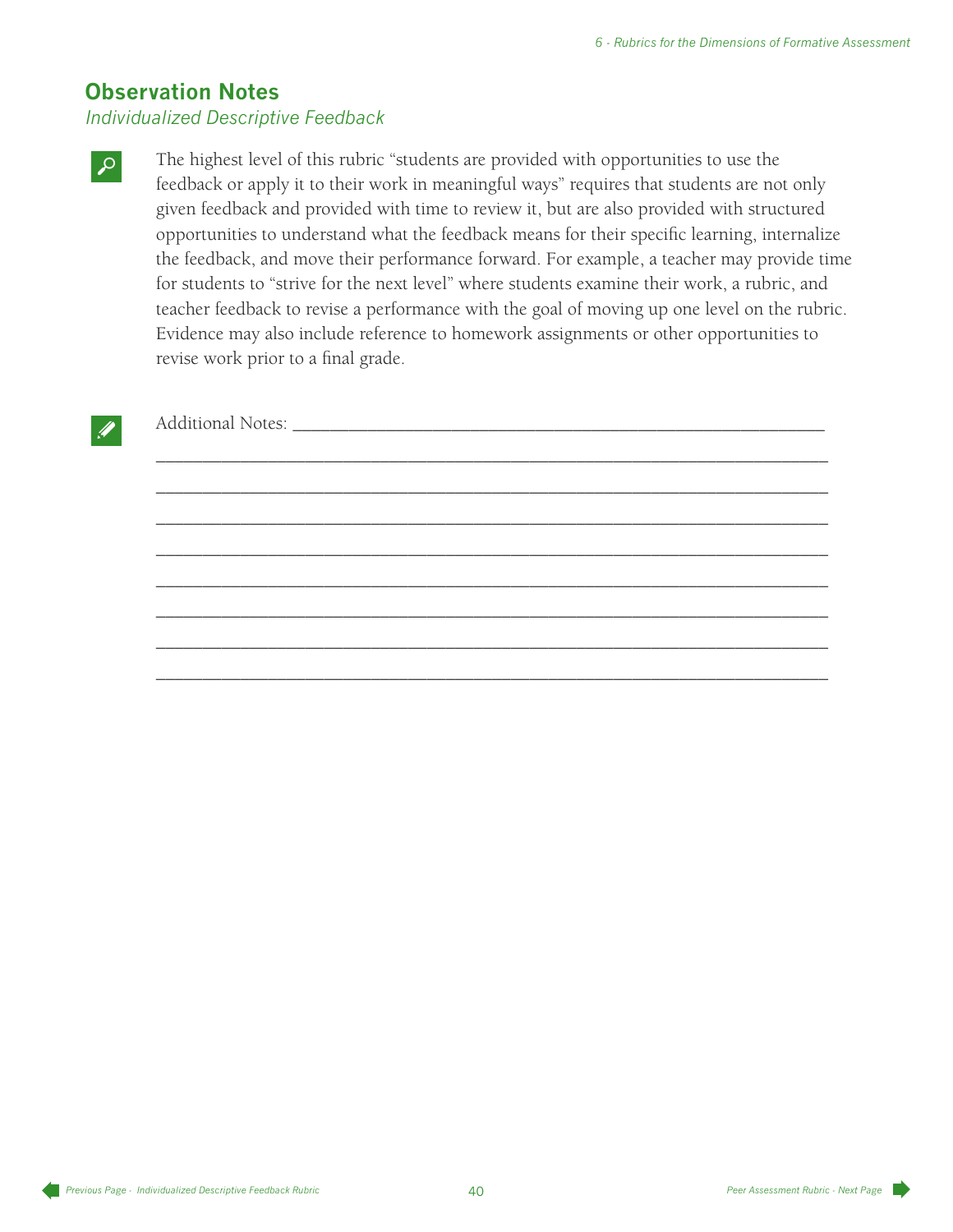## Observation Notes

*Individualized Descriptive Feedback*

The highest level of this rubric “students are provided with opportunities to use the feedback or apply it to their work in meaningful ways” requires that students are not only given feedback and provided with time to review it, but are also provided with structured opportunities to understand what the feedback means for their specific learning, internalize the feedback, and move their performance forward. For example, a teacher may provide time for students to “strive for the next level” where students examine their work, a rubric, and teacher feedback to revise a performance with the goal of moving up one level on the rubric. Evidence may also include reference to homework assignments or other opportunities to revise work prior to a final grade.

Additional Notes: ___________________________________________________________

_____________________________________________________________________________

_____________________________________________________________________________

_____________________________________________________________________________

_____________________________________________________________________________

_____________________________________________________________________________

_____________________________________________________________________________

_____________________________________________________________________________

_____________________________________________________________________________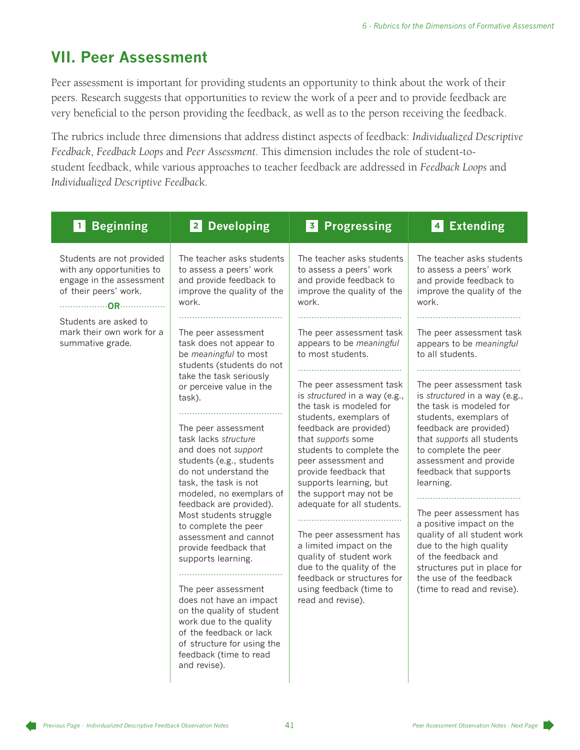## VII. Peer Assessment

Peer assessment is important for providing students an opportunity to think about the work of their peers. Research suggests that opportunities to review the work of a peer and to provide feedback are very beneficial to the person providing the feedback, as well as to the person receiving the feedback.

The rubrics include three dimensions that address distinct aspects of feedback: *Individualized Descriptive Feedback*, *Feedback Loops* and *Peer Assessment*. This dimension includes the role of student-to-student feedback, while various approaches to teacher feedback are addressed in *Feedback Loops* and *Individualized Descriptive Feedback*.

| 1 Beginning | 2 Developing | 3 Progressing | 4 Extending |
|---|---|---|---|
| Students are not provided with any opportunities to engage in the assessment of their peers' work.<br><br>**OR**<br><br>Students are asked to mark their own work for a summative grade. | The teacher asks students to assess a peers' work and provide feedback to improve the quality of the work. | The teacher asks students to assess a peers' work and provide feedback to improve the quality of the work. | The teacher asks students to assess a peers' work and provide feedback to improve the quality of the work. |
| | The peer assessment task does not appear to be *meaningful* to most students (students do not take the task seriously or perceive value in the task). | The peer assessment task appears to be *meaningful* to most students. | The peer assessment task appears to be *meaningful* to all students. |
| | The peer assessment task lacks *structure* and does not *support* students (e.g., students do not understand the task, the task is not modeled, no exemplars of feedback are provided). Most students struggle to complete the peer assessment and cannot provide feedback that supports learning. | The peer assessment task is *structured* in a way (e.g., the task is modeled for students, exemplars of feedback are provided) that *supports* some students to complete the peer assessment and provide feedback that supports learning, but the support may not be adequate for all students. | The peer assessment task is *structured* in a way (e.g., the task is modeled for students, exemplars of feedback are provided) that *supports* all students to complete the peer assessment and provide feedback that supports learning. |
| | The peer assessment does not have an impact on the quality of student work due to the quality of the feedback or lack of structure for using the feedback (time to read and revise). | The peer assessment has a limited impact on the quality of student work due to the quality of the feedback or structures for using feedback (time to read and revise). | The peer assessment has a positive impact on the quality of all student work due to the high quality of the feedback and structures put in place for the use of the feedback (time to read and revise). |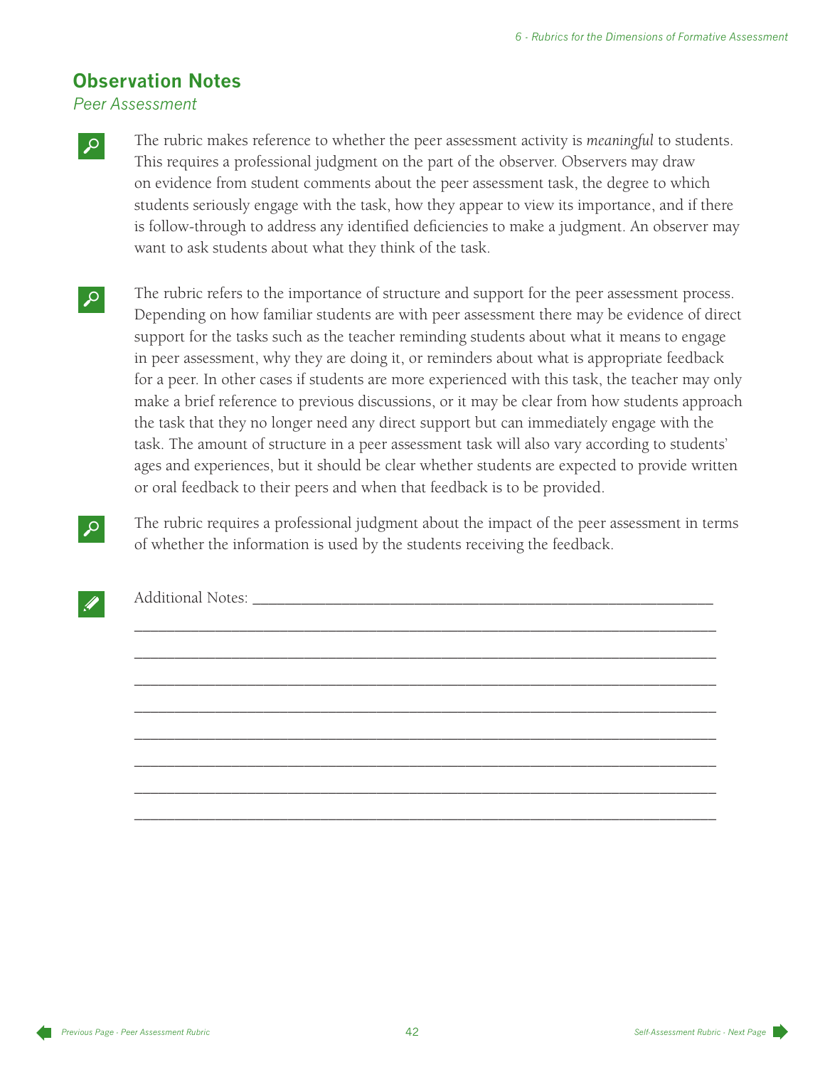## Observation Notes

*Peer Assessment*

The rubric makes reference to whether the peer assessment activity is *meaningful* to students. This requires a professional judgment on the part of the observer. Observers may draw on evidence from student comments about the peer assessment task, the degree to which students seriously engage with the task, how they appear to view its importance, and if there is follow-through to address any identified deficiencies to make a judgment. An observer may want to ask students about what they think of the task.

The rubric refers to the importance of structure and support for the peer assessment process. Depending on how familiar students are with peer assessment there may be evidence of direct support for the tasks such as the teacher reminding students about what it means to engage in peer assessment, why they are doing it, or reminders about what is appropriate feedback for a peer. In other cases if students are more experienced with this task, the teacher may only make a brief reference to previous discussions, or it may be clear from how students approach the task that they no longer need any direct support but can immediately engage with the task. The amount of structure in a peer assessment task will also vary according to students' ages and experiences, but it should be clear whether students are expected to provide written or oral feedback to their peers and when that feedback is to be provided.

The rubric requires a professional judgment about the impact of the peer assessment in terms of whether the information is used by the students receiving the feedback.

Additional Notes: ____________________________________________________________

________________________________________________________________________

________________________________________________________________________

________________________________________________________________________

________________________________________________________________________

________________________________________________________________________

________________________________________________________________________

________________________________________________________________________

________________________________________________________________________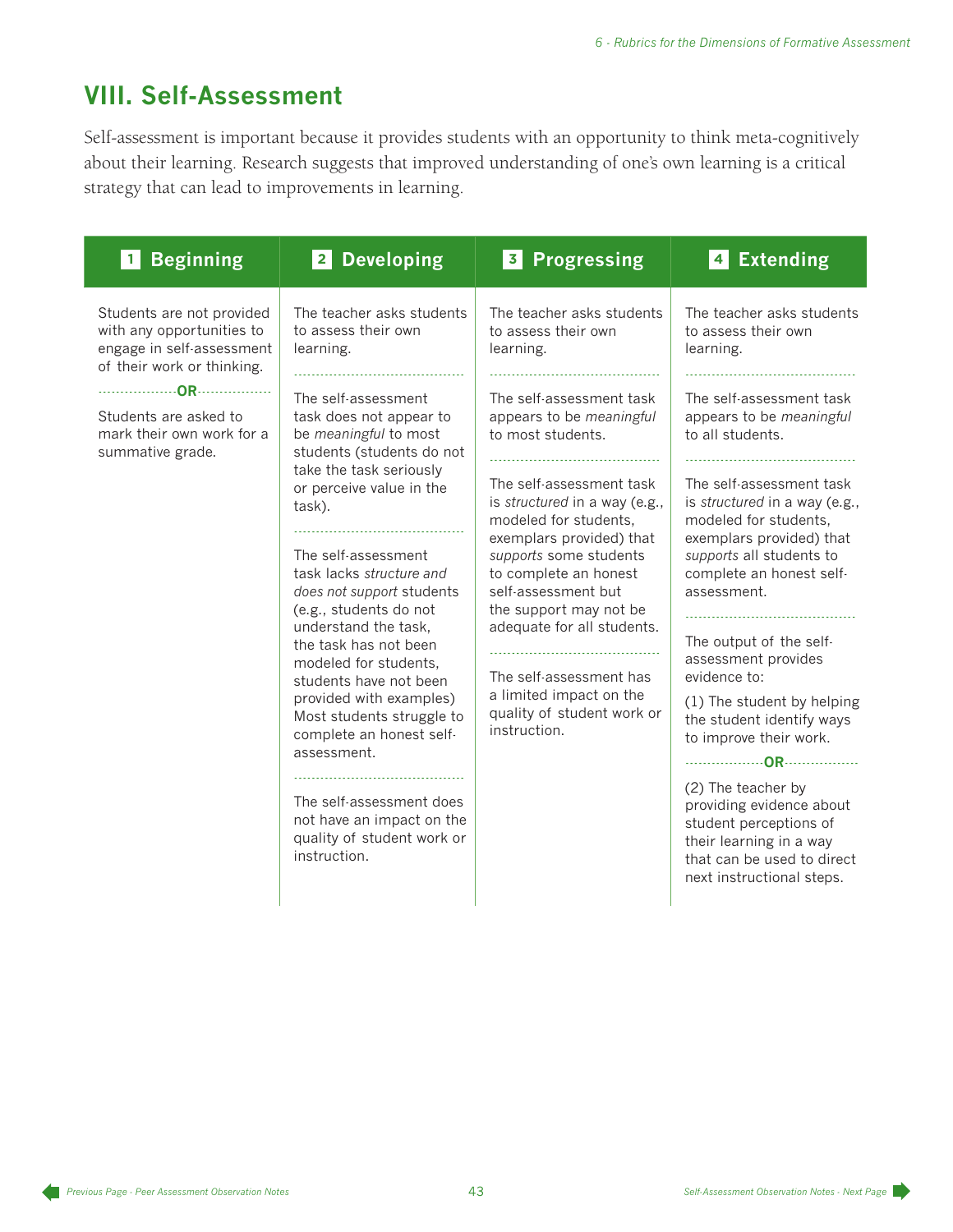## VIII. Self-Assessment

Self-assessment is important because it provides students with an opportunity to think meta-cognitively about their learning. Research suggests that improved understanding of one's own learning is a critical strategy that can lead to improvements in learning.

| 1 Beginning | 2 Developing | 3 Progressing | 4 Extending |
|---|---|---|---|
| Students are not provided with any opportunities to engage in self-assessment of their work or thinking.<br>**OR**<br>Students are asked to mark their own work for a summative grade. | The teacher asks students to assess their own learning.<br><br>The self-assessment task does not appear to be *meaningful* to most students (students do not take the task seriously or perceive value in the task).<br><br>The self-assessment task lacks *structure and does not support* students (e.g., students do not understand the task, the task has not been modeled for students, students have not been provided with examples) Most students struggle to complete an honest self-assessment.<br><br>The self-assessment does not have an impact on the quality of student work or instruction. | The teacher asks students to assess their own learning.<br><br>The self-assessment task appears to be *meaningful* to most students.<br><br>The self-assessment task is *structured* in a way (e.g., modeled for students, exemplars provided) that *supports* some students to complete an honest self-assessment but the support may not be adequate for all students.<br><br>The self-assessment has a limited impact on the quality of student work or instruction. | The teacher asks students to assess their own learning.<br><br>The self-assessment task appears to be *meaningful* to all students.<br><br>The self-assessment task is *structured* in a way (e.g., modeled for students, exemplars provided) that *supports* all students to complete an honest self-assessment.<br><br>The output of the self-assessment provides evidence to:<br>(1) The student by helping the student identify ways to improve their work.<br>**OR**<br>(2) The teacher by providing evidence about student perceptions of their learning in a way that can be used to direct next instructional steps. |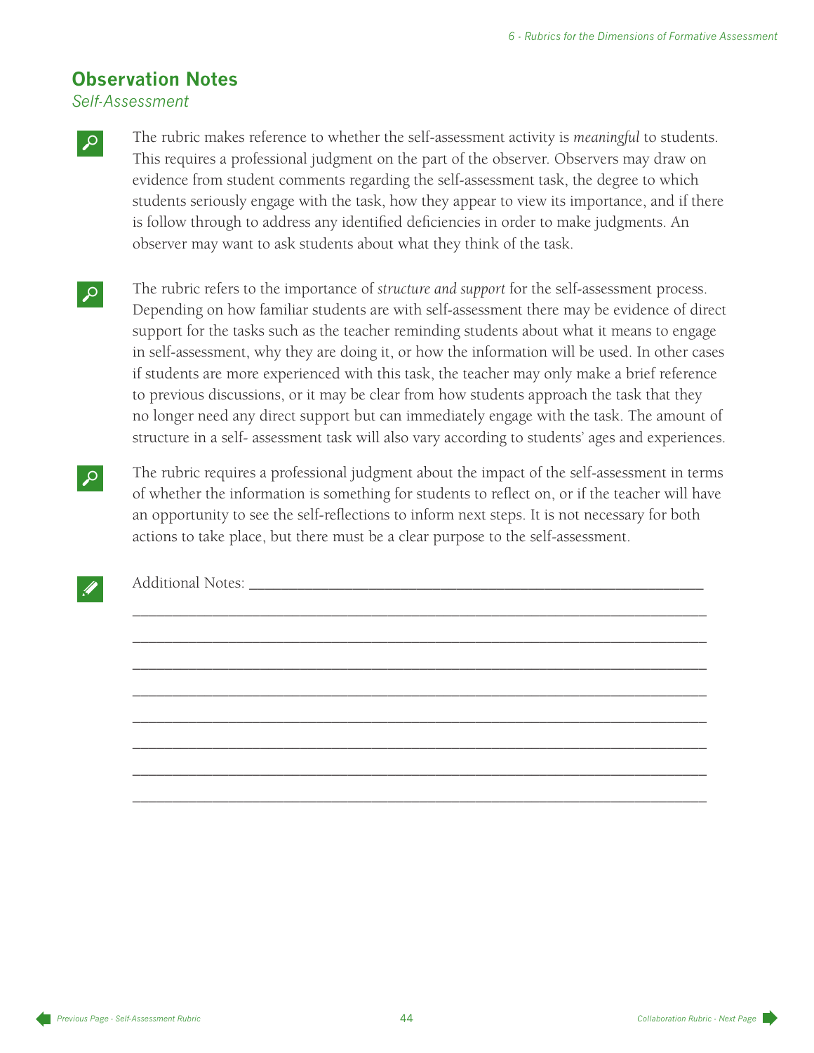## Observation Notes

*Self-Assessment*

The rubric makes reference to whether the self-assessment activity is *meaningful* to students. This requires a professional judgment on the part of the observer. Observers may draw on evidence from student comments regarding the self-assessment task, the degree to which students seriously engage with the task, how they appear to view its importance, and if there is follow through to address any identified deficiencies in order to make judgments. An observer may want to ask students about what they think of the task.

The rubric refers to the importance of *structure and support* for the self-assessment process. Depending on how familiar students are with self-assessment there may be evidence of direct support for the tasks such as the teacher reminding students about what it means to engage in self-assessment, why they are doing it, or how the information will be used. In other cases if students are more experienced with this task, the teacher may only make a brief reference to previous discussions, or it may be clear from how students approach the task that they no longer need any direct support but can immediately engage with the task. The amount of structure in a self- assessment task will also vary according to students' ages and experiences.

The rubric requires a professional judgment about the impact of the self-assessment in terms of whether the information is something for students to reflect on, or if the teacher will have an opportunity to see the self-reflections to inform next steps. It is not necessary for both actions to take place, but there must be a clear purpose to the self-assessment.

Additional Notes: ____________________________________________________________

______________________________________________________________________________

______________________________________________________________________________

______________________________________________________________________________

______________________________________________________________________________

______________________________________________________________________________

______________________________________________________________________________

______________________________________________________________________________

______________________________________________________________________________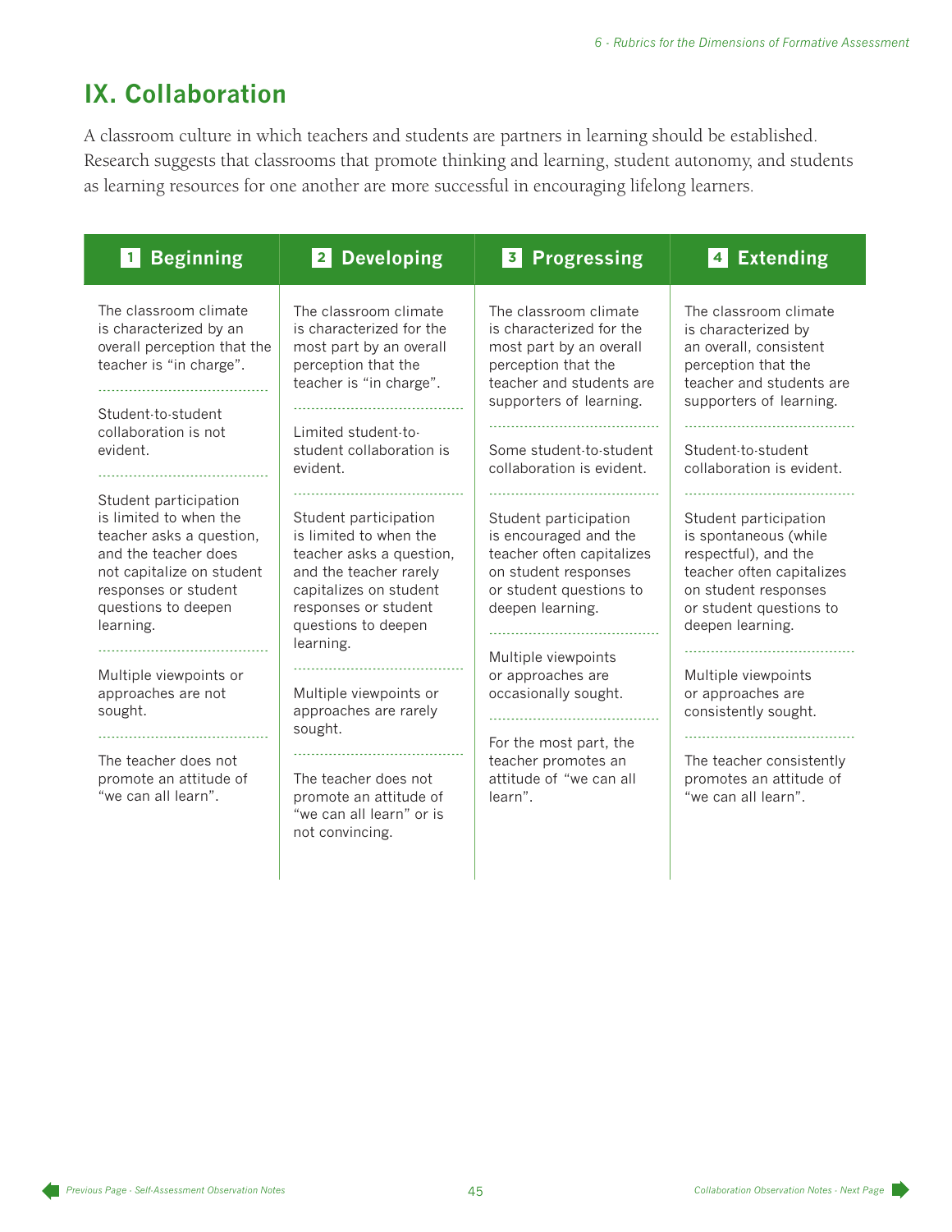## IX. Collaboration

A classroom culture in which teachers and students are partners in learning should be established. Research suggests that classrooms that promote thinking and learning, student autonomy, and students as learning resources for one another are more successful in encouraging lifelong learners.

| 1 Beginning | 2 Developing | 3 Progressing | 4 Extending |
|---|---|---|---|
| The classroom climate is characterized by an overall perception that the teacher is "in charge". | The classroom climate is characterized for the most part by an overall perception that the teacher is "in charge". | The classroom climate is characterized for the most part by an overall perception that the teacher and students are supporters of learning. | The classroom climate is characterized by an overall, consistent perception that the teacher and students are supporters of learning. |
| Student-to-student collaboration is not evident. | Limited student-to-student collaboration is evident. | Some student-to-student collaboration is evident. | Student-to-student collaboration is evident. |
| Student participation is limited to when the teacher asks a question, and the teacher does not capitalize on student responses or student questions to deepen learning. | Student participation is limited to when the teacher asks a question, and the teacher rarely capitalizes on student responses or student questions to deepen learning. | Student participation is encouraged and the teacher often capitalizes on student responses or student questions to deepen learning. | Student participation is spontaneous (while respectful), and the teacher often capitalizes on student responses or student questions to deepen learning. |
| Multiple viewpoints or approaches are not sought. | Multiple viewpoints or approaches are rarely sought. | Multiple viewpoints or approaches are occasionally sought. | Multiple viewpoints or approaches are consistently sought. |
| The teacher does not promote an attitude of "we can all learn". | The teacher does not promote an attitude of "we can all learn" or is not convincing. | For the most part, the teacher promotes an attitude of "we can all learn". | The teacher consistently promotes an attitude of "we can all learn". |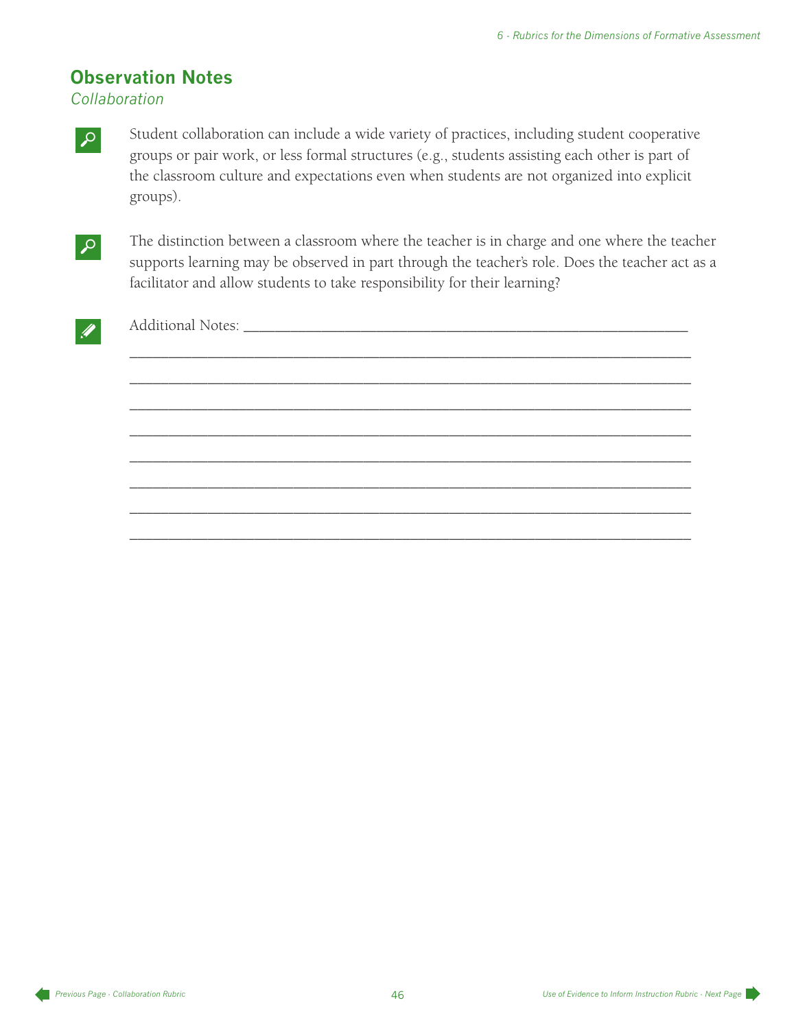## Observation Notes

*Collaboration*

Student collaboration can include a wide variety of practices, including student cooperative groups or pair work, or less formal structures (e.g., students assisting each other is part of the classroom culture and expectations even when students are not organized into explicit groups).

The distinction between a classroom where the teacher is in charge and one where the teacher supports learning may be observed in part through the teacher's role. Does the teacher act as a facilitator and allow students to take responsibility for their learning?

Additional Notes: ____________________________________________________________

______________________________________________________________________________

______________________________________________________________________________

______________________________________________________________________________

______________________________________________________________________________

______________________________________________________________________________

______________________________________________________________________________

______________________________________________________________________________

______________________________________________________________________________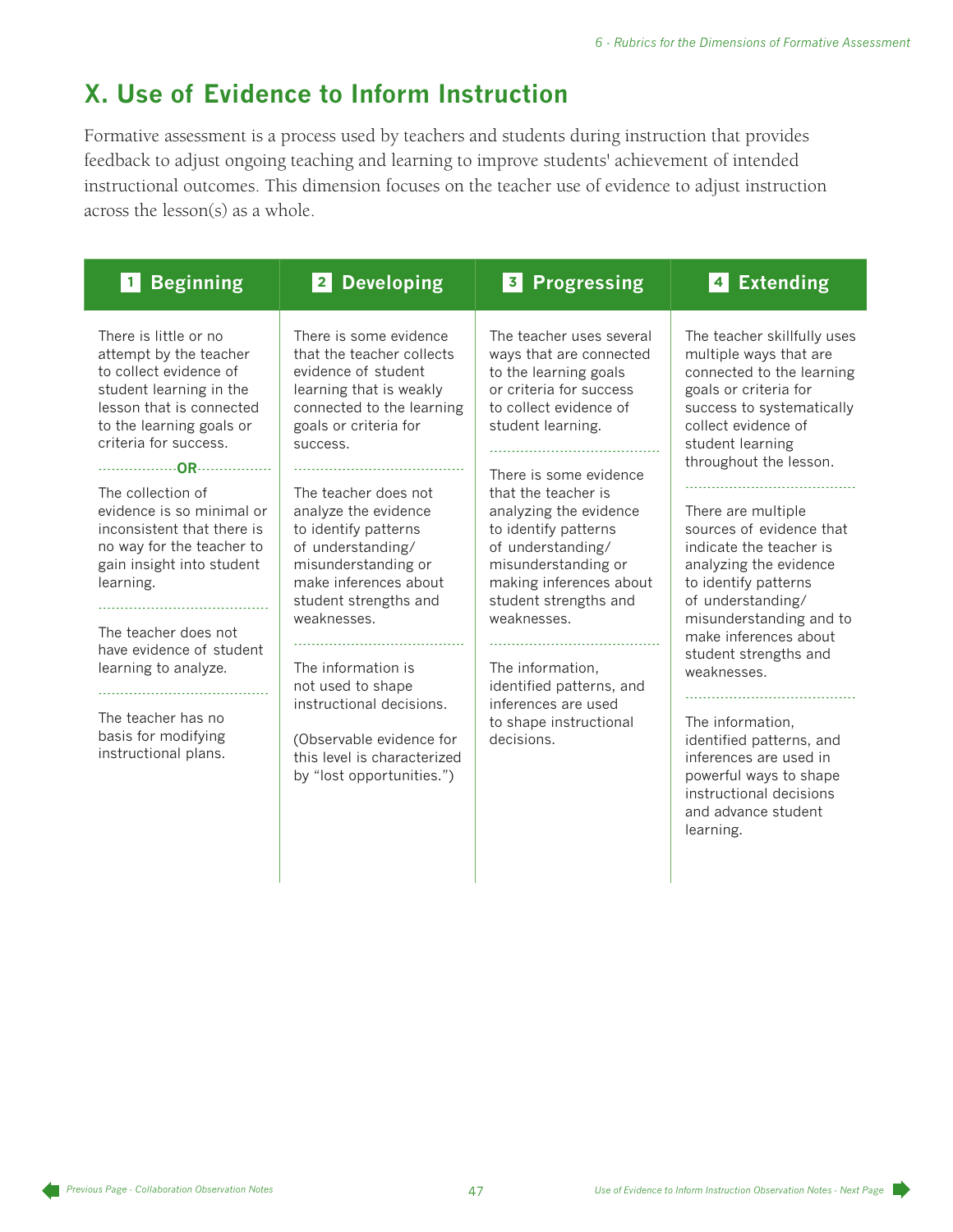## X. Use of Evidence to Inform Instruction

Formative assessment is a process used by teachers and students during instruction that provides feedback to adjust ongoing teaching and learning to improve students' achievement of intended instructional outcomes. This dimension focuses on the teacher use of evidence to adjust instruction across the lesson(s) as a whole.

| 1 Beginning | 2 Developing | 3 Progressing | 4 Extending |
|---|---|---|---|
| There is little or no attempt by the teacher to collect evidence of student learning in the lesson that is connected to the learning goals or criteria for success.<br><br>**OR**<br><br>The collection of evidence is so minimal or inconsistent that there is no way for the teacher to gain insight into student learning. | There is some evidence that the teacher collects evidence of student learning that is weakly connected to the learning goals or criteria for success. | The teacher uses several ways that are connected to the learning goals or criteria for success to collect evidence of student learning. | The teacher skillfully uses multiple ways that are connected to the learning goals or criteria for success to systematically collect evidence of student learning throughout the lesson. |
| The teacher does not have evidence of student learning to analyze. | The teacher does not analyze the evidence to identify patterns of understanding/ misunderstanding or make inferences about student strengths and weaknesses. | There is some evidence that the teacher is analyzing the evidence to identify patterns of understanding/ misunderstanding or making inferences about student strengths and weaknesses. | There are multiple sources of evidence that indicate the teacher is analyzing the evidence to identify patterns of understanding/ misunderstanding and to make inferences about student strengths and weaknesses. |
| The teacher has no basis for modifying instructional plans. | The information is not used to shape instructional decisions.<br><br>(Observable evidence for this level is characterized by "lost opportunities.") | The information, identified patterns, and inferences are used to shape instructional decisions. | The information, identified patterns, and inferences are used in powerful ways to shape instructional decisions and advance student learning. |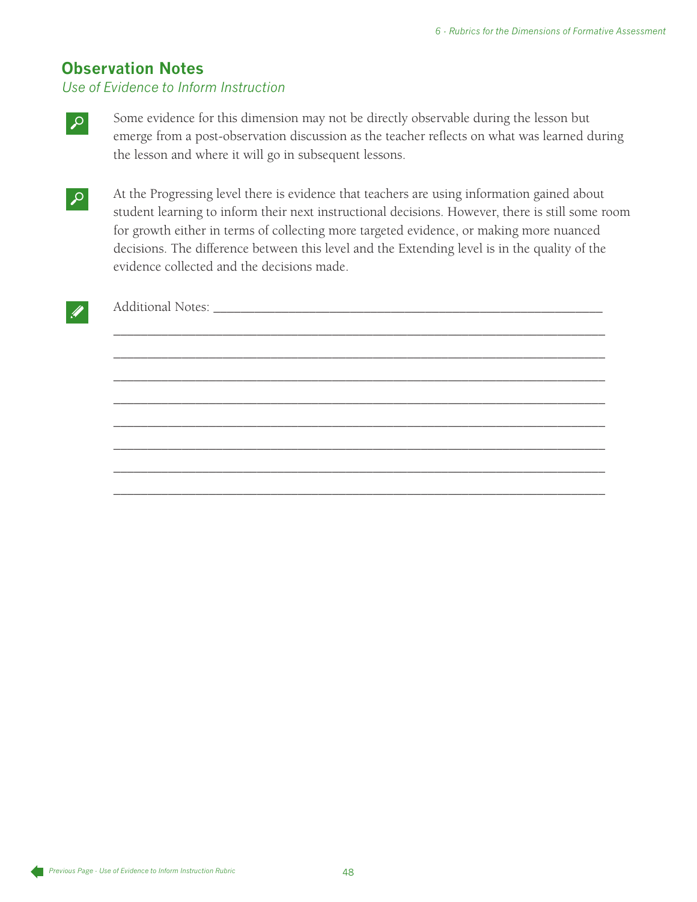## Observation Notes

*Use of Evidence to Inform Instruction*

Some evidence for this dimension may not be directly observable during the lesson but emerge from a post-observation discussion as the teacher reflects on what was learned during the lesson and where it will go in subsequent lessons.

At the Progressing level there is evidence that teachers are using information gained about student learning to inform their next instructional decisions. However, there is still some room for growth either in terms of collecting more targeted evidence, or making more nuanced decisions. The difference between this level and the Extending level is in the quality of the evidence collected and the decisions made.

Additional Notes: ____________________________________________________________

______________________________________________________________________________

______________________________________________________________________________

______________________________________________________________________________

______________________________________________________________________________

______________________________________________________________________________

______________________________________________________________________________

______________________________________________________________________________

______________________________________________________________________________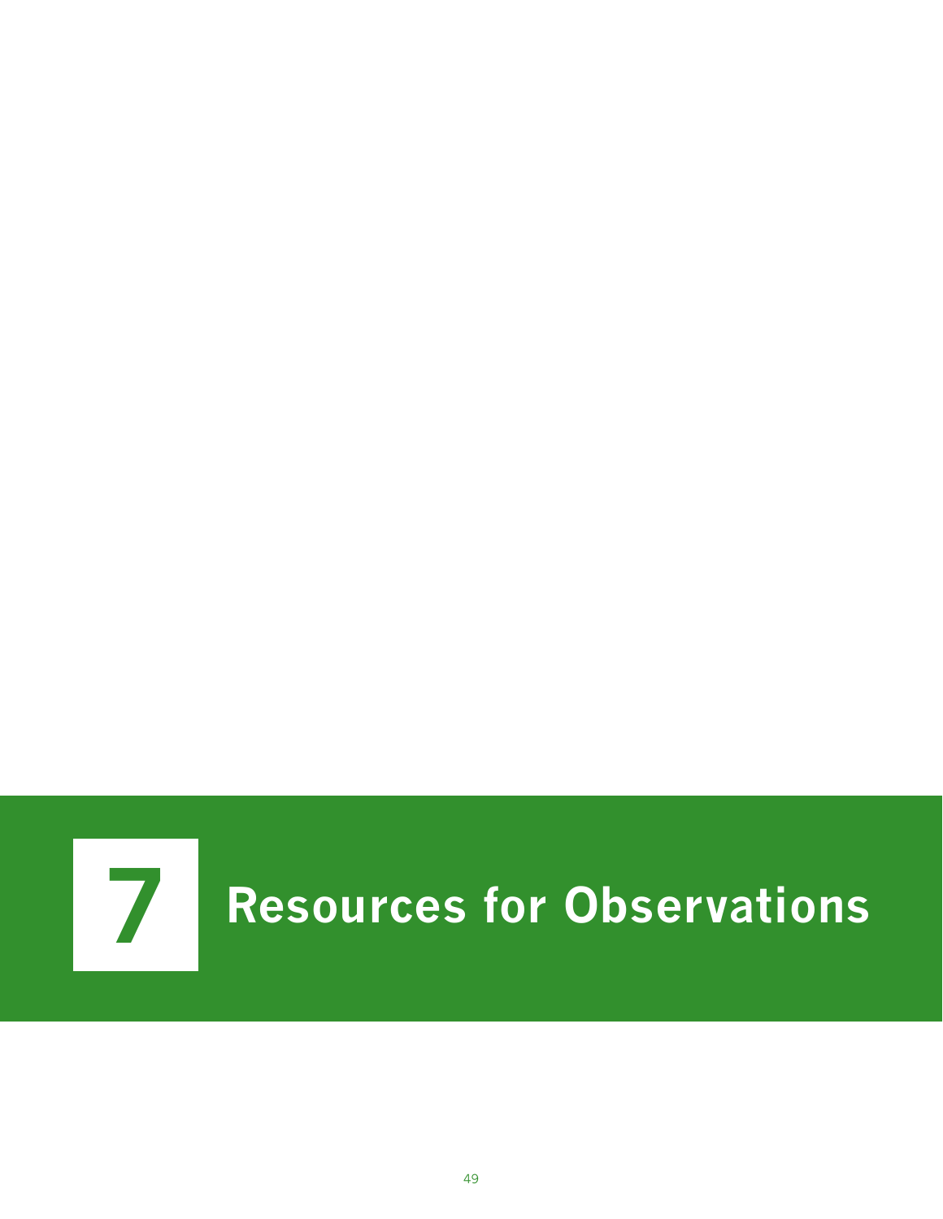# 7 Resources for Observations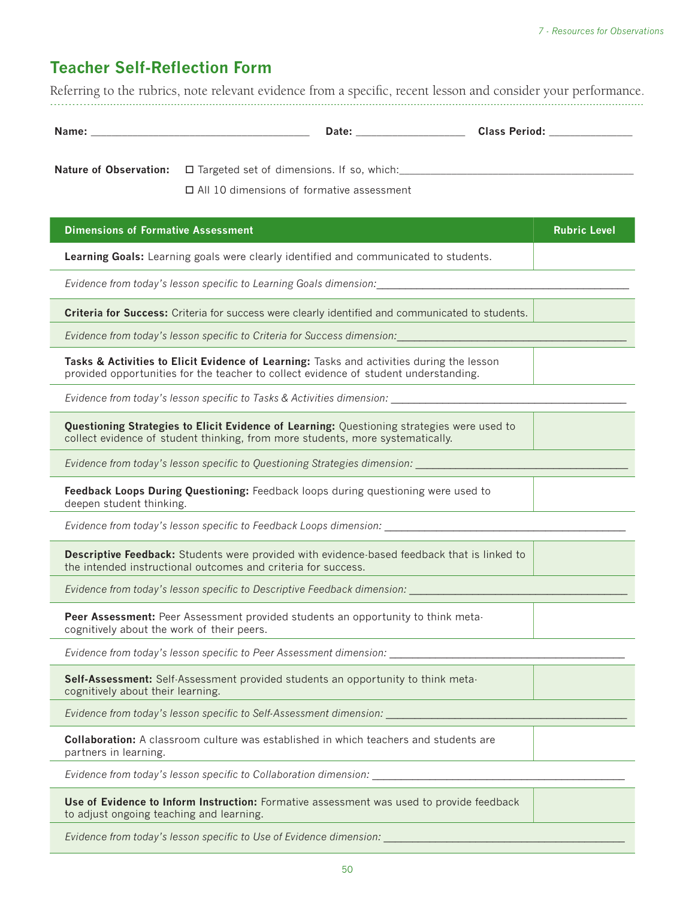## Teacher Self-Reflection Form

Referring to the rubrics, note relevant evidence from a specific, recent lesson and consider your performance.

**Name:** ______________________________ **Date:** _______________ **Class Period:** ____________

**Nature of Observation:** ☐ Targeted set of dimensions. If so, which:________________________________

☐ All 10 dimensions of formative assessment

| Dimensions of Formative Assessment | Rubric Level |
|---|---|
| **Learning Goals:** Learning goals were clearly identified and communicated to students. | |
| *Evidence from today's lesson specific to Learning Goals dimension:*______________________________ | |
| **Criteria for Success:** Criteria for success were clearly identified and communicated to students. | |
| *Evidence from today's lesson specific to Criteria for Success dimension:*______________________________ | |
| **Tasks & Activities to Elicit Evidence of Learning:** Tasks and activities during the lesson provided opportunities for the teacher to collect evidence of student understanding. | |
| *Evidence from today's lesson specific to Tasks & Activities dimension:* ______________________________ | |
| **Questioning Strategies to Elicit Evidence of Learning:** Questioning strategies were used to collect evidence of student thinking, from more students, more systematically. | |
| *Evidence from today's lesson specific to Questioning Strategies dimension:* ______________________________ | |
| **Feedback Loops During Questioning:** Feedback loops during questioning were used to deepen student thinking. | |
| *Evidence from today's lesson specific to Feedback Loops dimension:* ______________________________ | |
| **Descriptive Feedback:** Students were provided with evidence-based feedback that is linked to the intended instructional outcomes and criteria for success. | |
| *Evidence from today's lesson specific to Descriptive Feedback dimension:* ______________________________ | |
| **Peer Assessment:** Peer Assessment provided students an opportunity to think meta-cognitively about the work of their peers. | |
| *Evidence from today's lesson specific to Peer Assessment dimension:* ______________________________ | |
| **Self-Assessment:** Self-Assessment provided students an opportunity to think meta-cognitively about their learning. | |
| *Evidence from today's lesson specific to Self-Assessment dimension:* ______________________________ | |
| **Collaboration:** A classroom culture was established in which teachers and students are partners in learning. | |
| *Evidence from today's lesson specific to Collaboration dimension:* ______________________________ | |
| **Use of Evidence to Inform Instruction:** Formative assessment was used to provide feedback to adjust ongoing teaching and learning. | |
| *Evidence from today's lesson specific to Use of Evidence dimension:* ______________________________ | |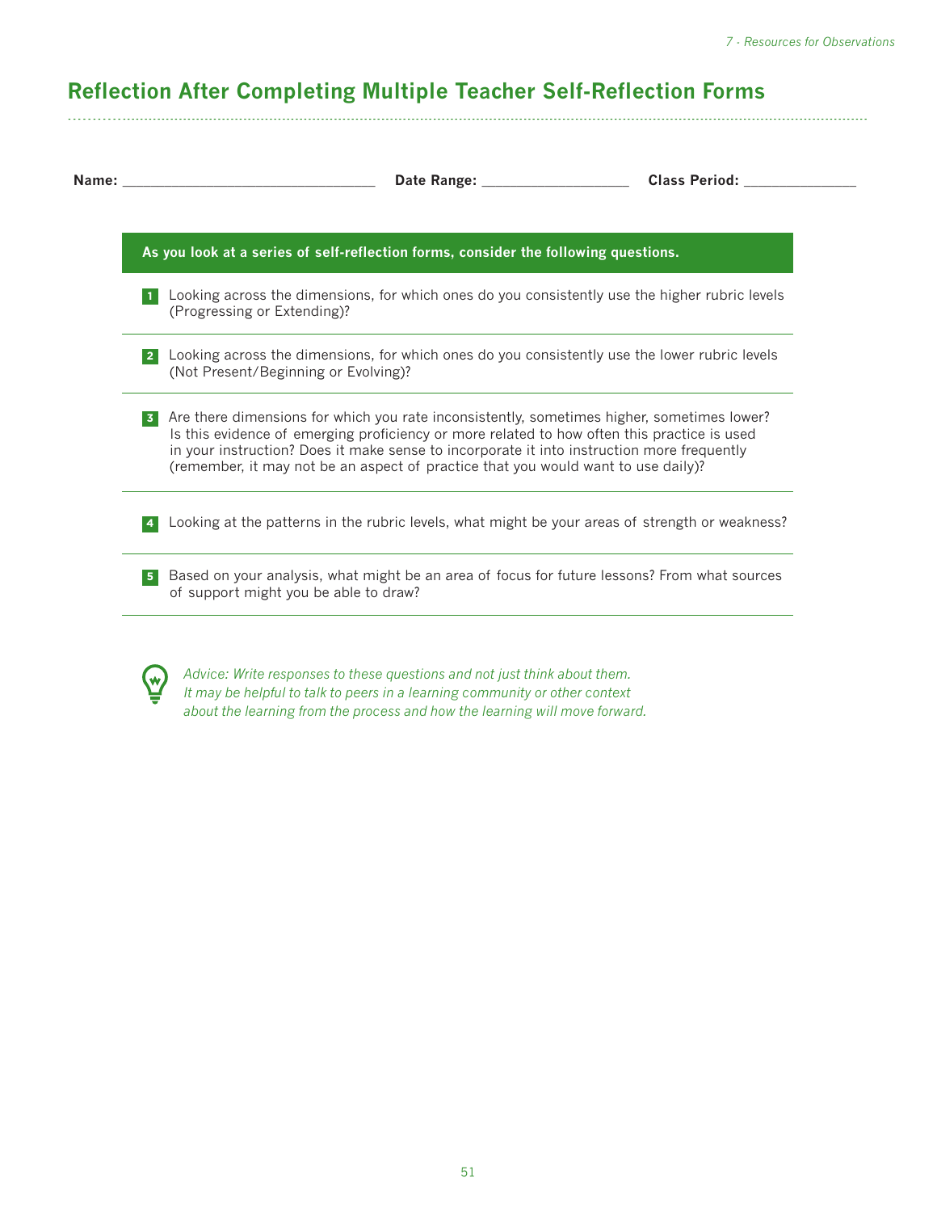# Reflection After Completing Multiple Teacher Self-Reflection Forms

**Name:** ______________________________ **Date Range:** _________________ **Class Period:** _____________

**As you look at a series of self-reflection forms, consider the following questions.**

1. Looking across the dimensions, for which ones do you consistently use the higher rubric levels (Progressing or Extending)?

2. Looking across the dimensions, for which ones do you consistently use the lower rubric levels (Not Present/Beginning or Evolving)?

3. Are there dimensions for which you rate inconsistently, sometimes higher, sometimes lower? Is this evidence of emerging proficiency or more related to how often this practice is used in your instruction? Does it make sense to incorporate it into instruction more frequently (remember, it may not be an aspect of practice that you would want to use daily)?

4. Looking at the patterns in the rubric levels, what might be your areas of strength or weakness?

5. Based on your analysis, what might be an area of focus for future lessons? From what sources of support might you be able to draw?

*Advice: Write responses to these questions and not just think about them. It may be helpful to talk to peers in a learning community or other context about the learning from the process and how the learning will move forward.*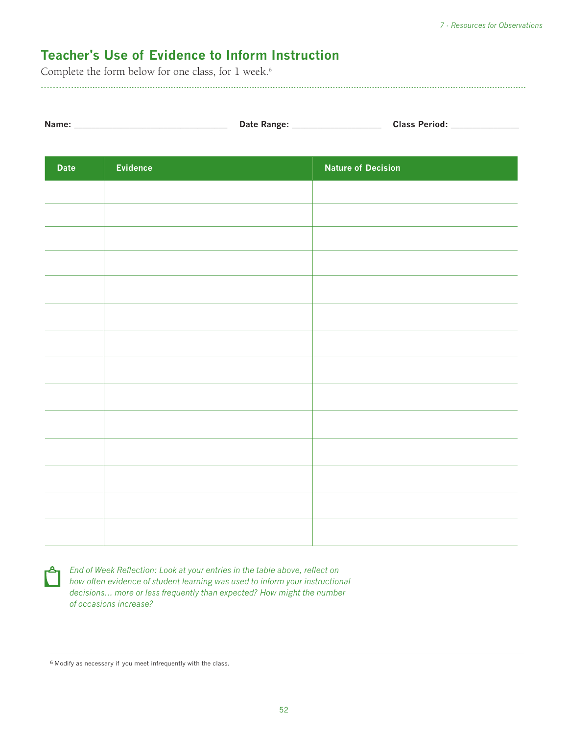## Teacher's Use of Evidence to Inform Instruction

Complete the form below for one class, for 1 week.[6]

**Name:** _______________________________ **Date Range:** __________________ **Class Period:** ______________

| Date | Evidence | Nature of Decision |
|---|---|---|
| | | |
| | | |
| | | |
| | | |
| | | |
| | | |
| | | |
| | | |
| | | |
| | | |
| | | |
| | | |
| | | |
| | | |

*End of Week Reflection: Look at your entries in the table above, reflect on how often evidence of student learning was used to inform your instructional decisions... more or less frequently than expected? How might the number of occasions increase?*

[6] Modify as necessary if you meet infrequently with the class.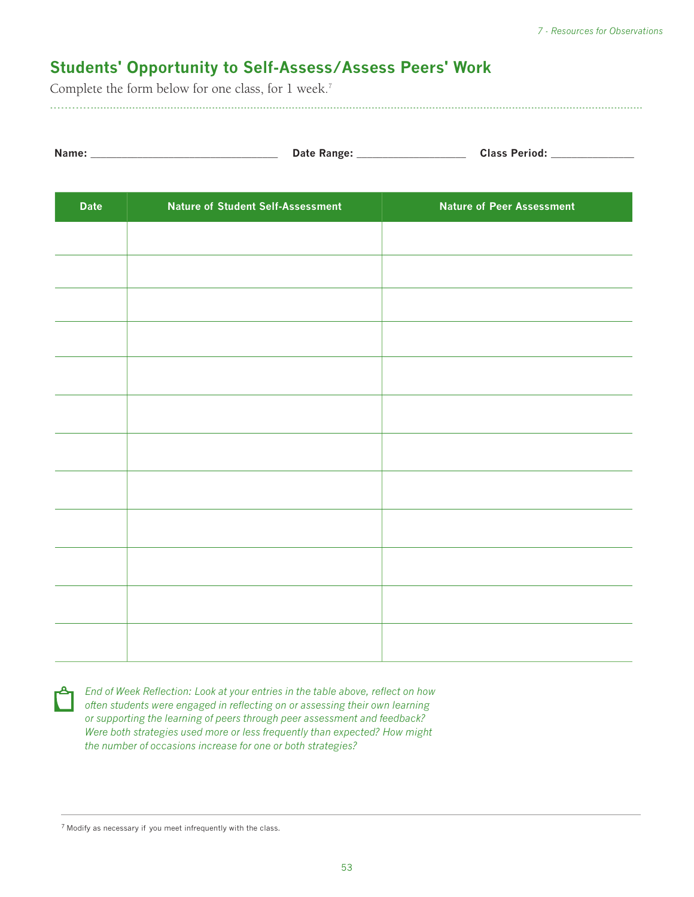## Students' Opportunity to Self-Assess/Assess Peers' Work

Complete the form below for one class, for 1 week.[7]

**Name:** ______________________________ **Date Range:** ________________ **Class Period:** ____________

| Date | Nature of Student Self-Assessment | Nature of Peer Assessment |
|---|---|---|
| | | |
| | | |
| | | |
| | | |
| | | |
| | | |
| | | |
| | | |
| | | |
| | | |
| | | |
| | | |

*End of Week Reflection: Look at your entries in the table above, reflect on how often students were engaged in reflecting on or assessing their own learning or supporting the learning of peers through peer assessment and feedback? Were both strategies used more or less frequently than expected? How might the number of occasions increase for one or both strategies?*

[7] Modify as necessary if you meet infrequently with the class.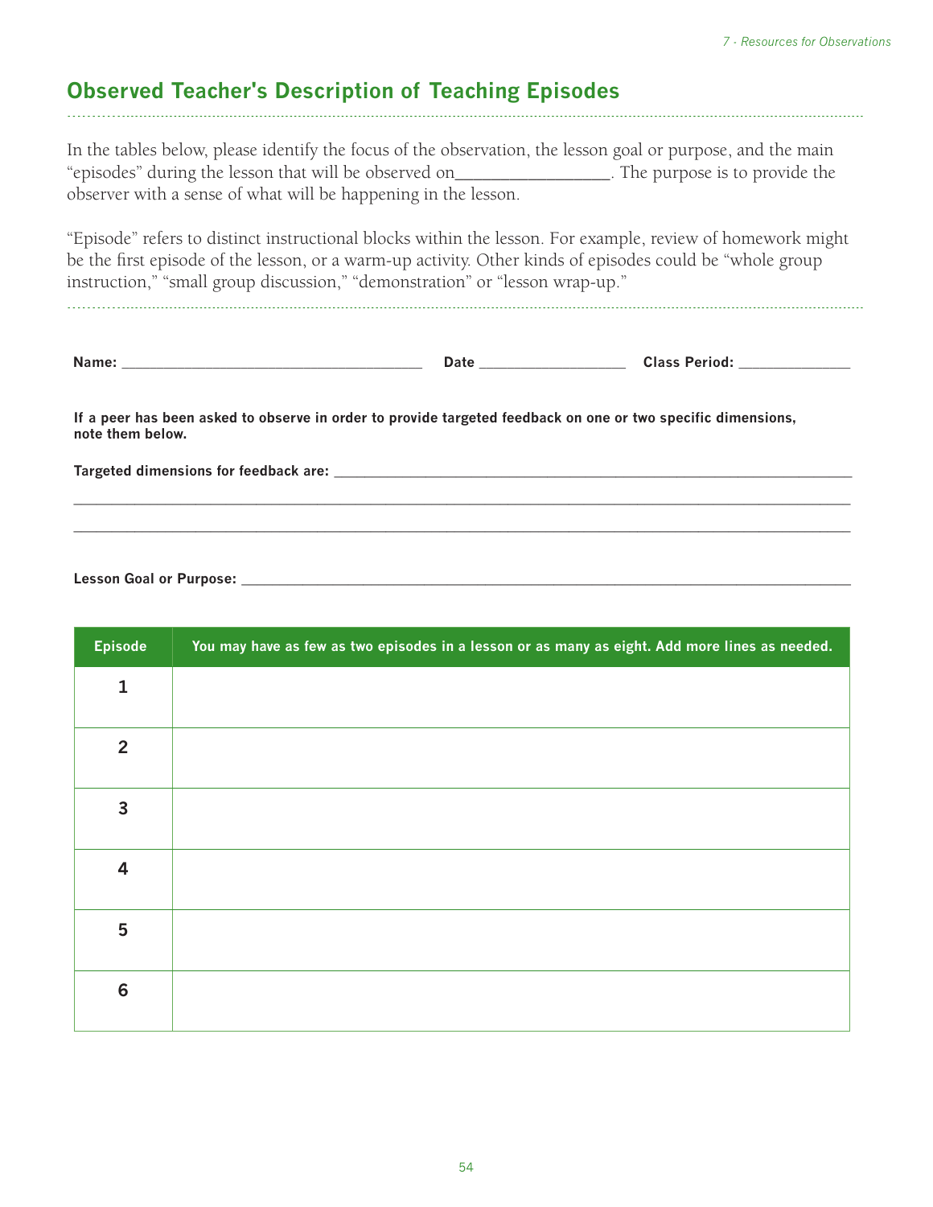## Observed Teacher's Description of Teaching Episodes

In the tables below, please identify the focus of the observation, the lesson goal or purpose, and the main "episodes" during the lesson that will be observed on__________________. The purpose is to provide the observer with a sense of what will be happening in the lesson.

"Episode" refers to distinct instructional blocks within the lesson. For example, review of homework might be the first episode of the lesson, or a warm-up activity. Other kinds of episodes could be "whole group instruction," "small group discussion," "demonstration" or "lesson wrap-up."

**Name:** ________________________________________ **Date** ___________________ **Class Period:** ______________

**If a peer has been asked to observe in order to provide targeted feedback on one or two specific dimensions, note them below.**

**Targeted dimensions for feedback are:** ______________________________________________________________________

____________________________________________________________________________________________________

____________________________________________________________________________________________________

**Lesson Goal or Purpose:** ________________________________________________________________________________

| Episode | You may have as few as two episodes in a lesson or as many as eight. Add more lines as needed. |
|---|---|
| 1 | |
| 2 | |
| 3 | |
| 4 | |
| 5 | |
| 6 | |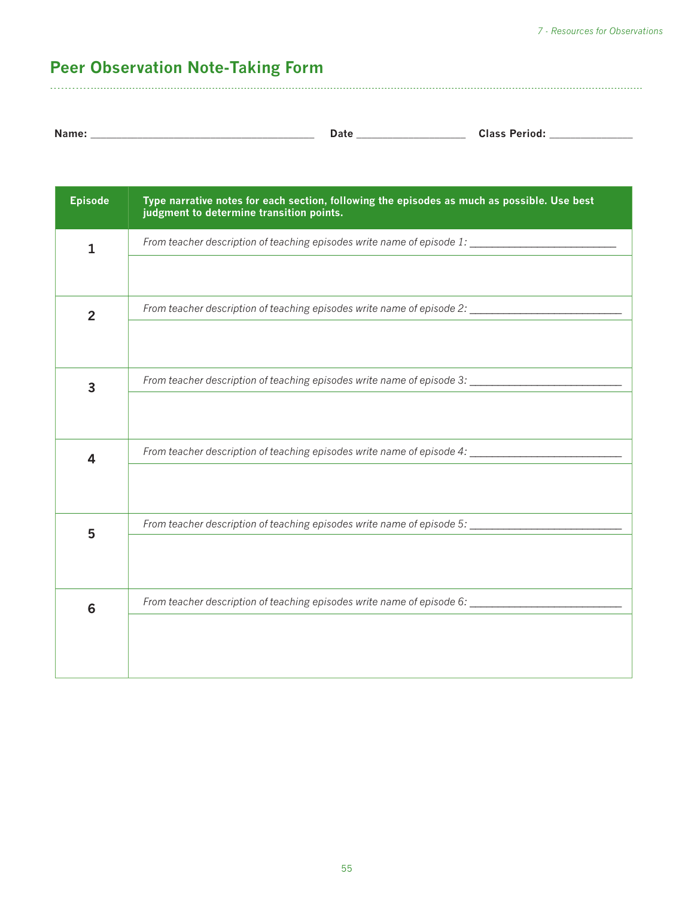## Peer Observation Note-Taking Form

**Name:** ______________________________________ **Date** __________________ **Class Period:** ______________

| Episode | Type narrative notes for each section, following the episodes as much as possible. Use best judgment to determine transition points. |
|---|---|
| 1 | *From teacher description of teaching episodes write name of episode 1:* __________________________ |
| | |
| 2 | *From teacher description of teaching episodes write name of episode 2:* __________________________ |
| | |
| 3 | *From teacher description of teaching episodes write name of episode 3:* __________________________ |
| | |
| 4 | *From teacher description of teaching episodes write name of episode 4:* __________________________ |
| | |
| 5 | *From teacher description of teaching episodes write name of episode 5:* __________________________ |
| | |
| 6 | *From teacher description of teaching episodes write name of episode 6:* __________________________ |
| | |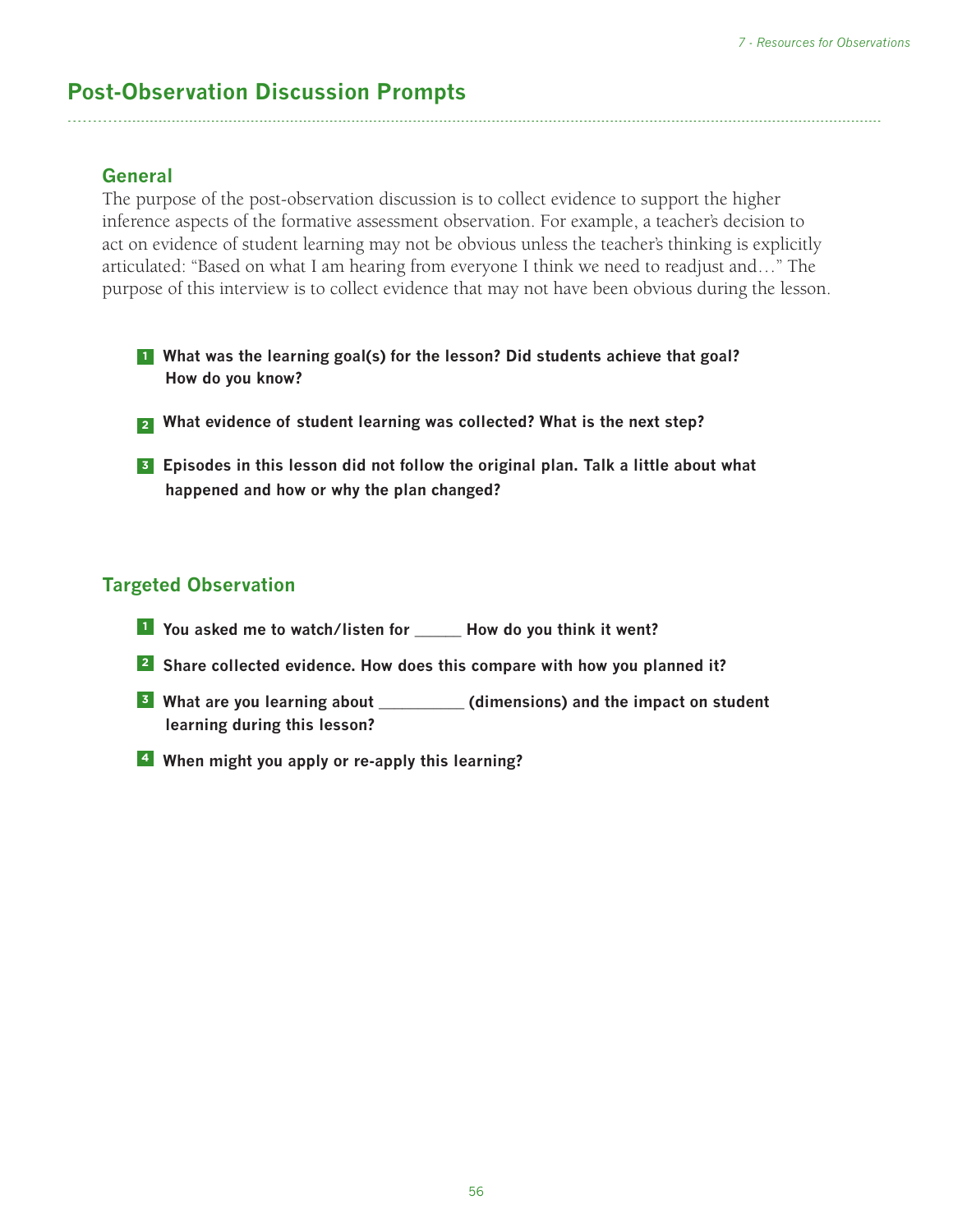# Post-Observation Discussion Prompts

## General

The purpose of the post-observation discussion is to collect evidence to support the higher inference aspects of the formative assessment observation. For example, a teacher's decision to act on evidence of student learning may not be obvious unless the teacher's thinking is explicitly articulated: "Based on what I am hearing from everyone I think we need to readjust and…" The purpose of this interview is to collect evidence that may not have been obvious during the lesson.

1. **What was the learning goal(s) for the lesson? Did students achieve that goal? How do you know?**
2. **What evidence of student learning was collected? What is the next step?**
3. **Episodes in this lesson did not follow the original plan. Talk a little about what happened and how or why the plan changed?**

## Targeted Observation

1. **You asked me to watch/listen for ______ How do you think it went?**
2. **Share collected evidence. How does this compare with how you planned it?**
3. **What are you learning about __________ (dimensions) and the impact on student learning during this lesson?**
4. **When might you apply or re-apply this learning?**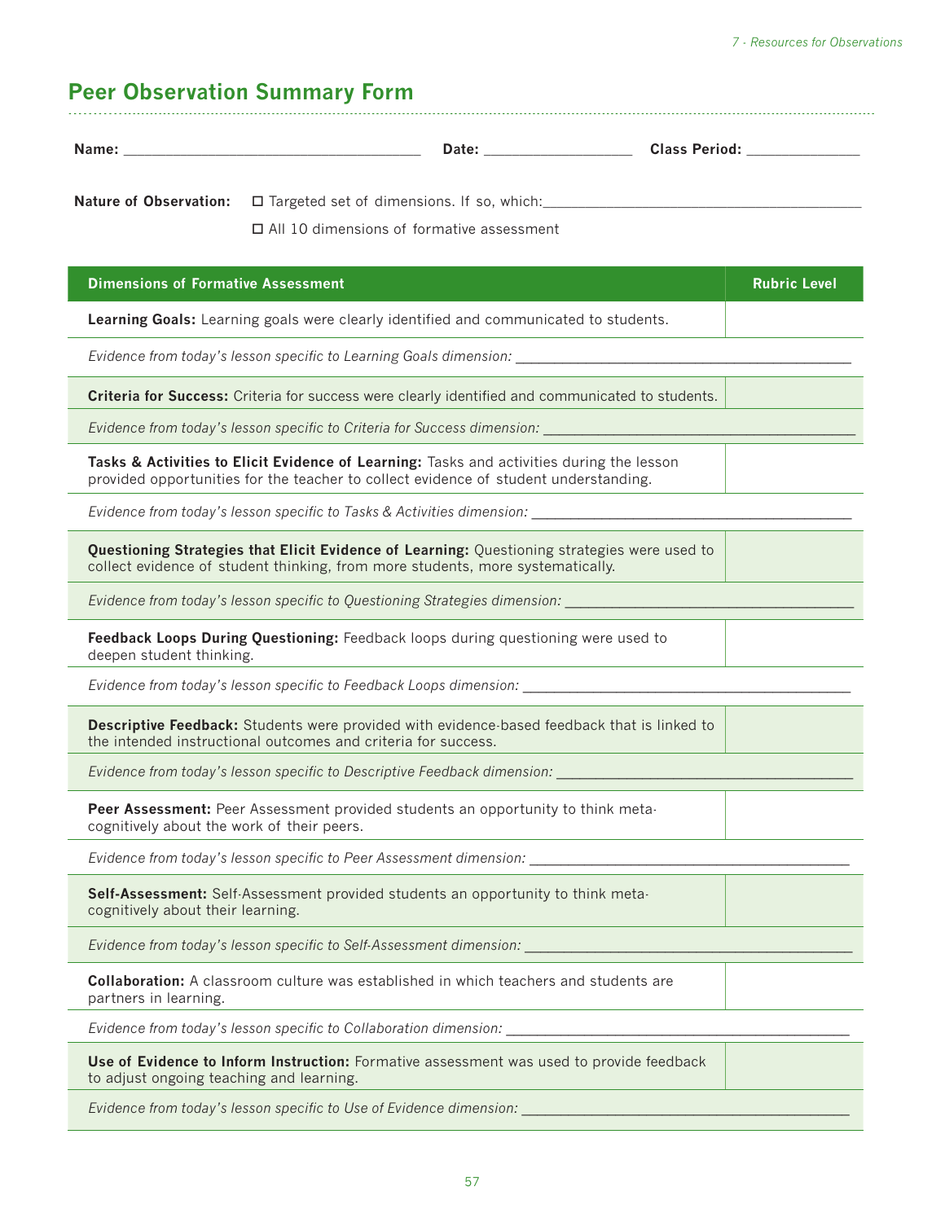## Peer Observation Summary Form

**Name:** ____________________________________ **Date:** __________________ **Class Period:** ______________

**Nature of Observation:** ☐ Targeted set of dimensions. If so, which:________________________________________

☐ All 10 dimensions of formative assessment

| Dimensions of Formative Assessment | Rubric Level |
|---|---|
| **Learning Goals:** Learning goals were clearly identified and communicated to students. | |
| *Evidence from today's lesson specific to Learning Goals dimension:* ___________________________________________ | |
| **Criteria for Success:** Criteria for success were clearly identified and communicated to students. | |
| *Evidence from today's lesson specific to Criteria for Success dimension:* ________________________________________ | |
| **Tasks & Activities to Elicit Evidence of Learning:** Tasks and activities during the lesson provided opportunities for the teacher to collect evidence of student understanding. | |
| *Evidence from today's lesson specific to Tasks & Activities dimension:* ________________________________________ | |
| **Questioning Strategies that Elicit Evidence of Learning:** Questioning strategies were used to collect evidence of student thinking, from more students, more systematically. | |
| *Evidence from today's lesson specific to Questioning Strategies dimension:* ____________________________________ | |
| **Feedback Loops During Questioning:** Feedback loops during questioning were used to deepen student thinking. | |
| *Evidence from today's lesson specific to Feedback Loops dimension:* __________________________________________ | |
| **Descriptive Feedback:** Students were provided with evidence-based feedback that is linked to the intended instructional outcomes and criteria for success. | |
| *Evidence from today's lesson specific to Descriptive Feedback dimension:* _____________________________________ | |
| **Peer Assessment:** Peer Assessment provided students an opportunity to think meta-cognitively about the work of their peers. | |
| *Evidence from today's lesson specific to Peer Assessment dimension:* ________________________________________ | |
| **Self-Assessment:** Self-Assessment provided students an opportunity to think meta-cognitively about their learning. | |
| *Evidence from today's lesson specific to Self-Assessment dimension:* _________________________________________ | |
| **Collaboration:** A classroom culture was established in which teachers and students are partners in learning. | |
| *Evidence from today's lesson specific to Collaboration dimension:* ___________________________________________ | |
| **Use of Evidence to Inform Instruction:** Formative assessment was used to provide feedback to adjust ongoing teaching and learning. | |
| *Evidence from today's lesson specific to Use of Evidence dimension:* __________________________________________ | |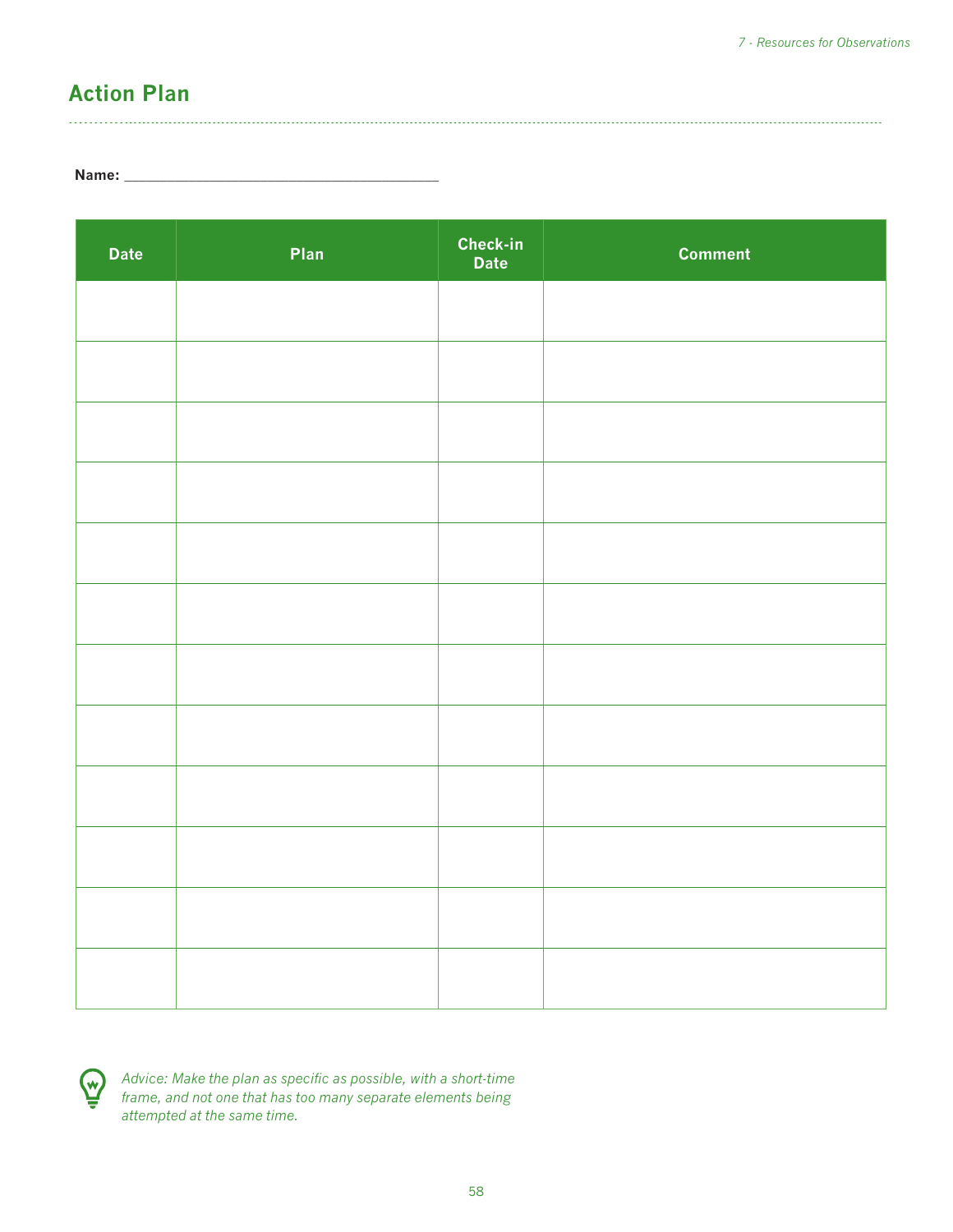## Action Plan

**Name:** ________________________________________

| Date | Plan | Check-in Date | Comment |
|---|---|---|---|
| | | | |
| | | | |
| | | | |
| | | | |
| | | | |
| | | | |
| | | | |
| | | | |
| | | | |
| | | | |
| | | | |
| | | | |

*Advice: Make the plan as specific as possible, with a short-time frame, and not one that has too many separate elements being attempted at the same time.*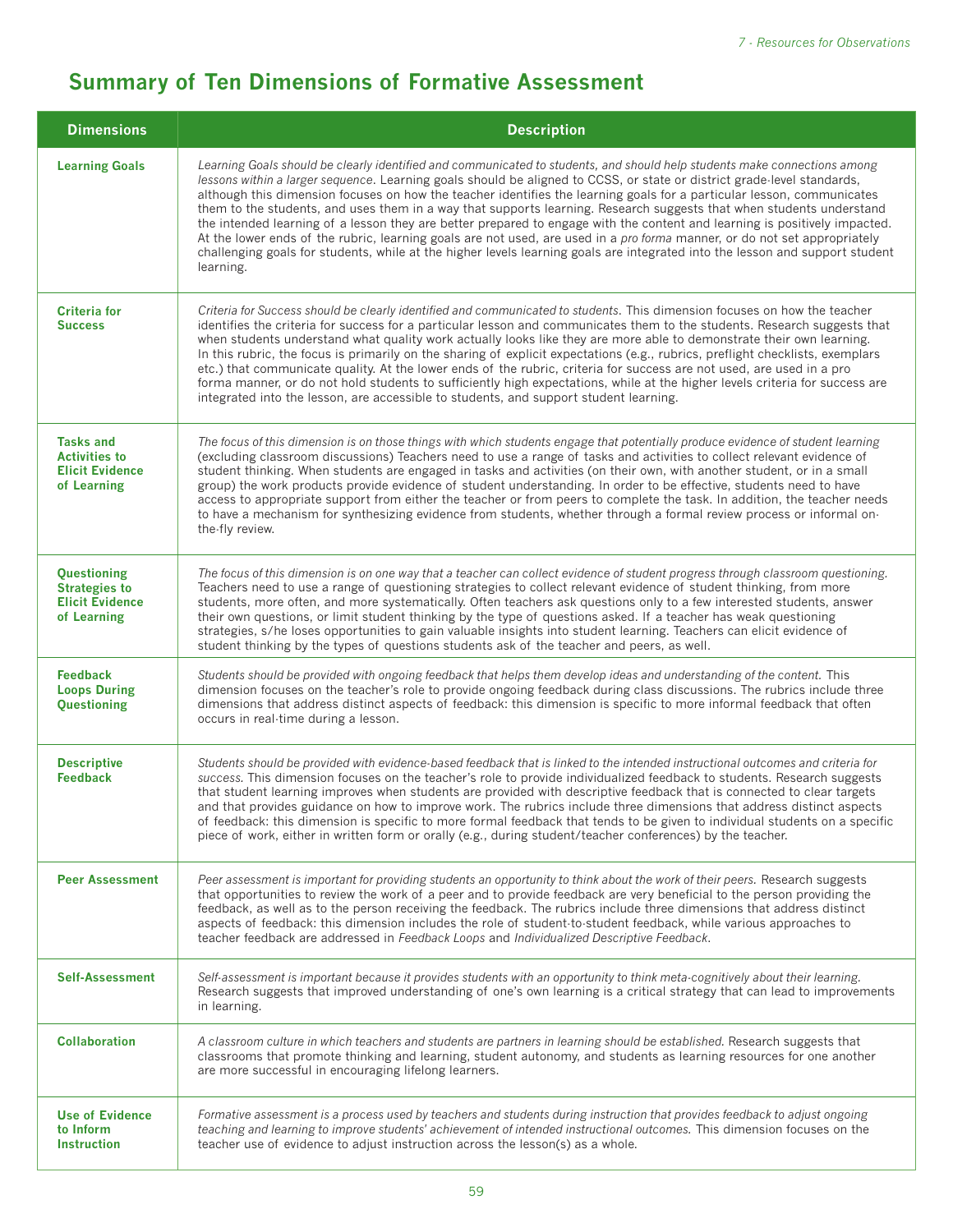# Summary of Ten Dimensions of Formative Assessment

| Dimensions | Description |
|---|---|
| **Learning Goals** | *Learning Goals should be clearly identified and communicated to students, and should help students make connections among lessons within a larger sequence.* Learning goals should be aligned to CCSS, or state or district grade-level standards, although this dimension focuses on how the teacher identifies the learning goals for a particular lesson, communicates them to the students, and uses them in a way that supports learning. Research suggests that when students understand the intended learning of a lesson they are better prepared to engage with the content and learning is positively impacted. At the lower ends of the rubric, learning goals are not used, are used in a *pro forma* manner, or do not set appropriately challenging goals for students, while at the higher levels learning goals are integrated into the lesson and support student learning. |
| **Criteria for Success** | *Criteria for Success should be clearly identified and communicated to students.* This dimension focuses on how the teacher identifies the criteria for success for a particular lesson and communicates them to the students. Research suggests that when students understand what quality work actually looks like they are more able to demonstrate their own learning. In this rubric, the focus is primarily on the sharing of explicit expectations (e.g., rubrics, preflight checklists, exemplars etc.) that communicate quality. At the lower ends of the rubric, criteria for success are not used, are used in a pro forma manner, or do not hold students to sufficiently high expectations, while at the higher levels criteria for success are integrated into the lesson, are accessible to students, and support student learning. |
| **Tasks and Activities to Elicit Evidence of Learning** | *The focus of this dimension is on those things with which students engage that potentially produce evidence of student learning* (excluding classroom discussions) Teachers need to use a range of tasks and activities to collect relevant evidence of student thinking. When students are engaged in tasks and activities (on their own, with another student, or in a small group) the work products provide evidence of student understanding. In order to be effective, students need to have access to appropriate support from either the teacher or from peers to complete the task. In addition, the teacher needs to have a mechanism for synthesizing evidence from students, whether through a formal review process or informal on-the-fly review. |
| **Questioning Strategies to Elicit Evidence of Learning** | *The focus of this dimension is on one way that a teacher can collect evidence of student progress through classroom questioning.* Teachers need to use a range of questioning strategies to collect relevant evidence of student thinking, from more students, more often, and more systematically. Often teachers ask questions only to a few interested students, answer their own questions, or limit student thinking by the type of questions asked. If a teacher has weak questioning strategies, s/he loses opportunities to gain valuable insights into student learning. Teachers can elicit evidence of student thinking by the types of questions students ask of the teacher and peers, as well. |
| **Feedback Loops During Questioning** | *Students should be provided with ongoing feedback that helps them develop ideas and understanding of the content.* This dimension focuses on the teacher's role to provide ongoing feedback during class discussions. The rubrics include three dimensions that address distinct aspects of feedback: this dimension is specific to more informal feedback that often occurs in real-time during a lesson. |
| **Descriptive Feedback** | *Students should be provided with evidence-based feedback that is linked to the intended instructional outcomes and criteria for success.* This dimension focuses on the teacher's role to provide individualized feedback to students. Research suggests that student learning improves when students are provided with descriptive feedback that is connected to clear targets and that provides guidance on how to improve work. The rubrics include three dimensions that address distinct aspects of feedback: this dimension is specific to more formal feedback that tends to be given to individual students on a specific piece of work, either in written form or orally (e.g., during student/teacher conferences) by the teacher. |
| **Peer Assessment** | *Peer assessment is important for providing students an opportunity to think about the work of their peers.* Research suggests that opportunities to review the work of a peer and to provide feedback are very beneficial to the person providing the feedback, as well as to the person receiving the feedback. The rubrics include three dimensions that address distinct aspects of feedback: this dimension includes the role of student-to-student feedback, while various approaches to teacher feedback are addressed in *Feedback Loops* and *Individualized Descriptive Feedback*. |
| **Self-Assessment** | *Self-assessment is important because it provides students with an opportunity to think meta-cognitively about their learning.* Research suggests that improved understanding of one's own learning is a critical strategy that can lead to improvements in learning. |
| **Collaboration** | *A classroom culture in which teachers and students are partners in learning should be established.* Research suggests that classrooms that promote thinking and learning, student autonomy, and students as learning resources for one another are more successful in encouraging lifelong learners. |
| **Use of Evidence to Inform Instruction** | *Formative assessment is a process used by teachers and students during instruction that provides feedback to adjust ongoing teaching and learning to improve students' achievement of intended instructional outcomes.* This dimension focuses on the teacher use of evidence to adjust instruction across the lesson(s) as a whole. |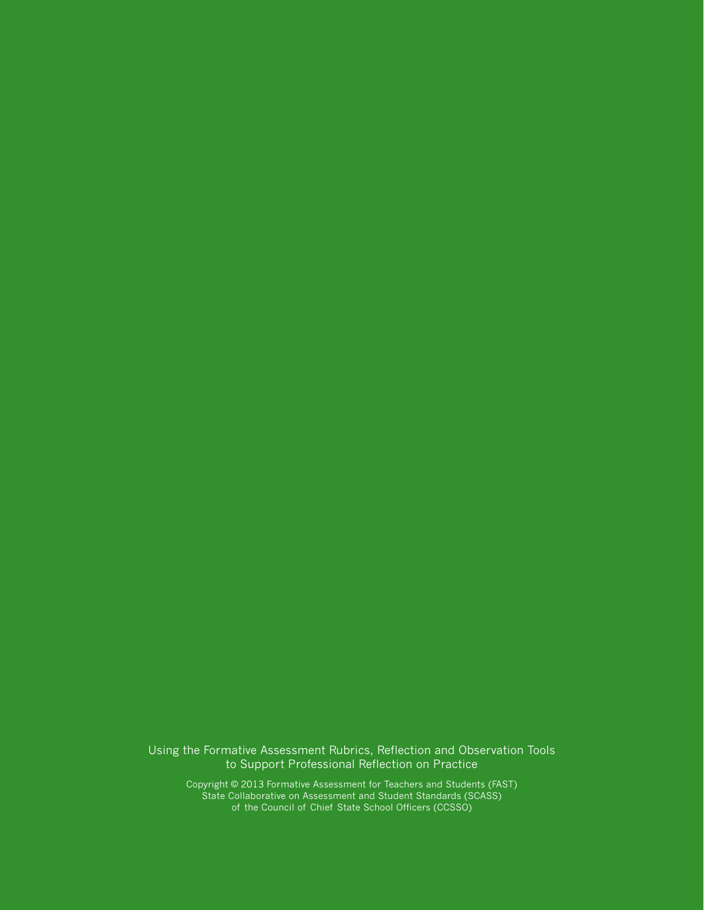Using the Formative Assessment Rubrics, Reflection and Observation Tools to Support Professional Reflection on Practice

Copyright © 2013 Formative Assessment for Teachers and Students (FAST) State Collaborative on Assessment and Student Standards (SCASS) of the Council of Chief State School Officers (CCSSO)